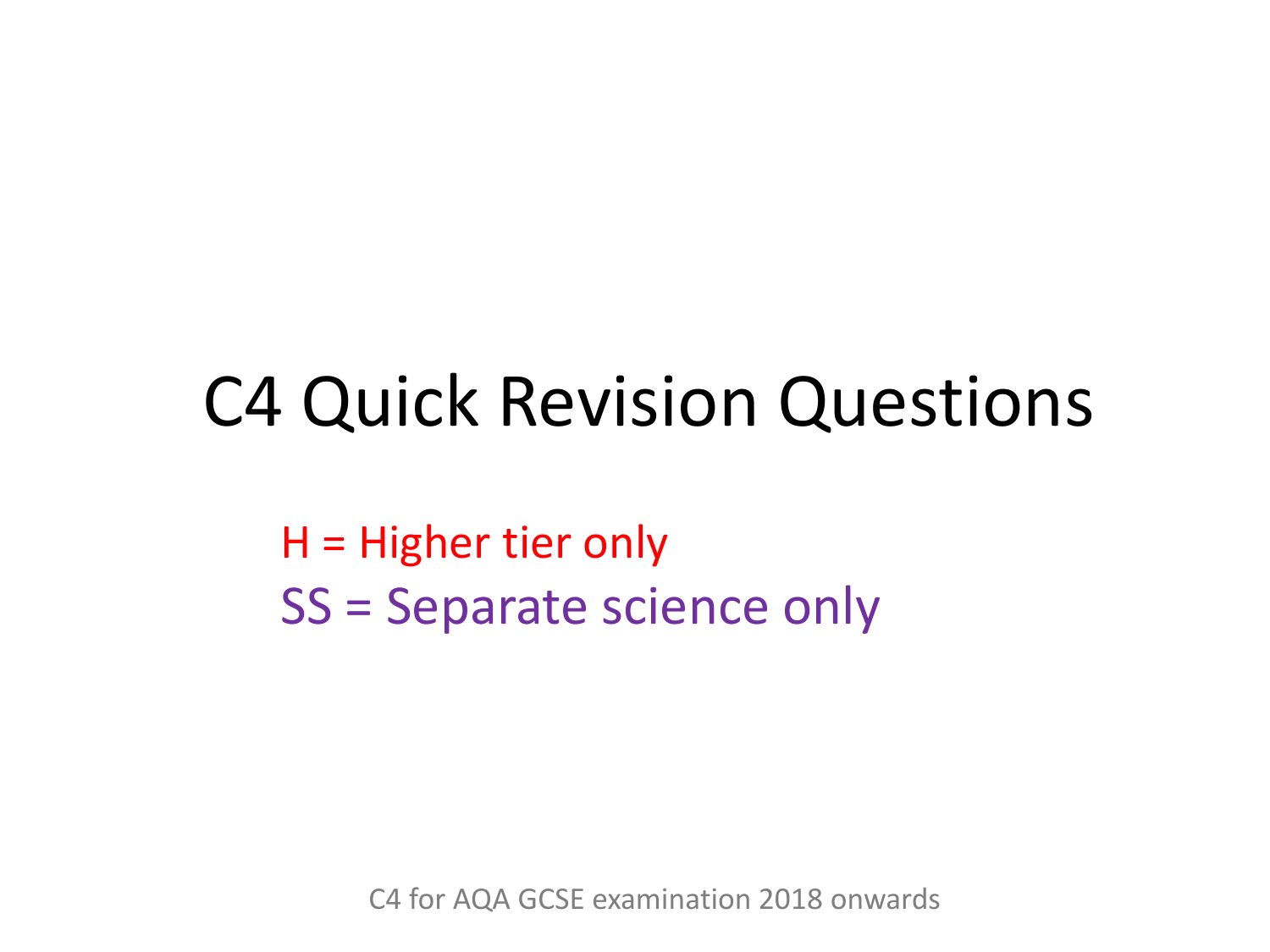# C4 Quick Revision Questions

H = Higher tier only

SS = Separate science only

C4 for AQA GCSE examination 2018 onwards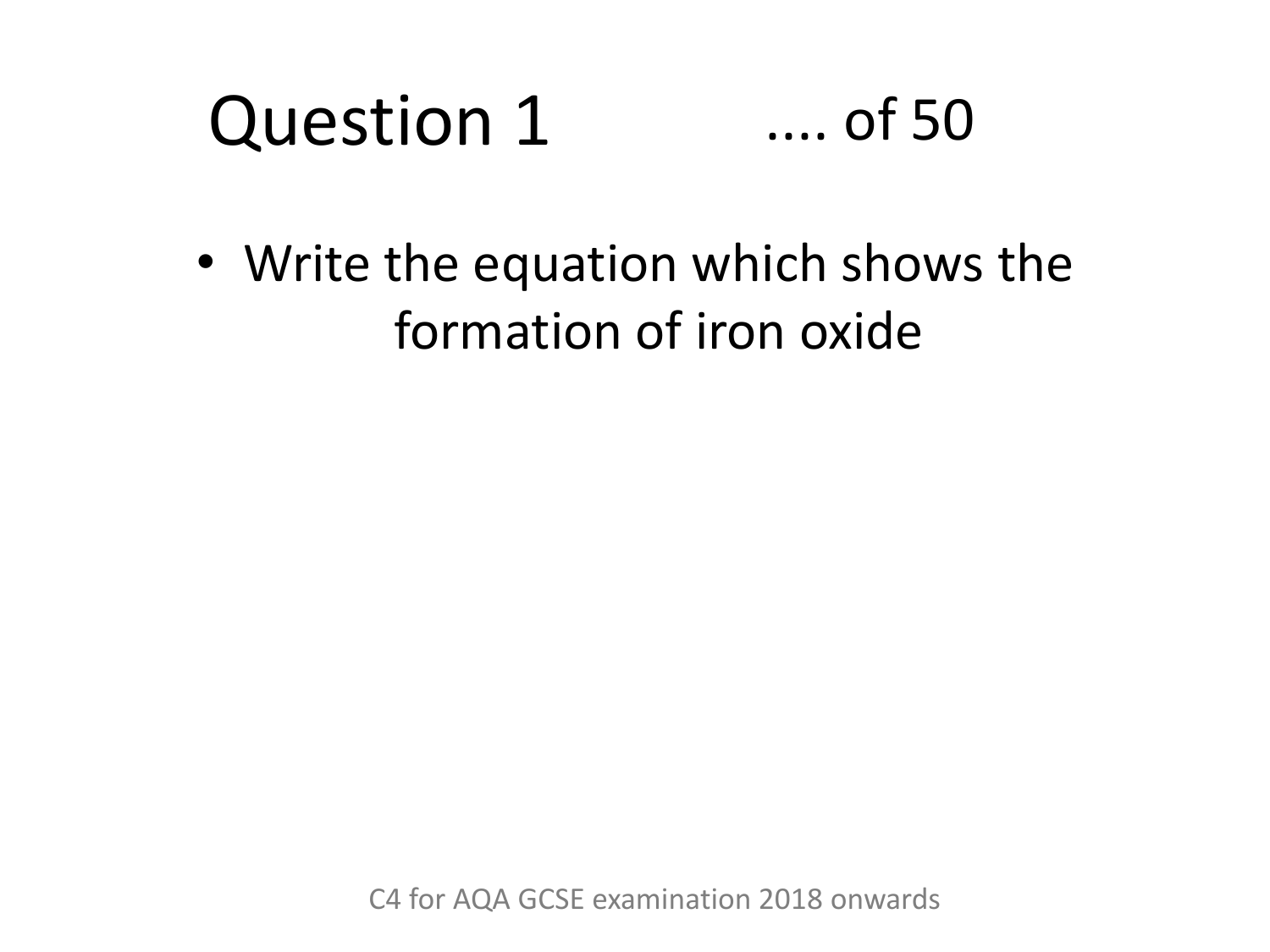# Question 1 .... of 50

- Write the equation which shows the formation of iron oxide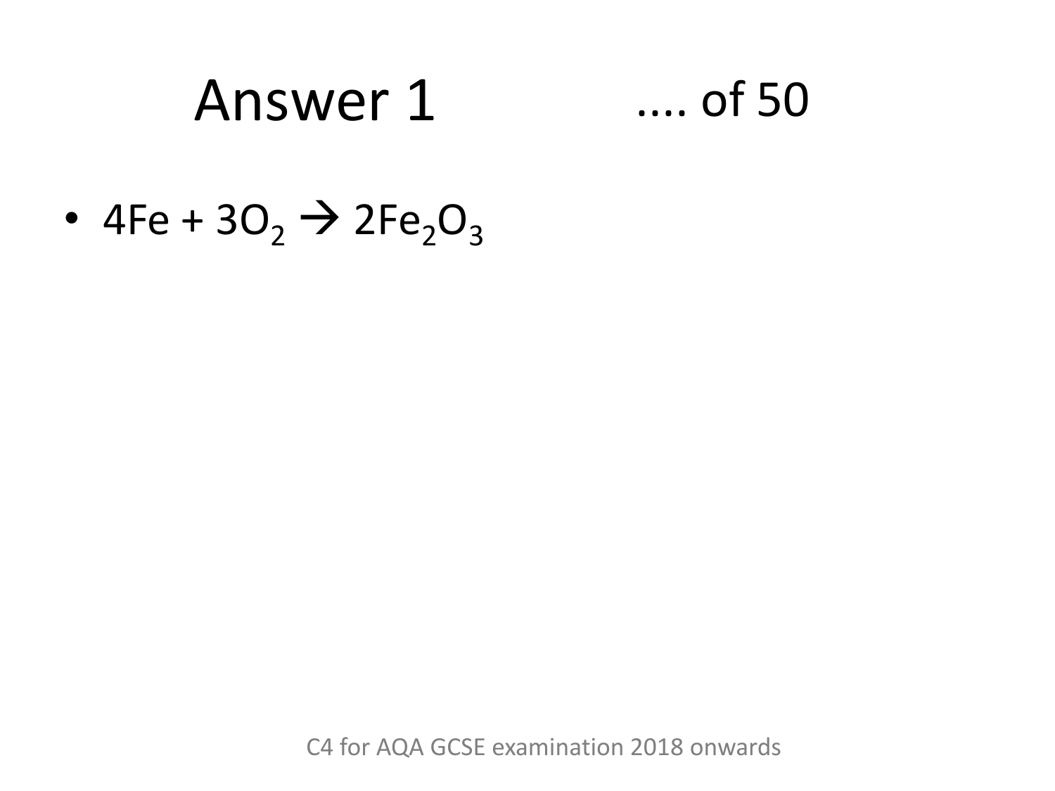# Answer 1 .... of 50

- $4Fe + 3O_2 \rightarrow 2Fe_2O_3$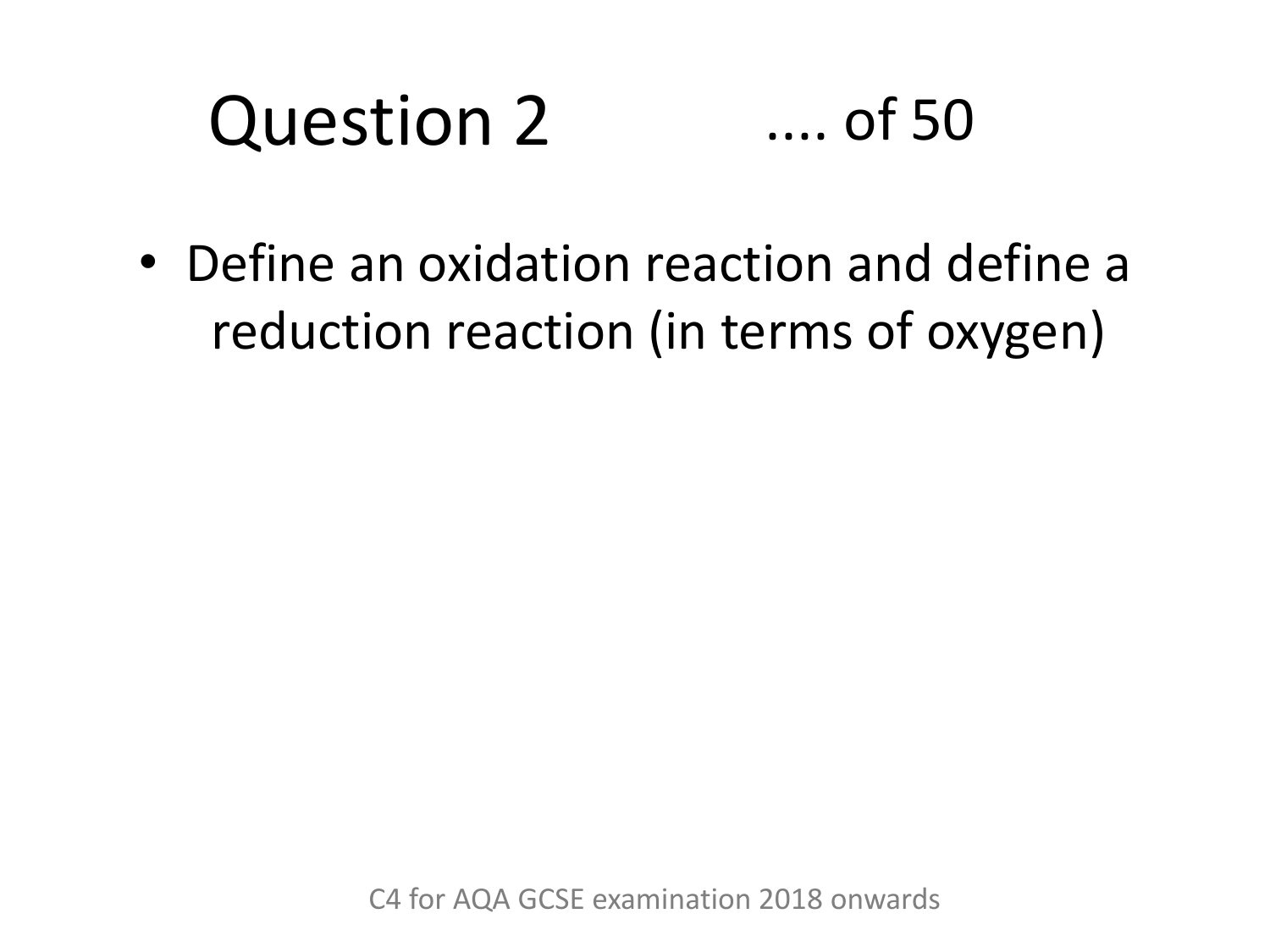# Question 2 .... of 50

- Define an oxidation reaction and define a reduction reaction (in terms of oxygen)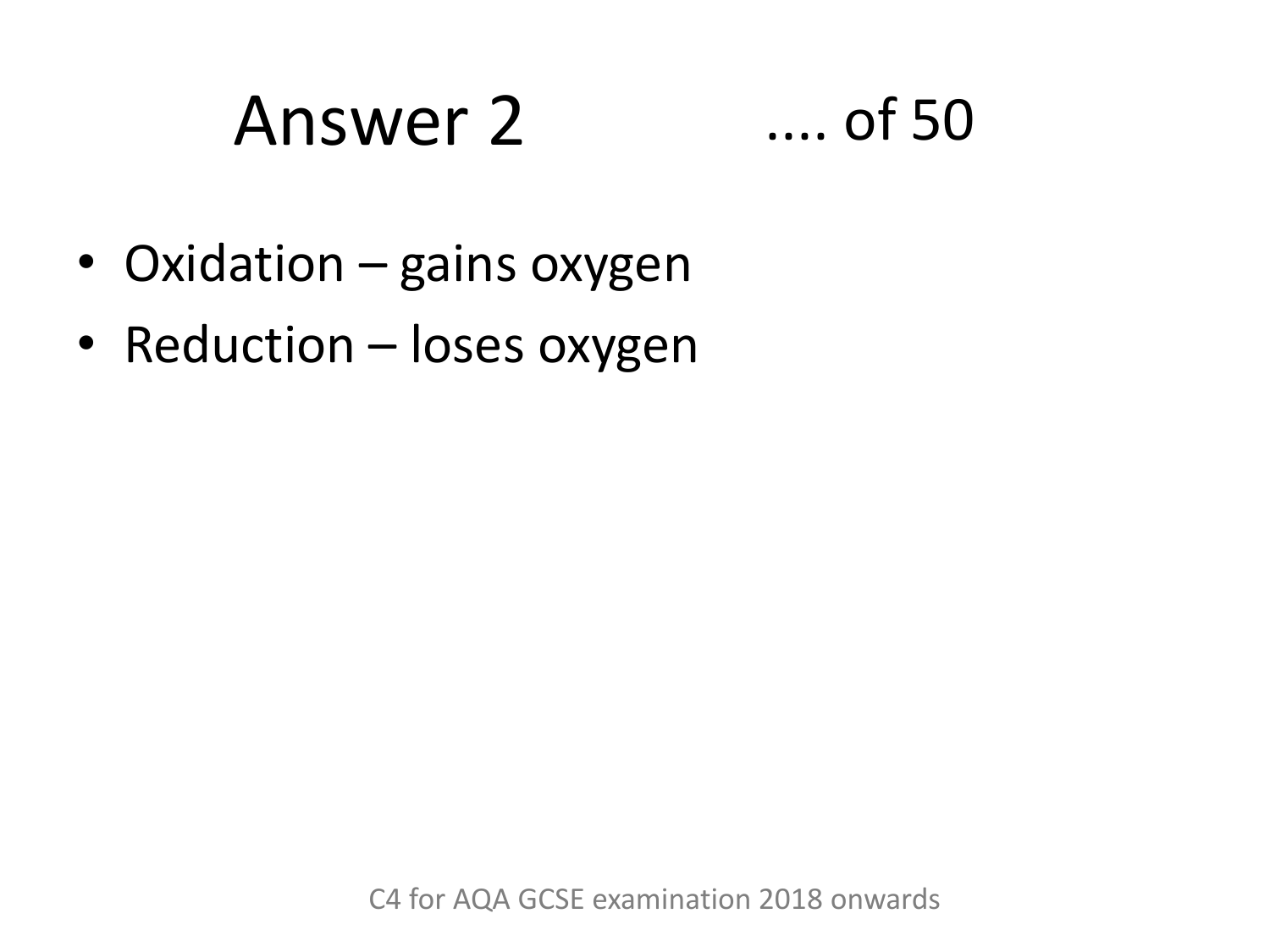# Answer 2 .... of 50

- Oxidation – gains oxygen
- Reduction – loses oxygen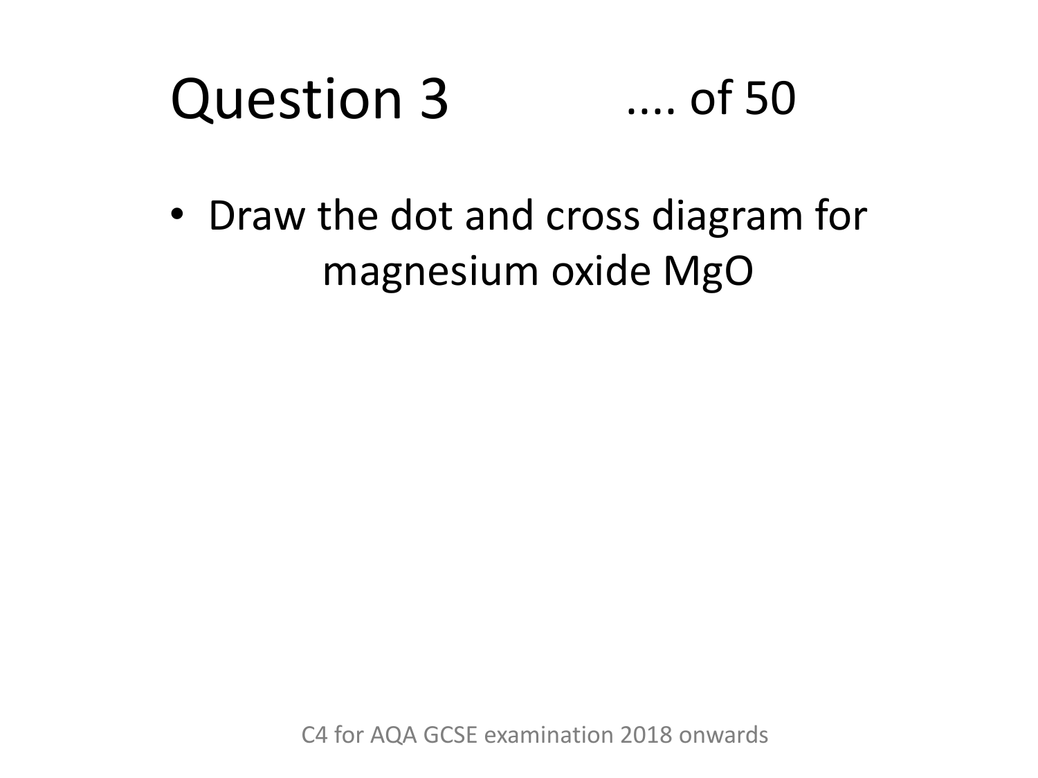# Question 3

.... of 50

- Draw the dot and cross diagram for magnesium oxide MgO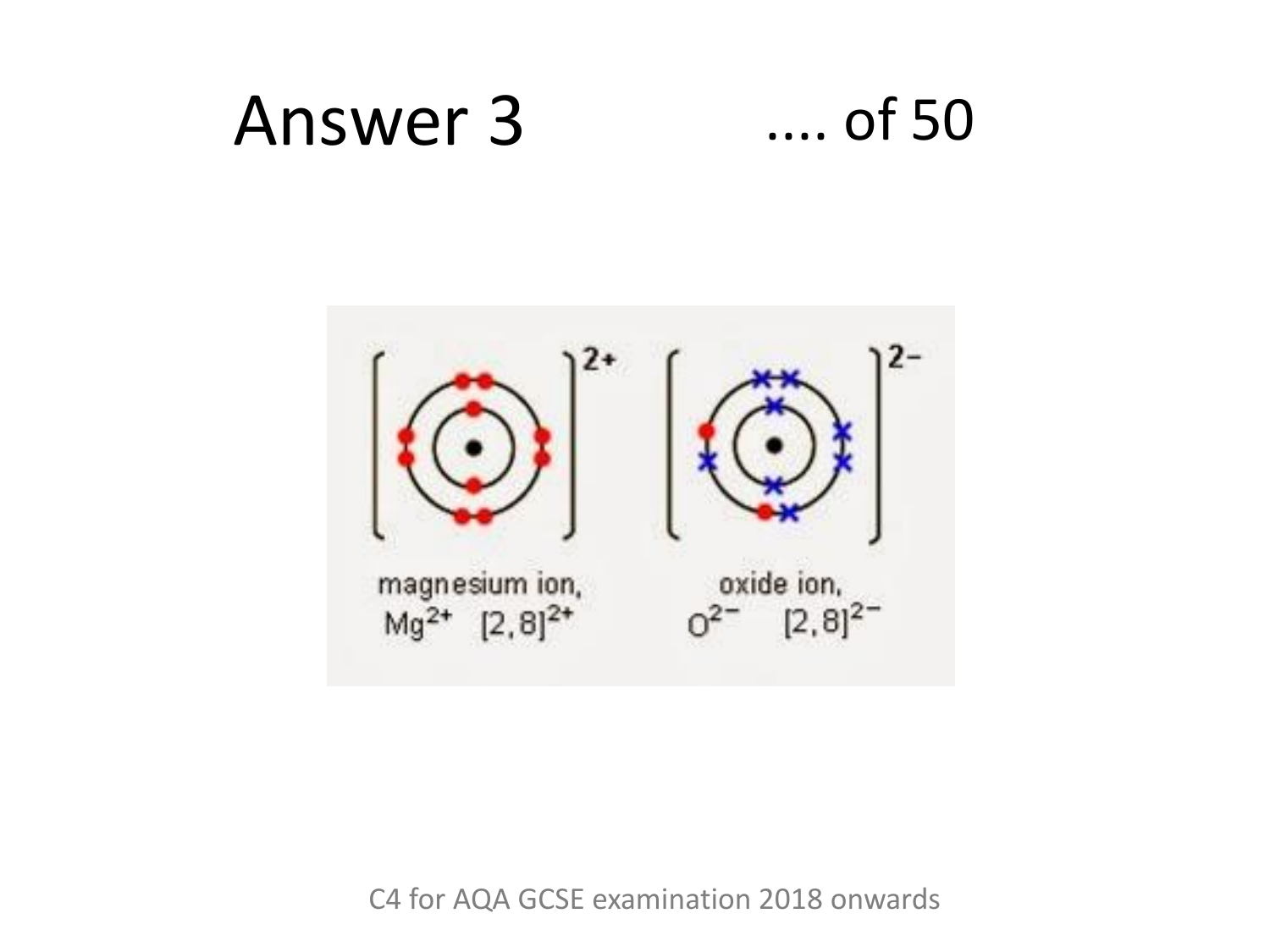# Answer 3

.... of 50

magnesium ion, $Mg^{2+}$ $[2,8]^{2+}$

oxide ion, $O^{2-}$ $[2,8]^{2-}$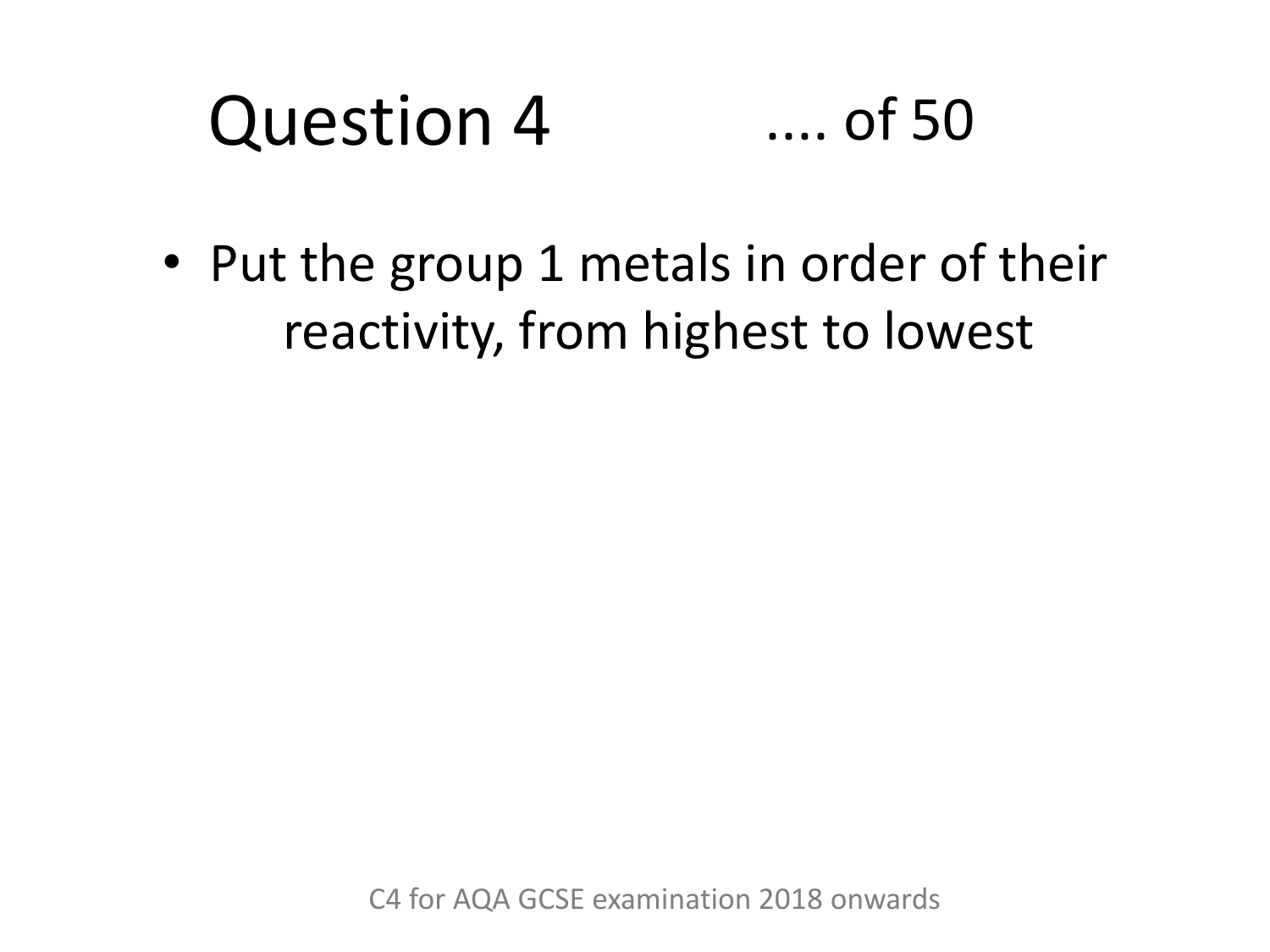# Question 4 .... of 50

- Put the group 1 metals in order of their reactivity, from highest to lowest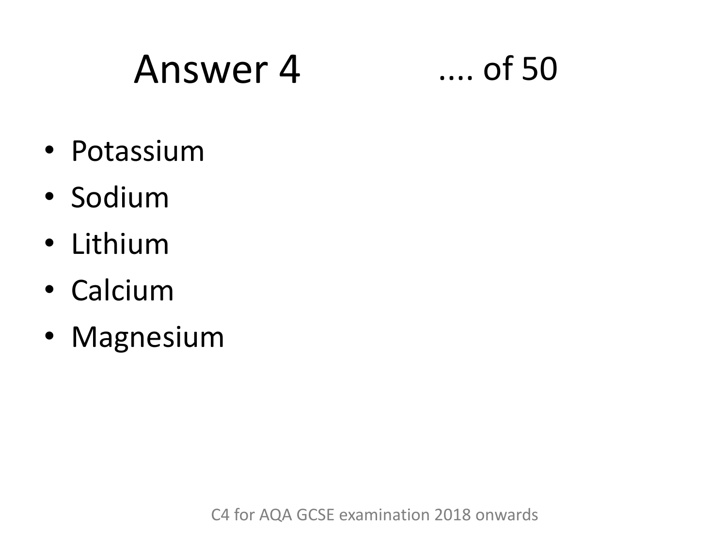# Answer 4 .... of 50

- Potassium
- Sodium
- Lithium
- Calcium
- Magnesium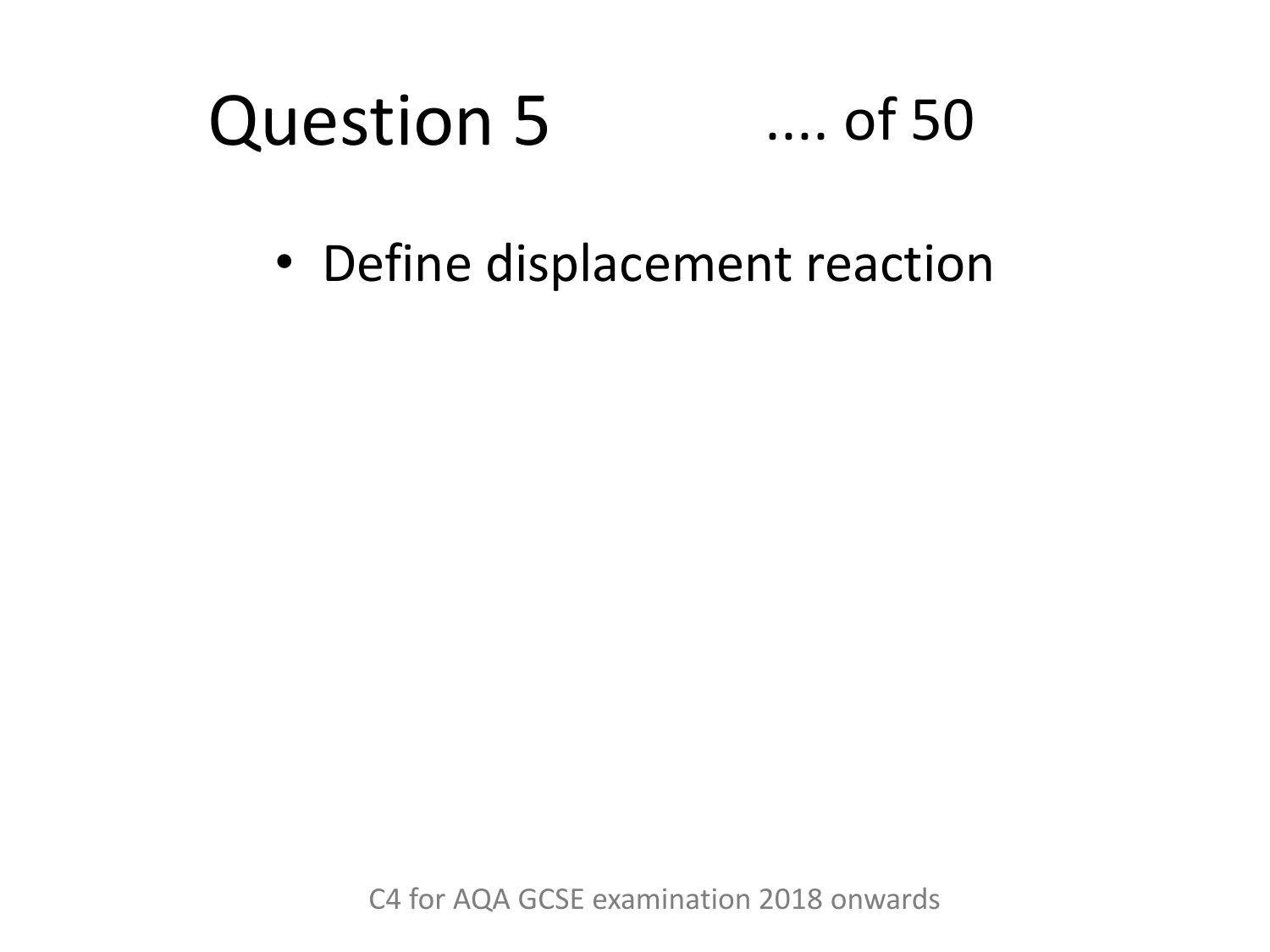# Question 5 .... of 50

- Define displacement reaction

C4 for AQA GCSE examination 2018 onwards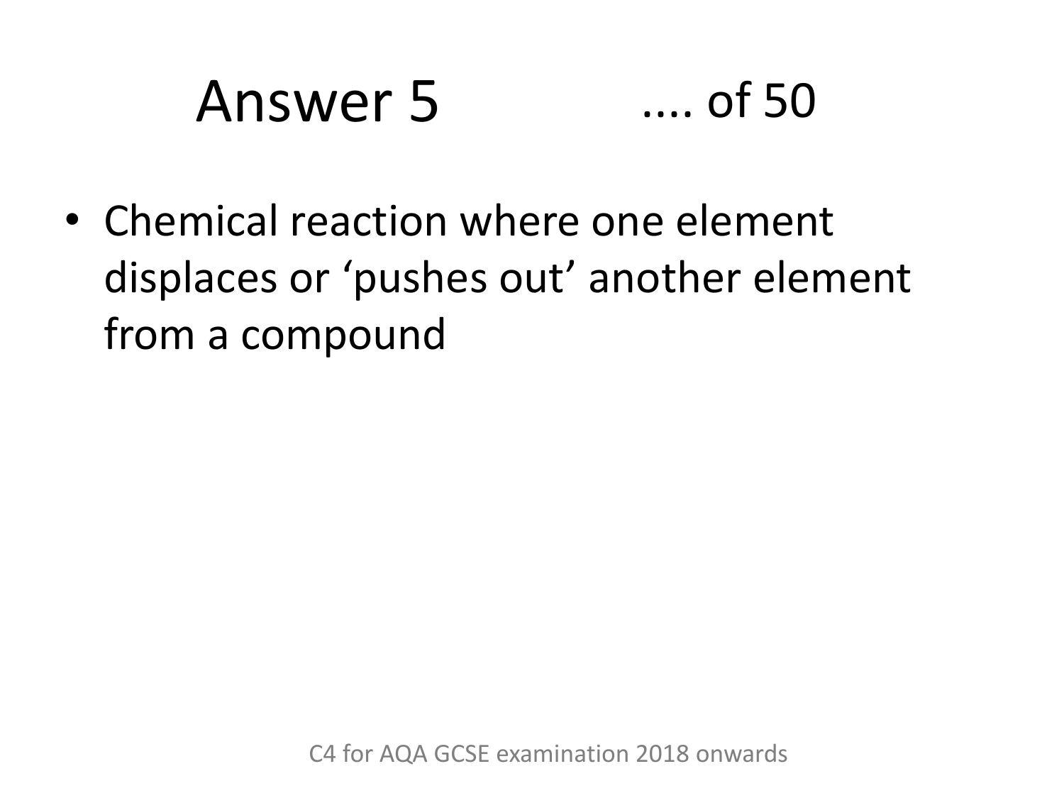# Answer 5 .... of 50

- Chemical reaction where one element displaces or ‘pushes out’ another element from a compound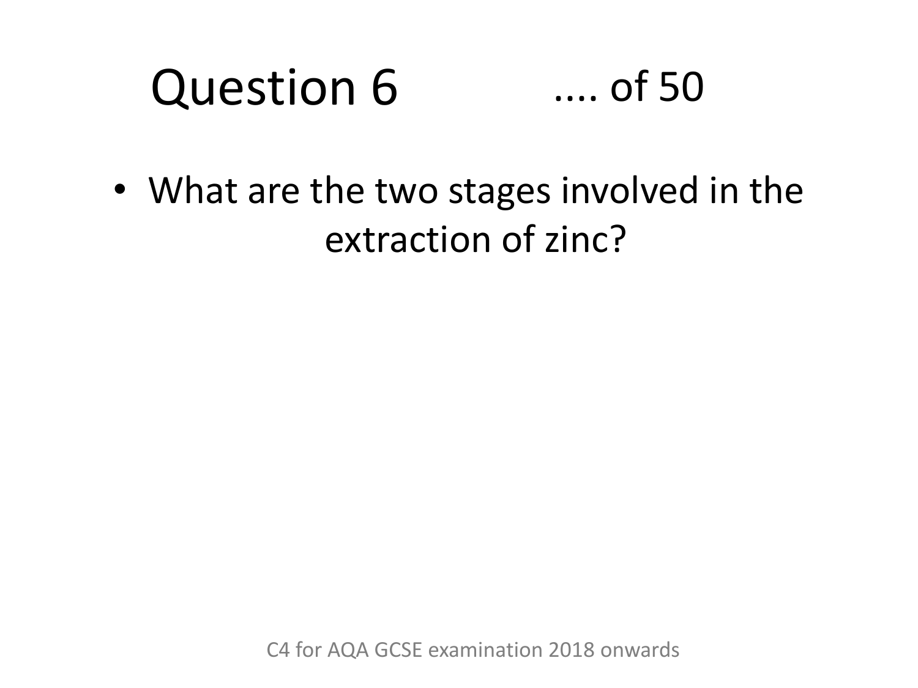# Question 6

.... of 50

- What are the two stages involved in the extraction of zinc?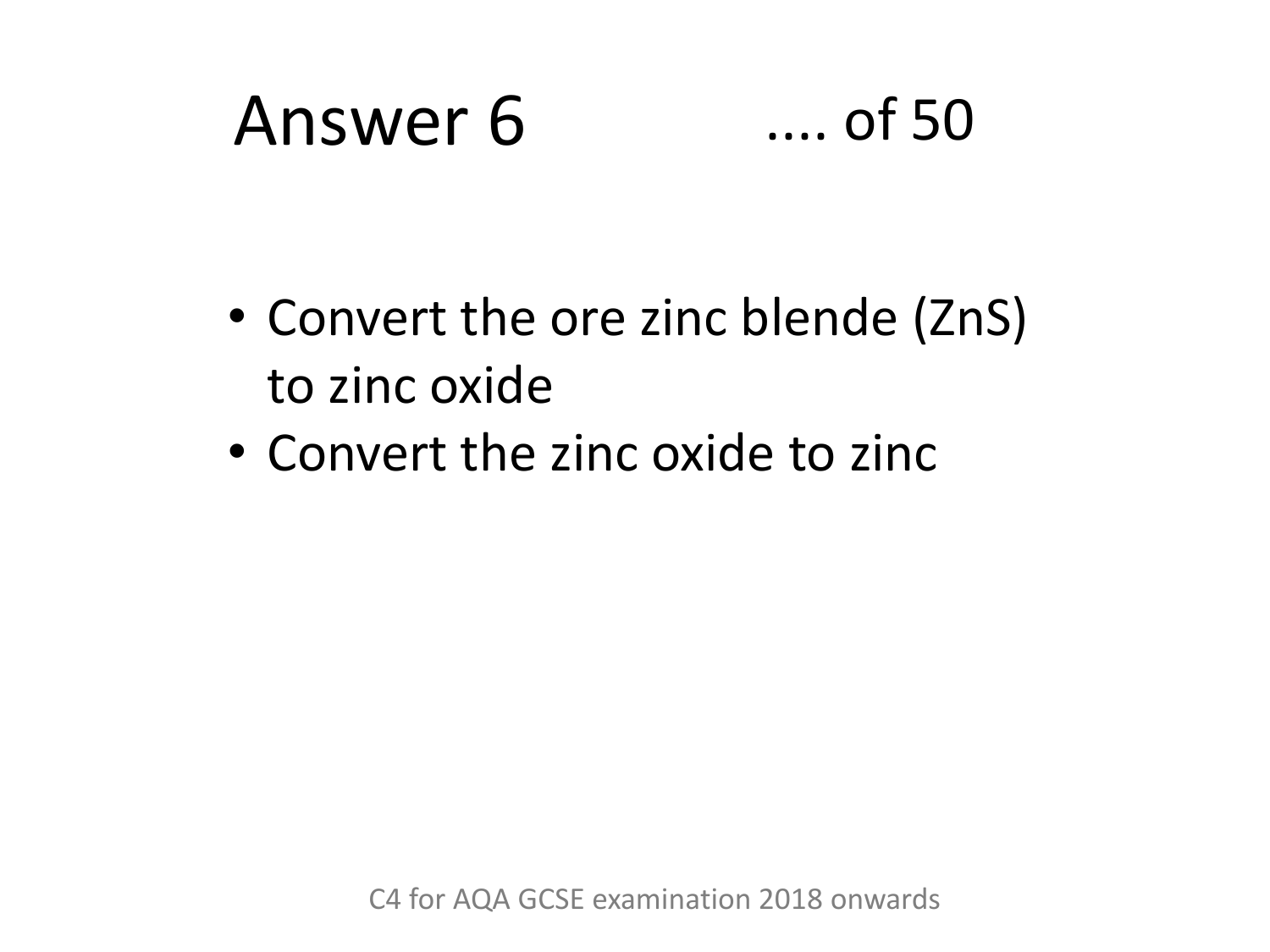# Answer 6

- Convert the ore zinc blende ($ZnS$) to zinc oxide
- Convert the zinc oxide to zinc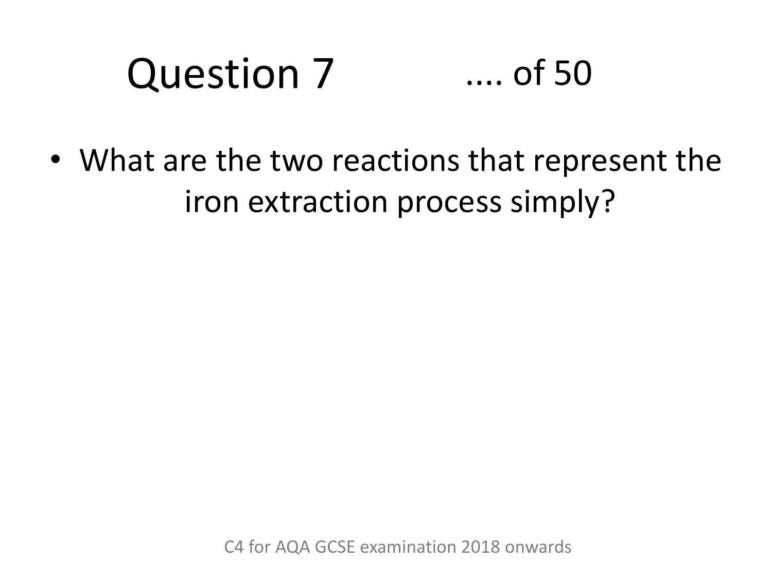# Question 7 .... of 50

- What are the two reactions that represent the iron extraction process simply?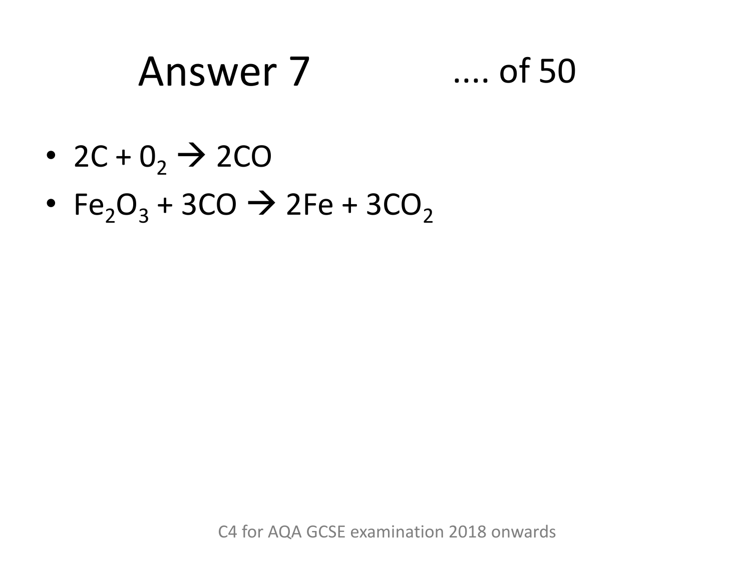# Answer 7

.... of 50

- $2C + 0_2 \rightarrow 2CO$
- $Fe_2O_3 + 3CO \rightarrow 2Fe + 3CO_2$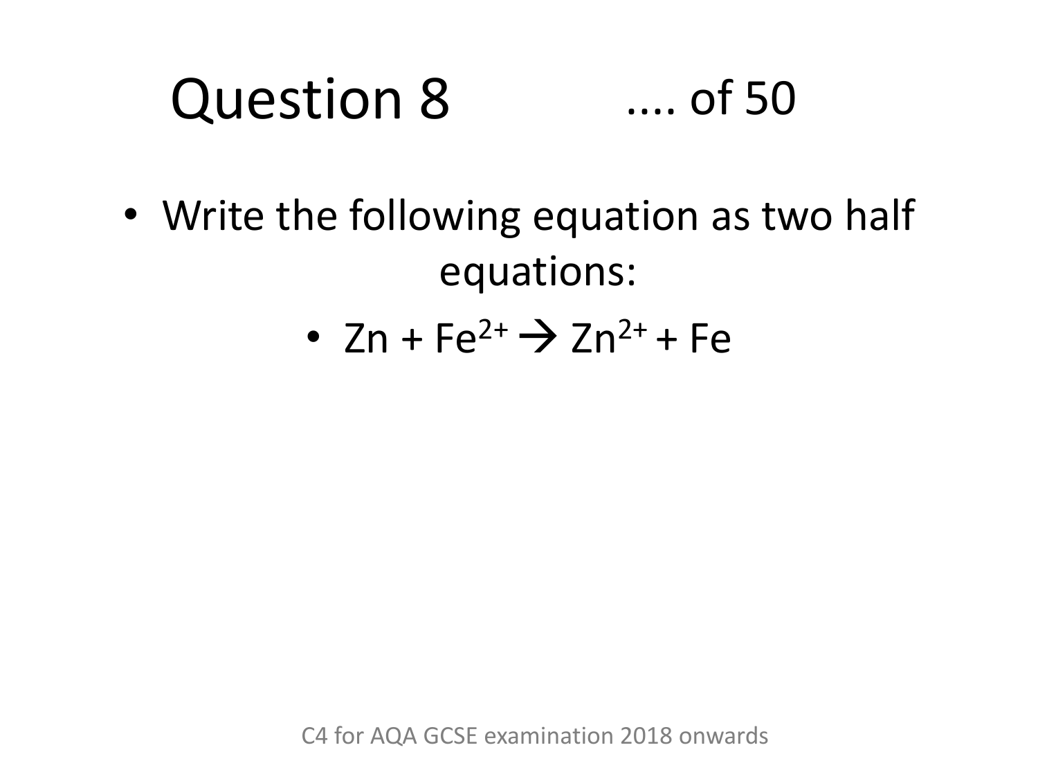# Question 8 .... of 50

- Write the following equation as two half equations:
- $Zn + Fe^{2+} \rightarrow Zn^{2+} + Fe$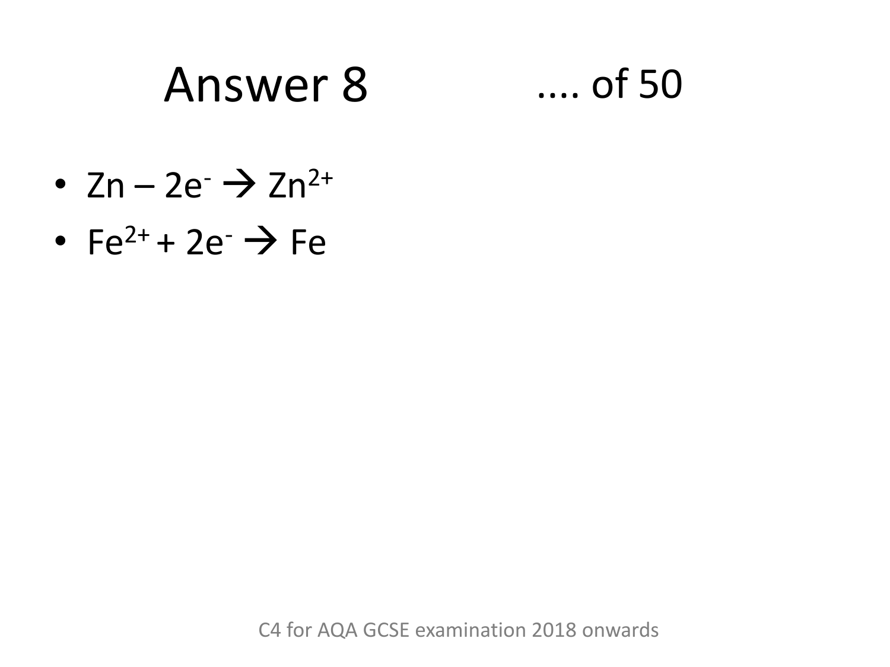# Answer 8

.... of 50

- $Zn - 2e^- \rightarrow Zn^{2+}$
- $Fe^{2+} + 2e^- \rightarrow Fe$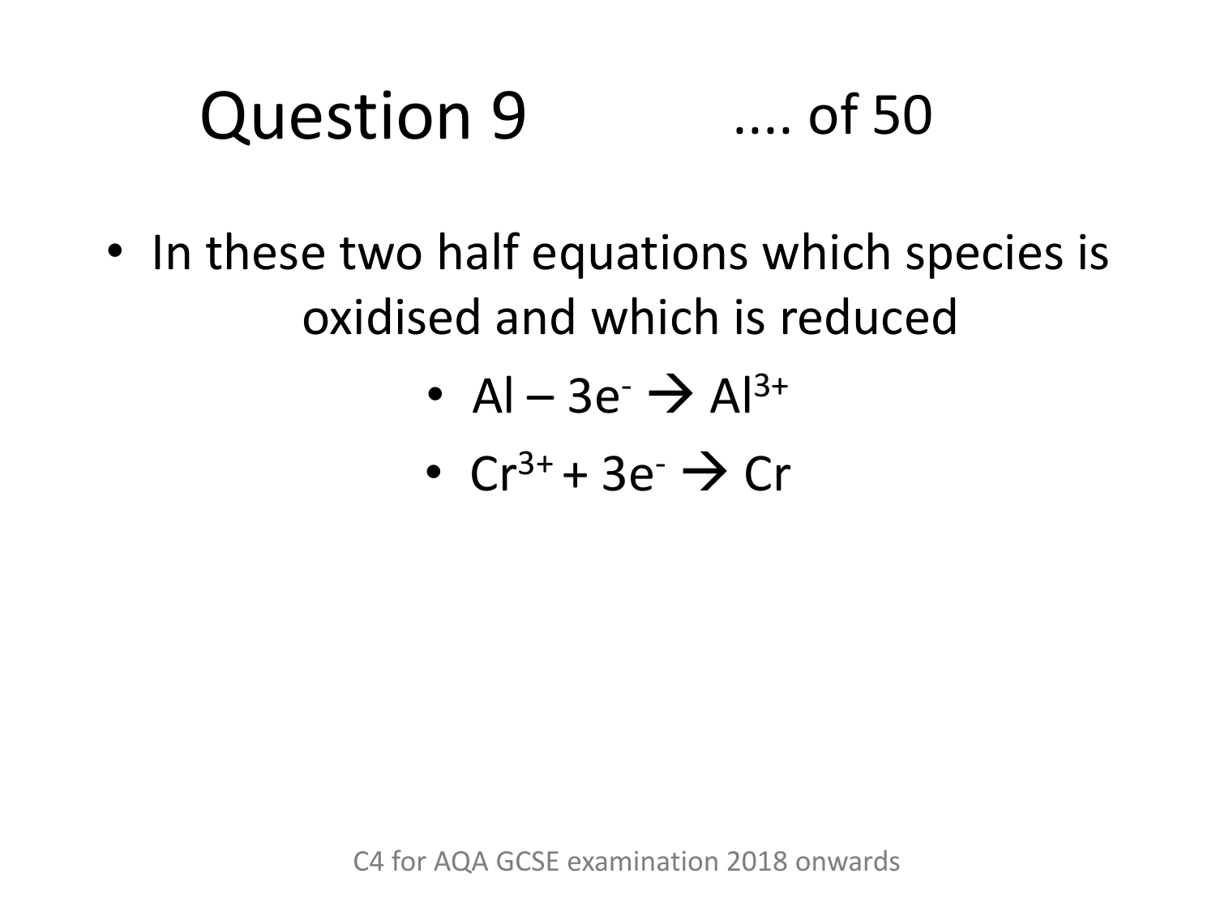# Question 9 .... of 50

- In these two half equations which species is oxidised and which is reduced
  - $Al - 3e^- \rightarrow Al^{3+}$
  - $Cr^{3+} + 3e^- \rightarrow Cr$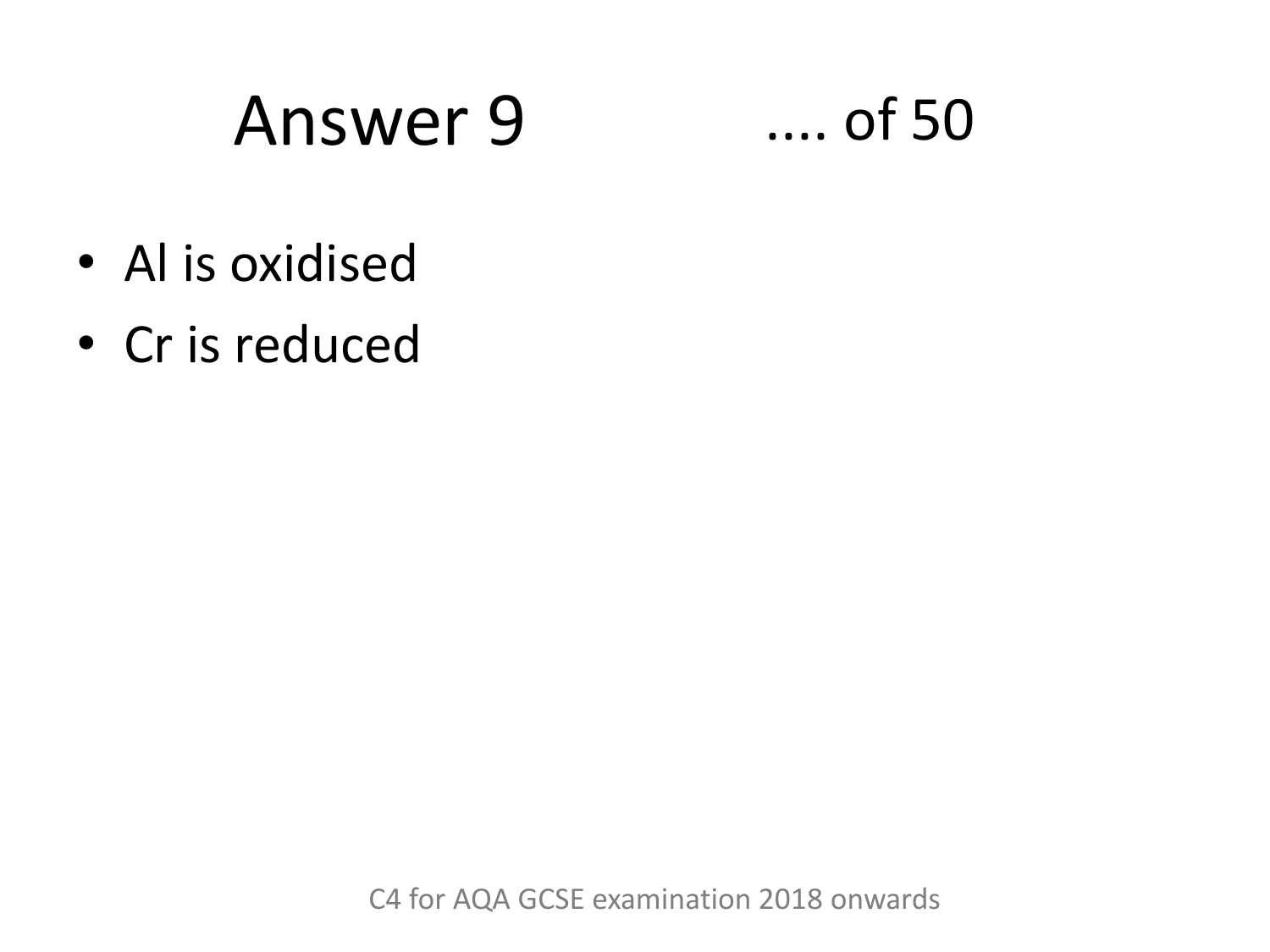# Answer 9 .... of 50

- Al is oxidised
- Cr is reduced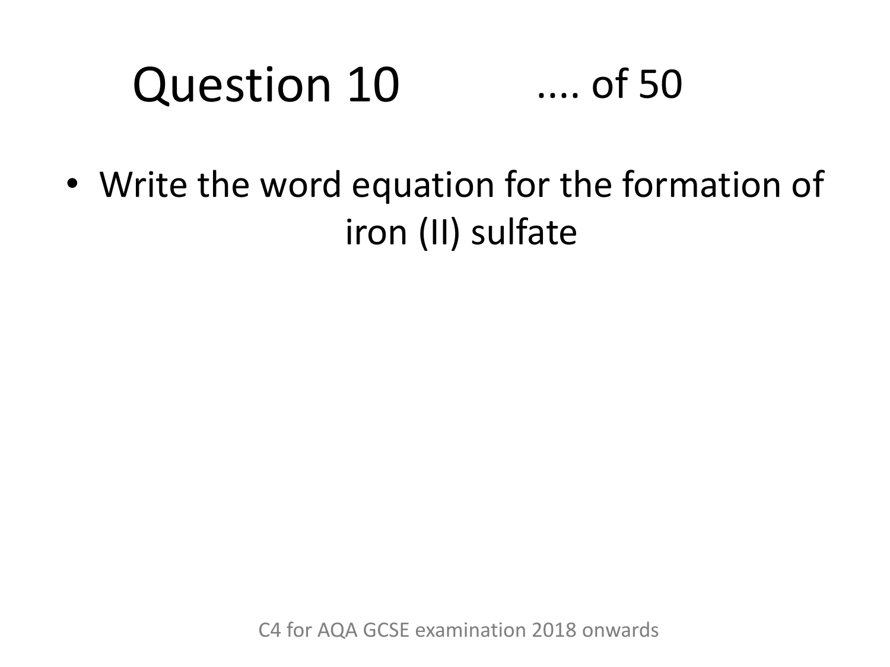# Question 10

.... of 50

- Write the word equation for the formation of iron (II) sulfate

C4 for AQA GCSE examination 2018 onwards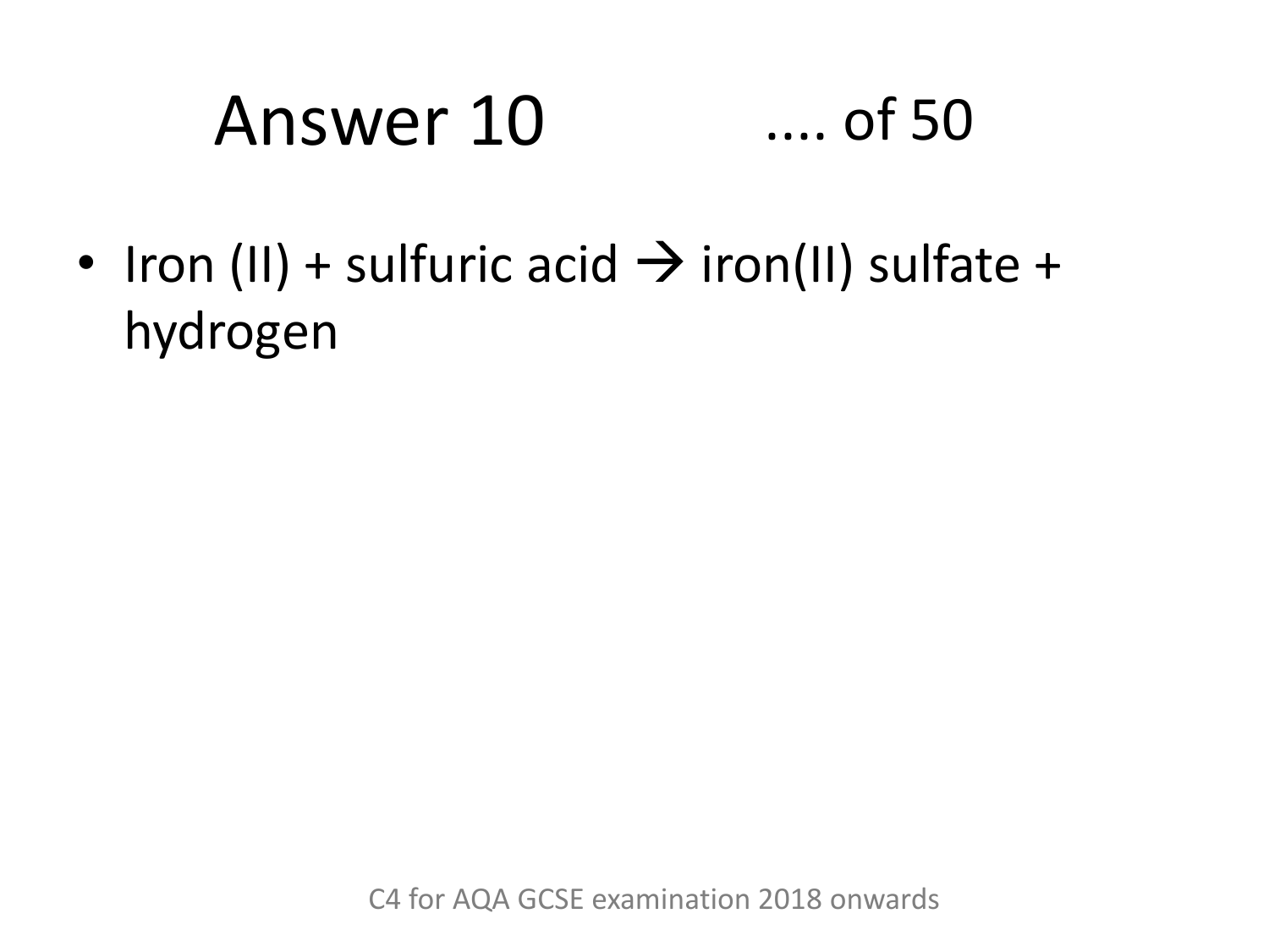# Answer 10 .... of 50

- Iron (II) + sulfuric acid → iron(II) sulfate + hydrogen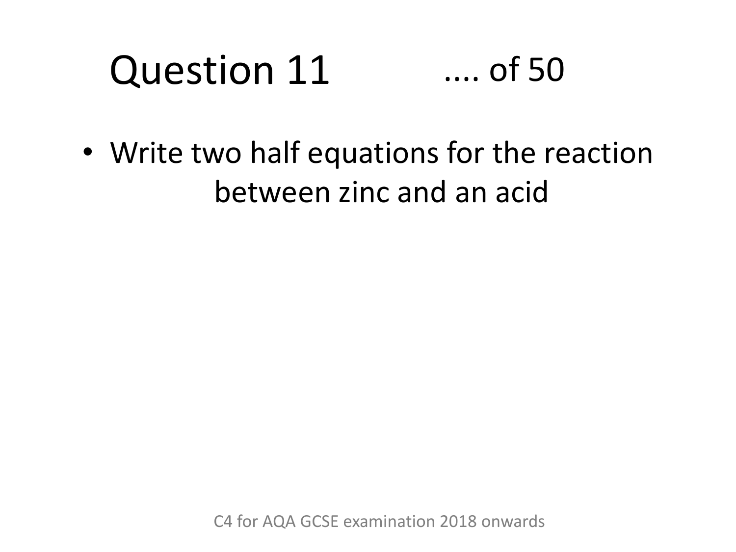# Question 11

.... of 50

- Write two half equations for the reaction between zinc and an acid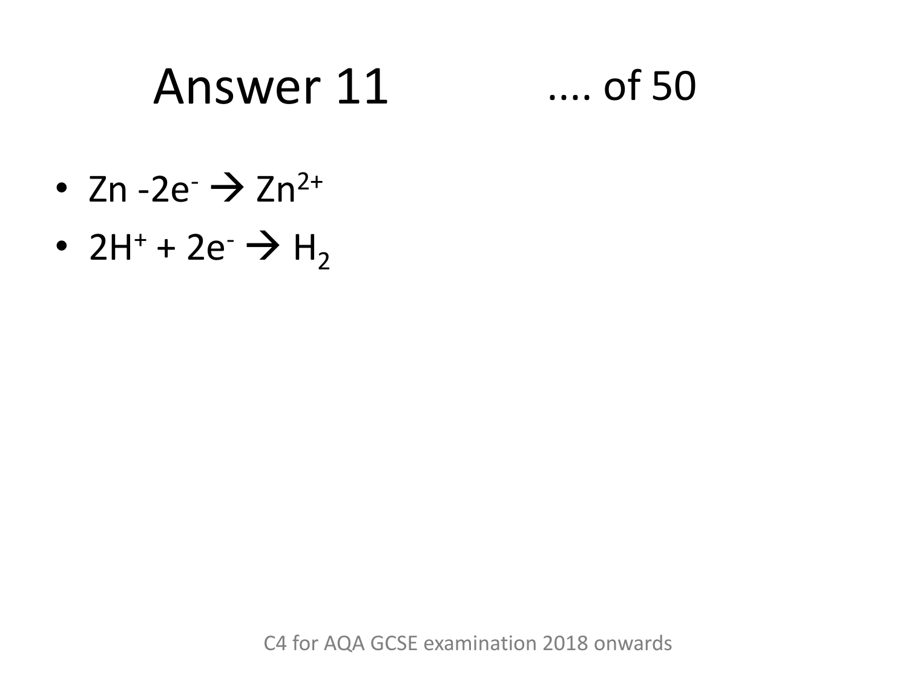# Answer 11 .... of 50

- $Zn - 2e^- \rightarrow Zn^{2+}$
- $2H^+ + 2e^- \rightarrow H_2$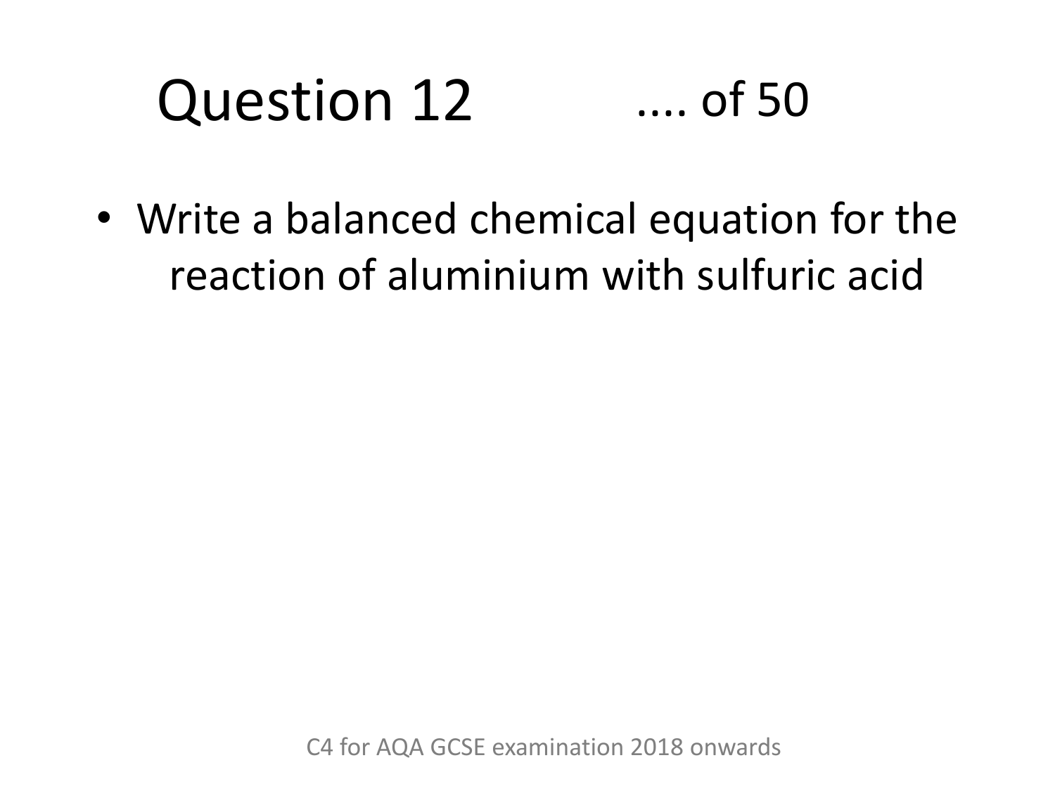# Question 12

.... of 50

- Write a balanced chemical equation for the reaction of aluminium with sulfuric acid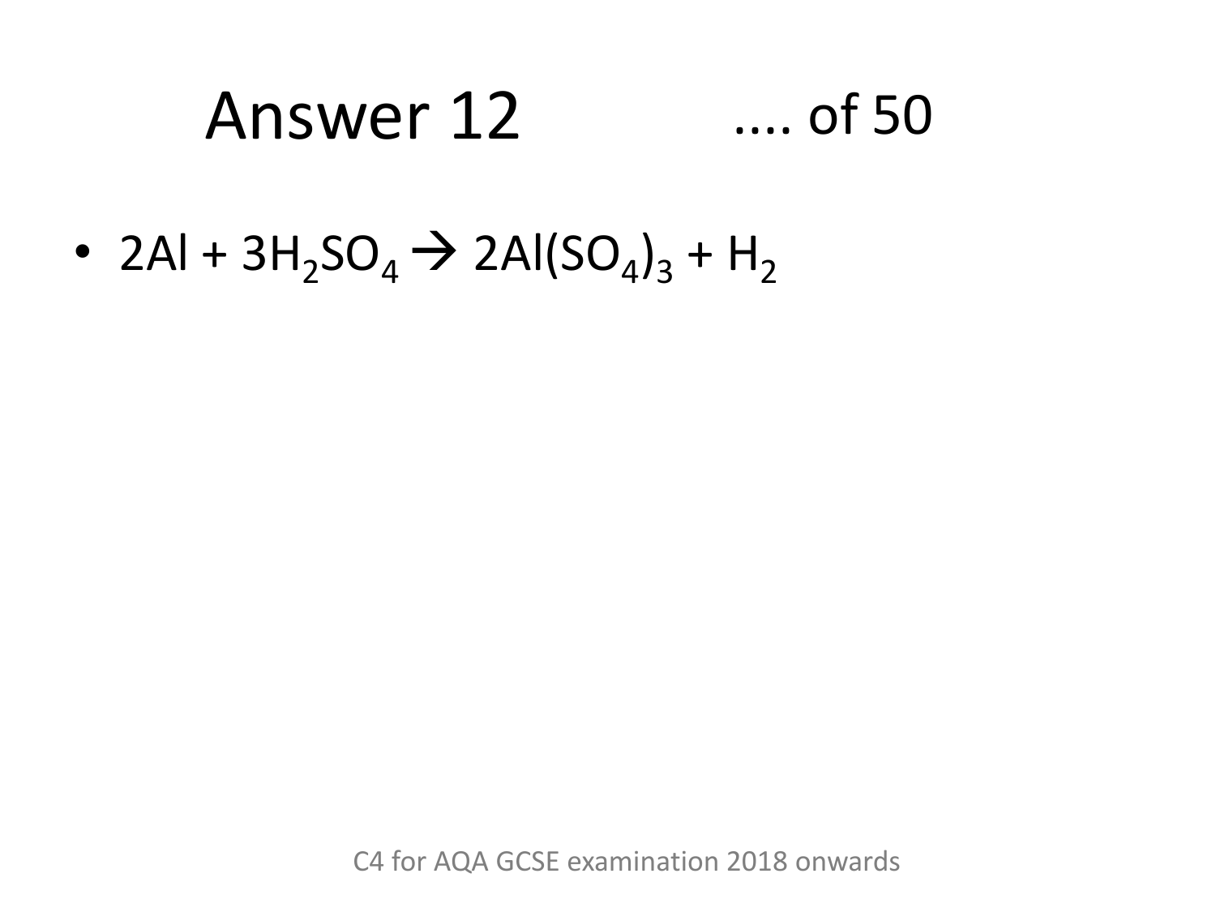# Answer 12

- $2Al + 3H_2SO_4 \rightarrow 2Al(SO_4)_3 + H_2$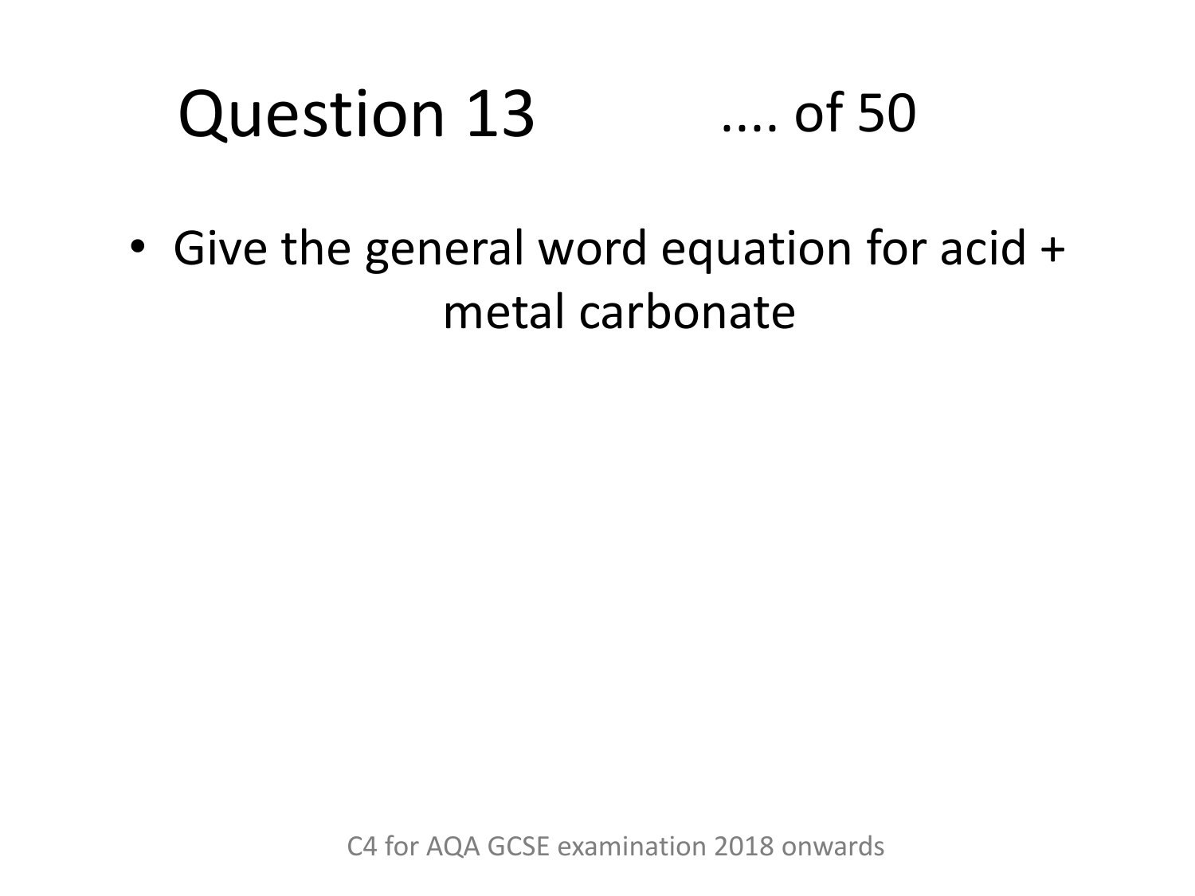# Question 13 .... of 50

- Give the general word equation for acid + metal carbonate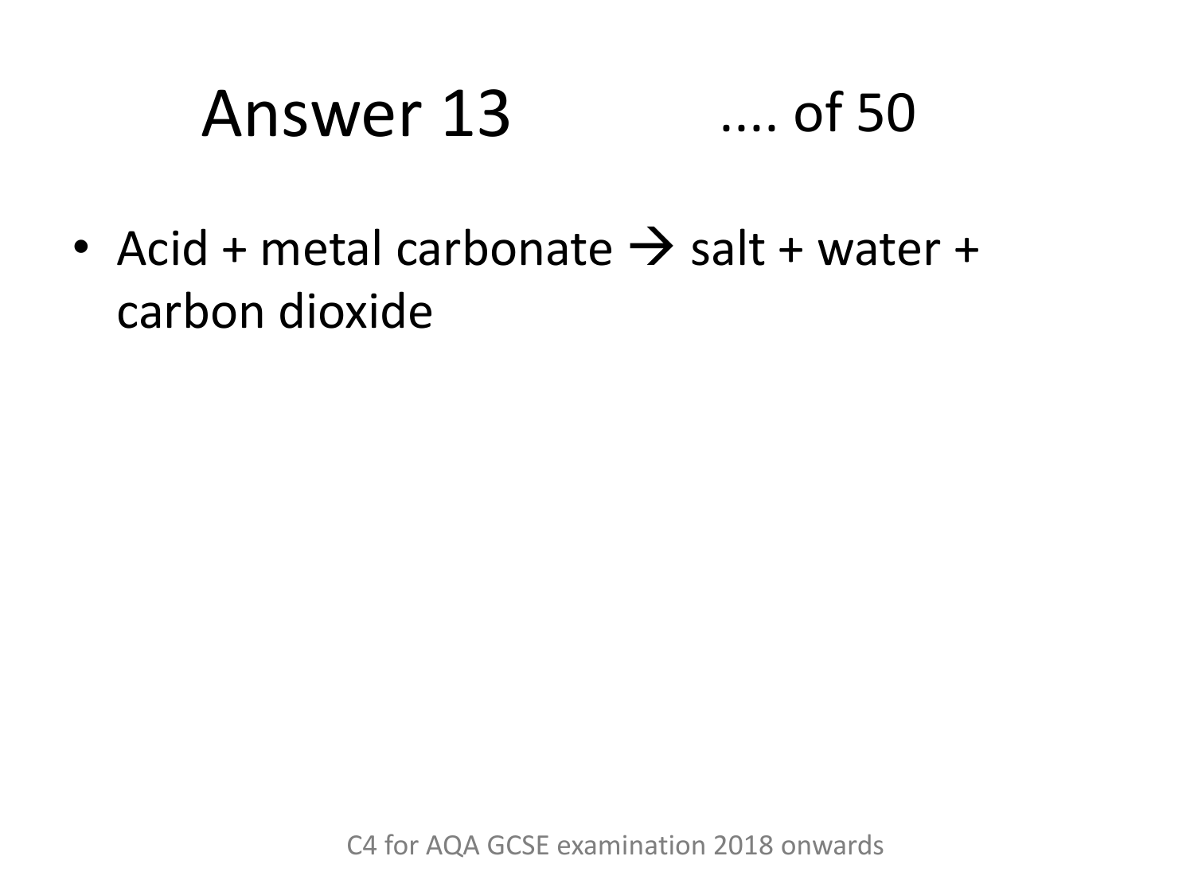# Answer 13 .... of 50

- Acid + metal carbonate → salt + water + carbon dioxide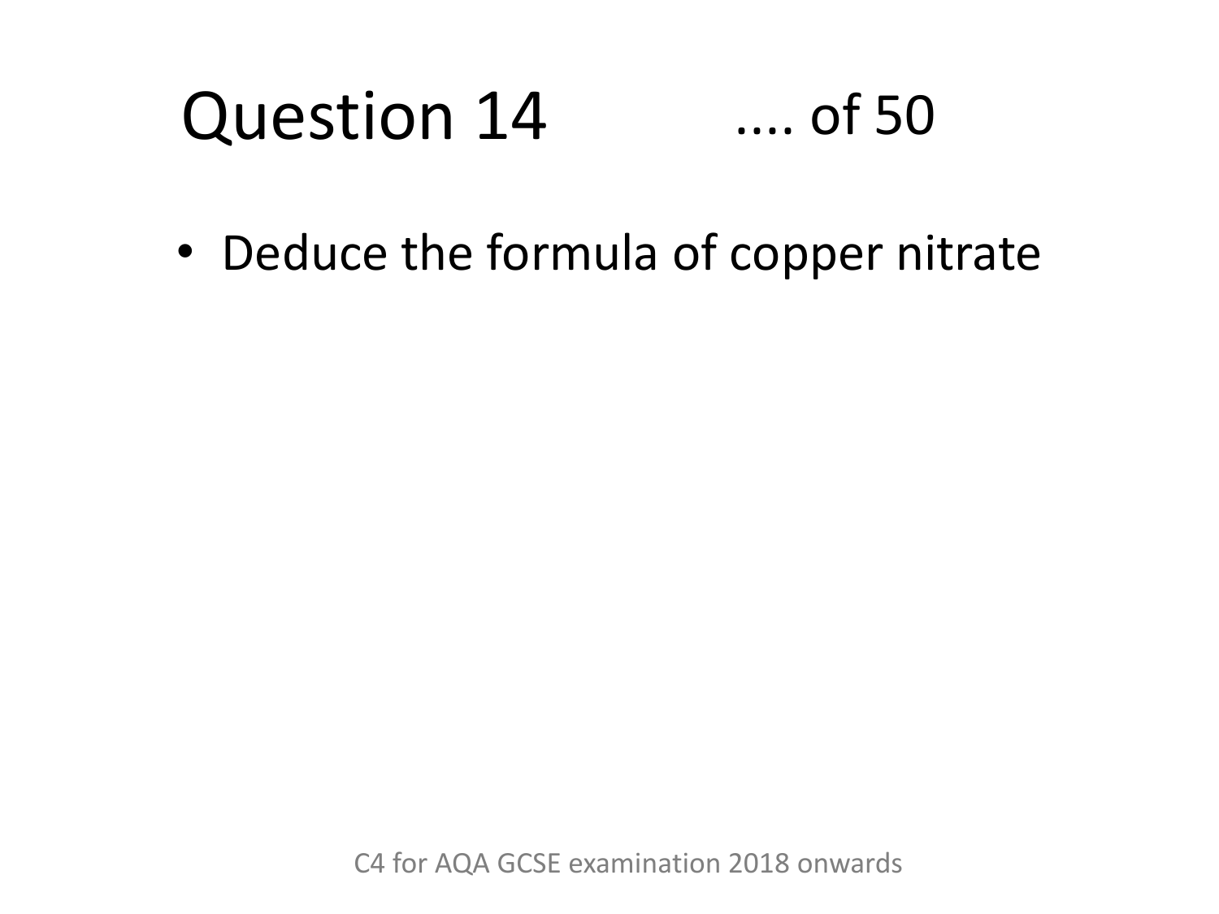# Question 14 .... of 50

- Deduce the formula of copper nitrate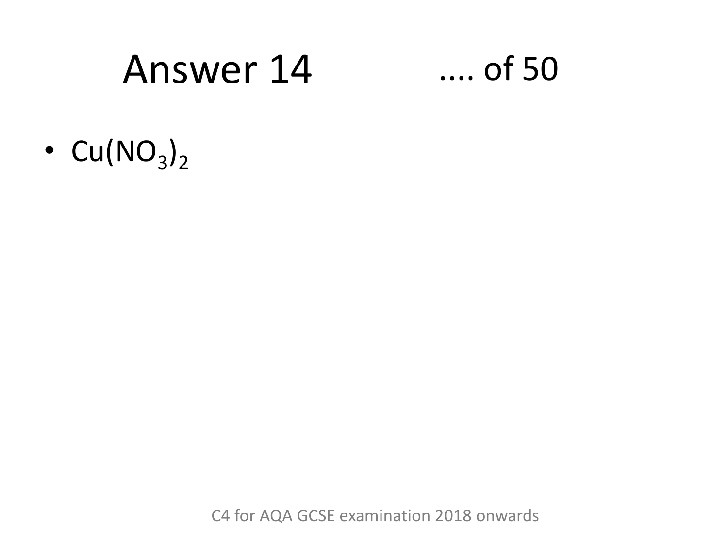# Answer 14 .... of 50

- $Cu(NO_3)_2$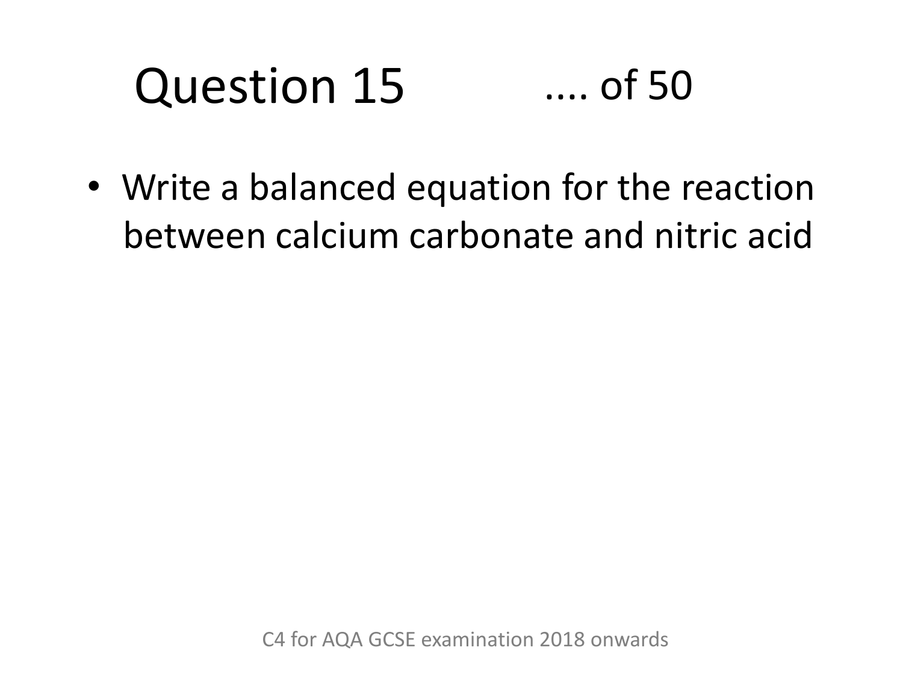# Question 15 .... of 50

- Write a balanced equation for the reaction between calcium carbonate and nitric acid

C4 for AQA GCSE examination 2018 onwards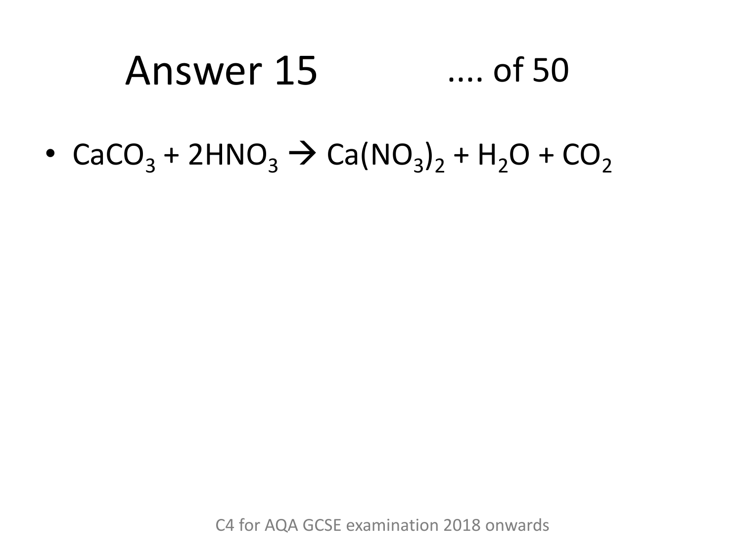# Answer 15

- $CaCO_3 + 2HNO_3 \rightarrow Ca(NO_3)_2 + H_2O + CO_2$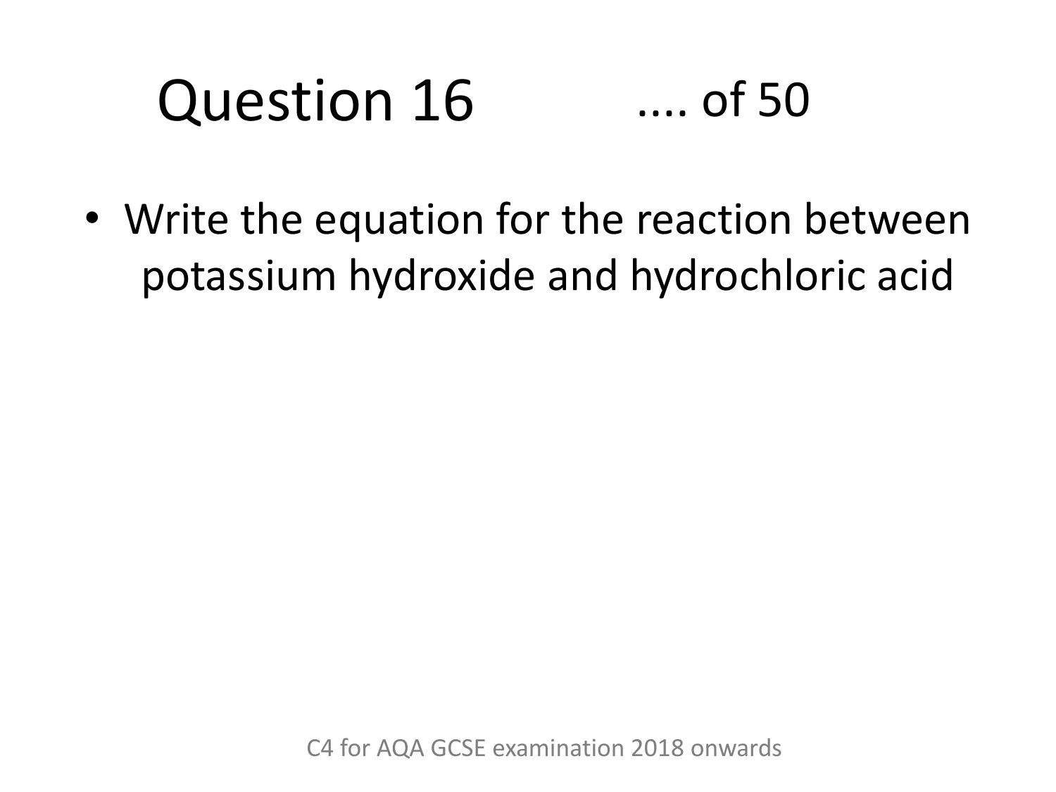# Question 16 .... of 50

- Write the equation for the reaction between potassium hydroxide and hydrochloric acid

C4 for AQA GCSE examination 2018 onwards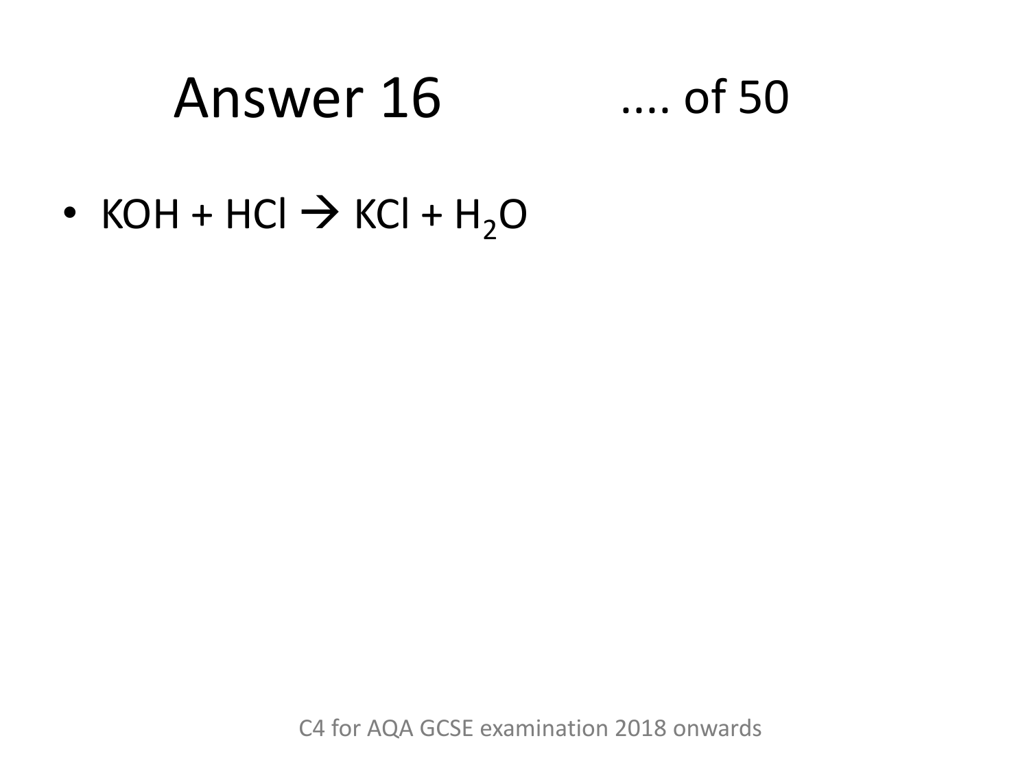# Answer 16 .... of 50

- $KOH + HCl \rightarrow KCl + H_2O$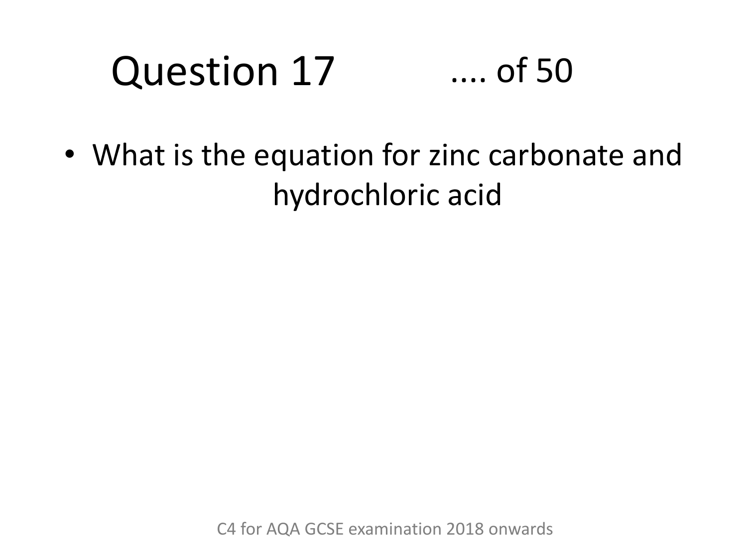# Question 17

.... of 50

- What is the equation for zinc carbonate and hydrochloric acid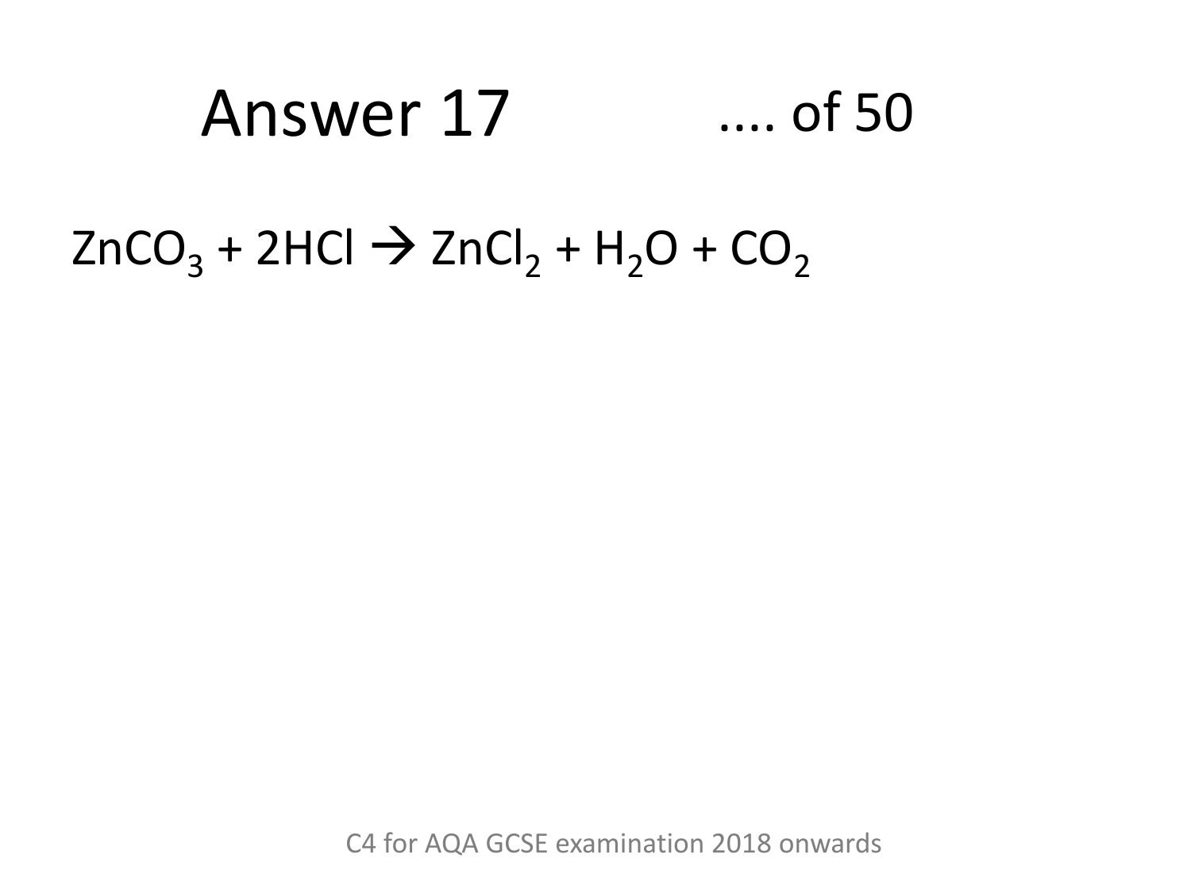# Answer 17

.... of 50

$ZnCO_3 + 2HCl \rightarrow ZnCl_2 + H_2O + CO_2$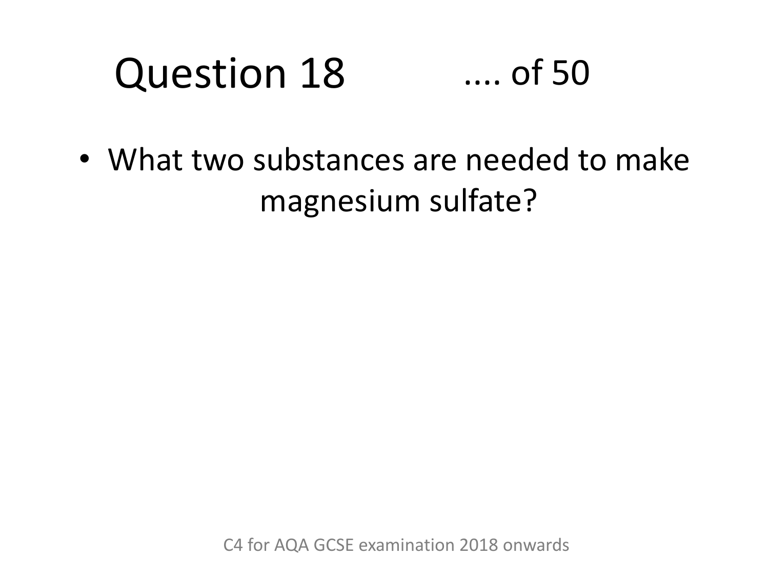# Question 18 .... of 50

- What two substances are needed to make magnesium sulfate?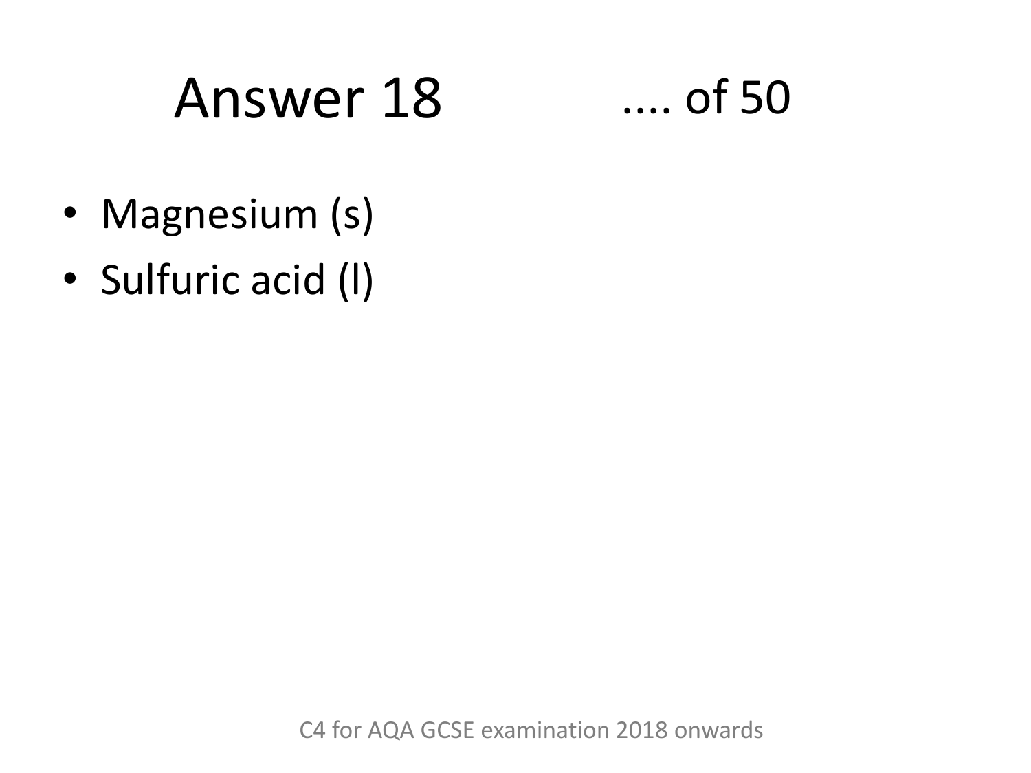# Answer 18 .... of 50

- Magnesium (s)
- Sulfuric acid (l)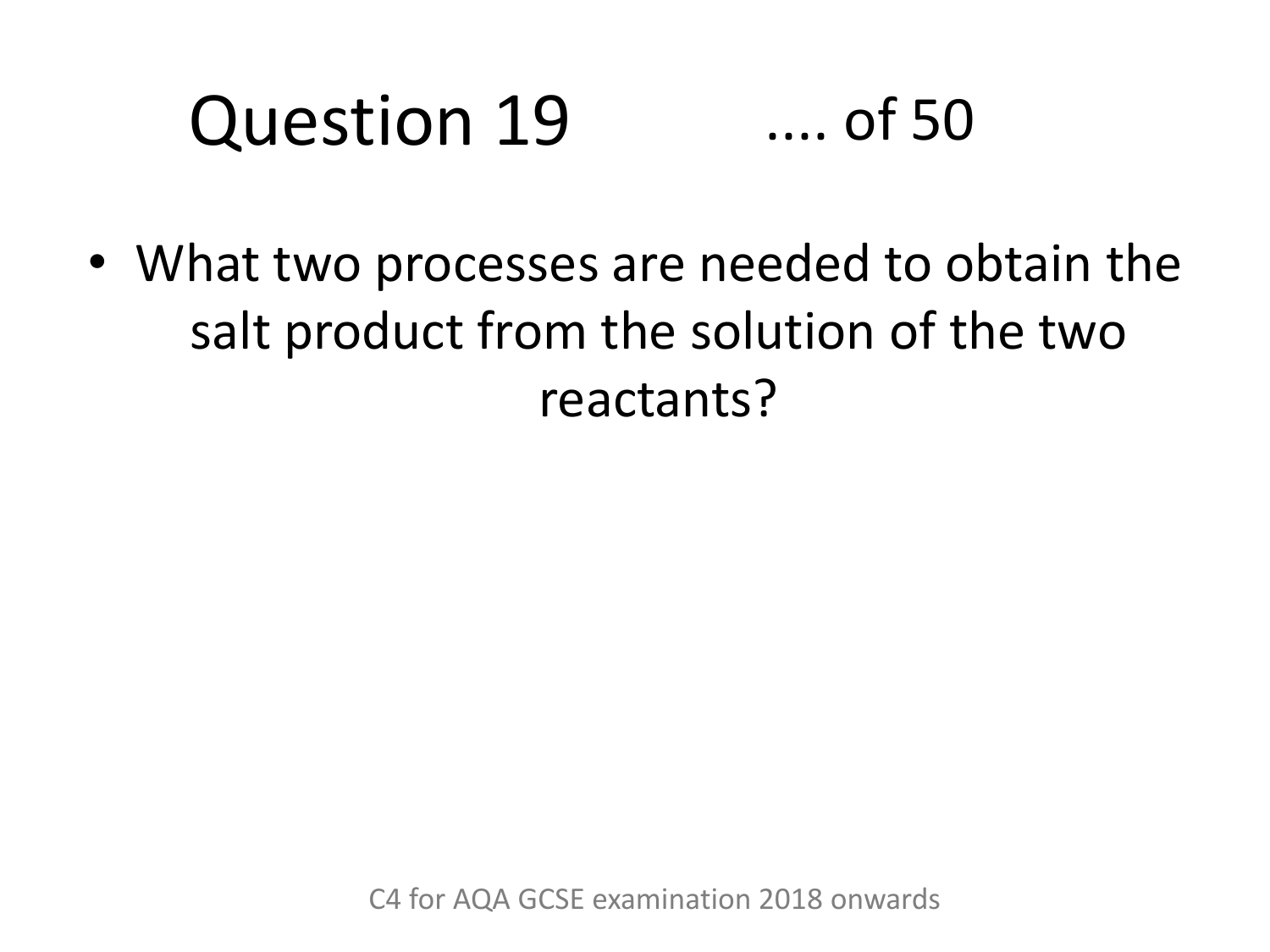# Question 19 .... of 50

- What two processes are needed to obtain the salt product from the solution of the two reactants?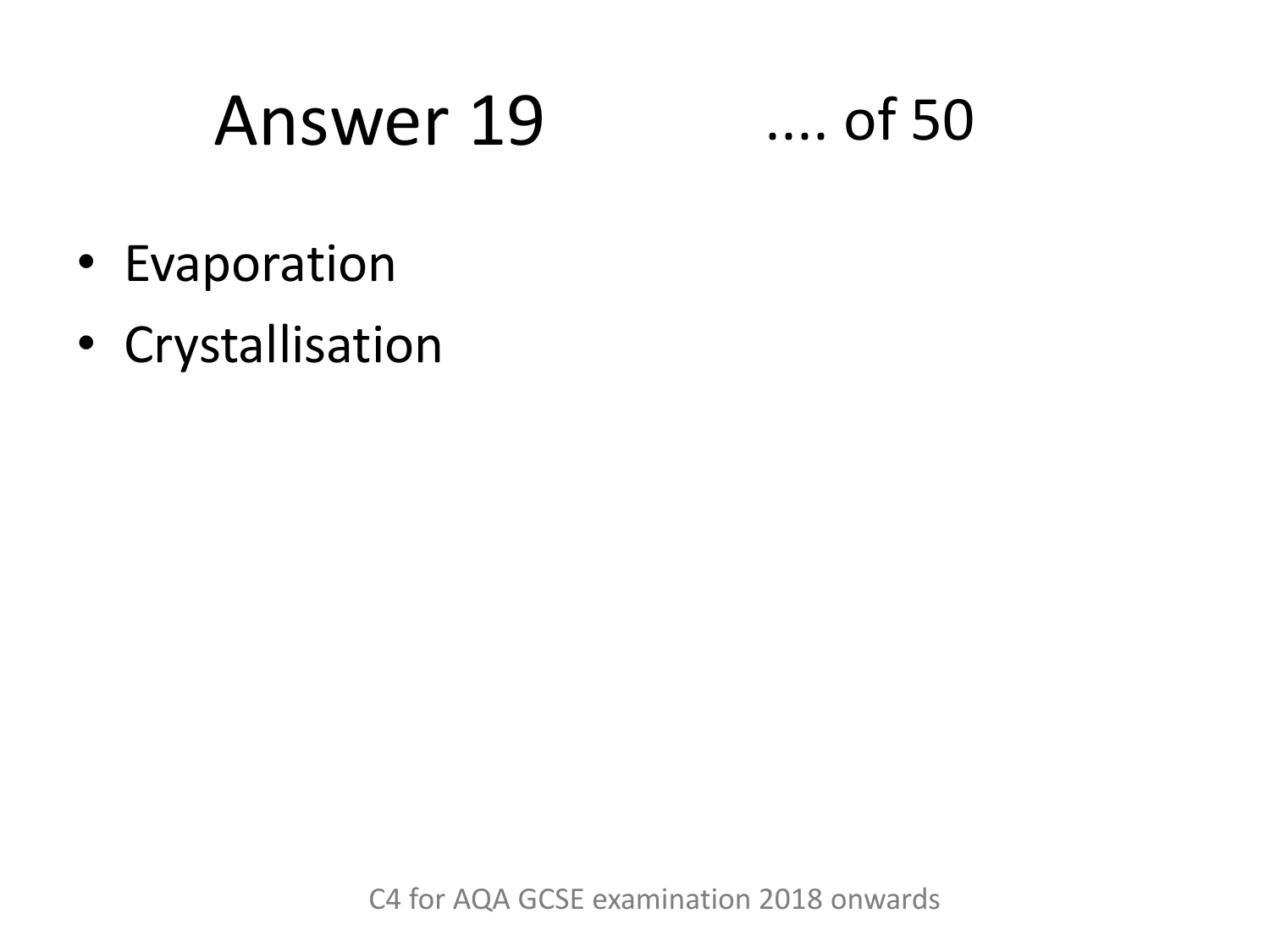# Answer 19

.... of 50

- Evaporation
- Crystallisation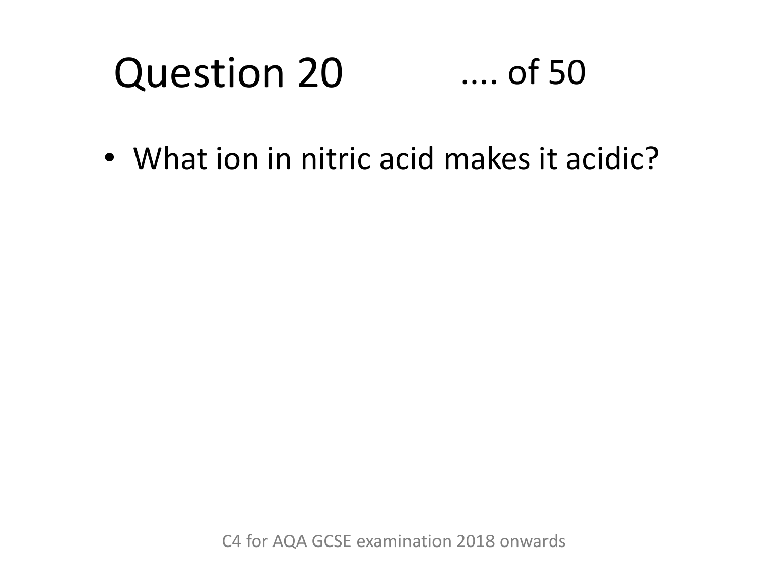# Question 20 .... of 50

- What ion in nitric acid makes it acidic?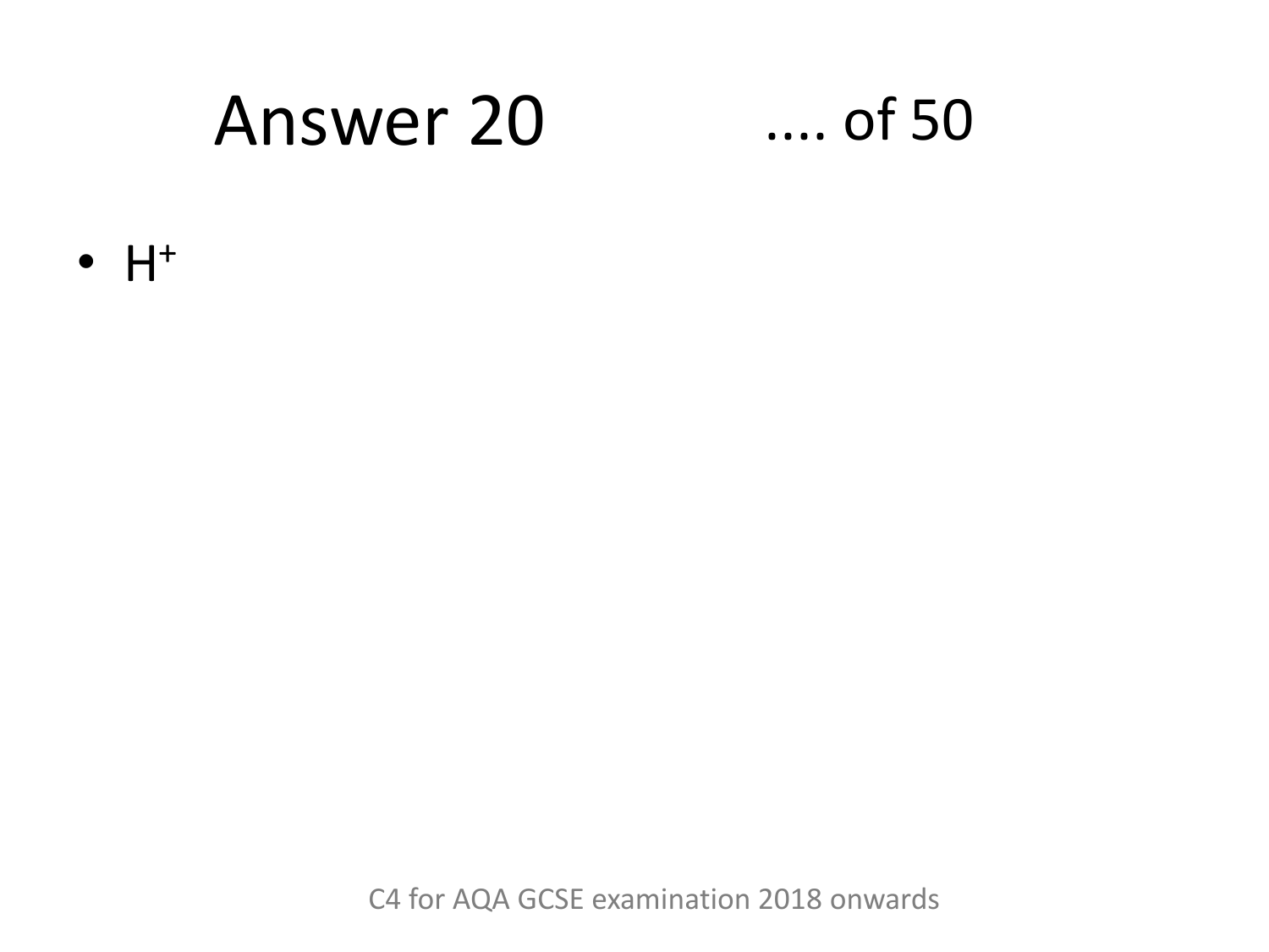# Answer 20 .... of 50

- $H^+$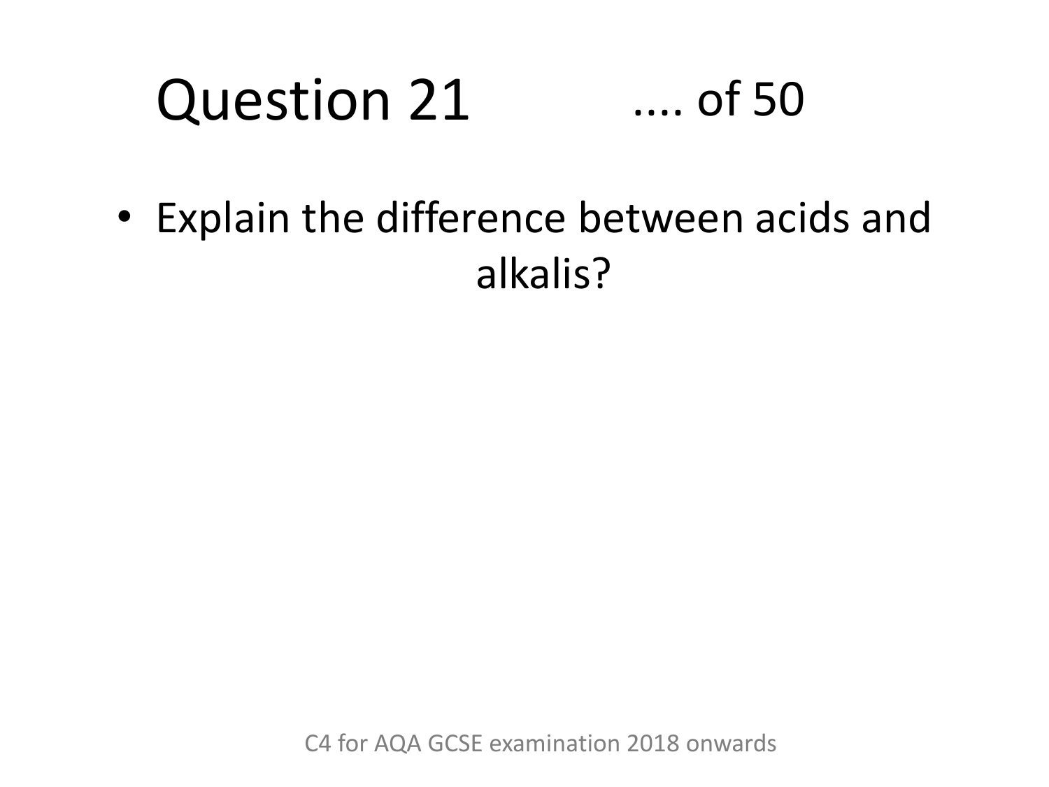# Question 21 .... of 50

- Explain the difference between acids and alkalis?

C4 for AQA GCSE examination 2018 onwards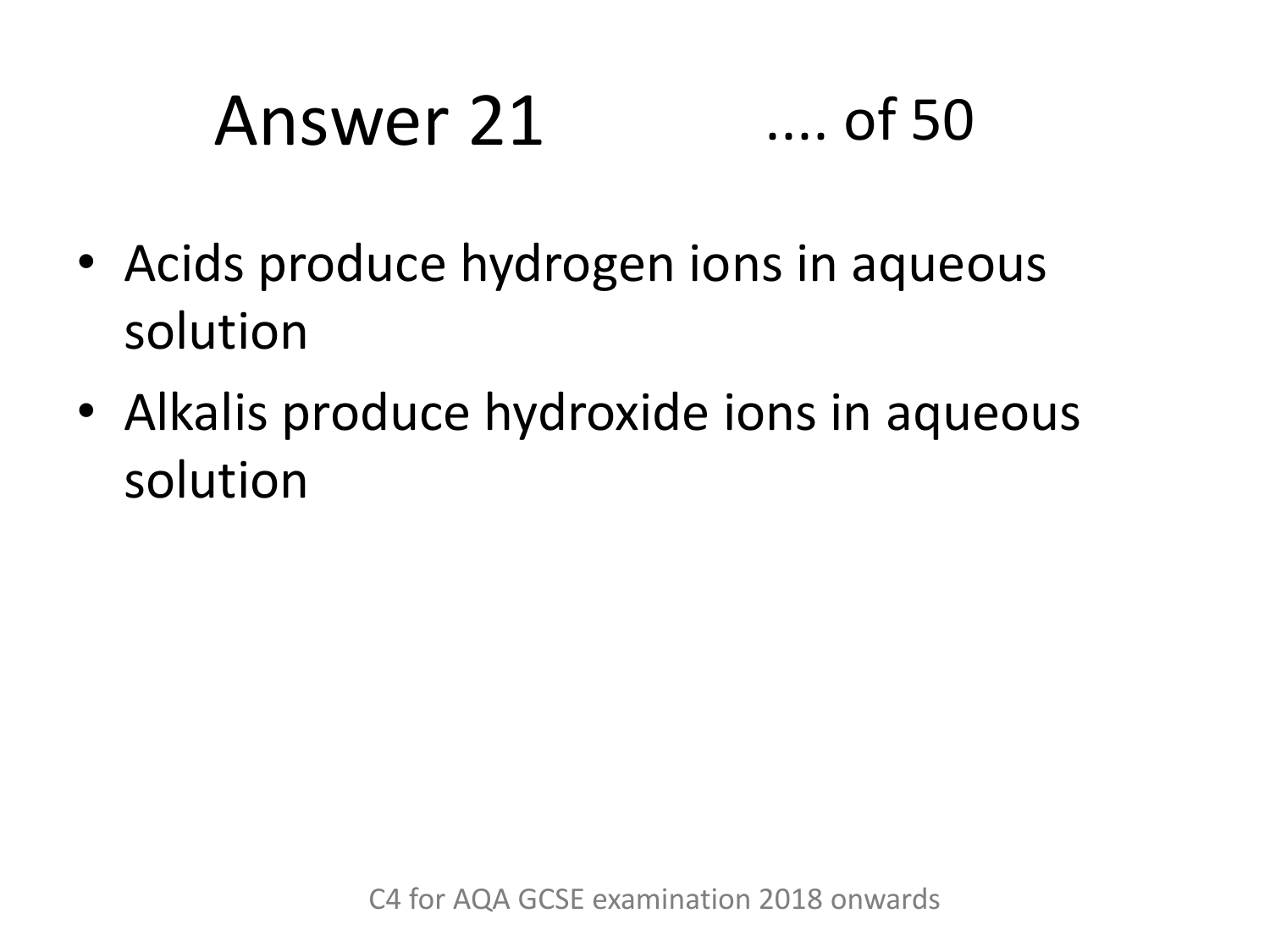# Answer 21 .... of 50

- Acids produce hydrogen ions in aqueous solution
- Alkalis produce hydroxide ions in aqueous solution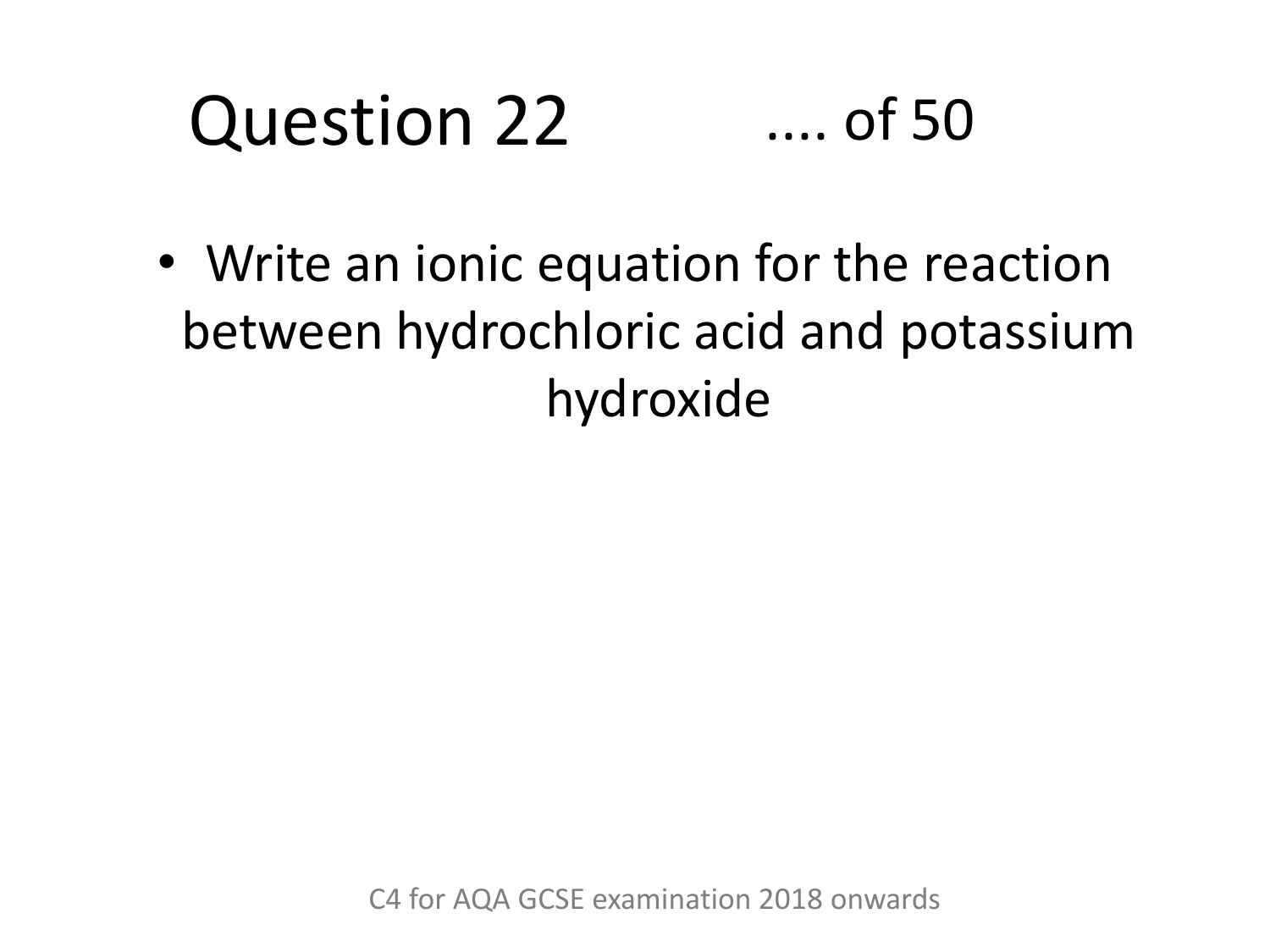# Question 22 .... of 50

- Write an ionic equation for the reaction between hydrochloric acid and potassium hydroxide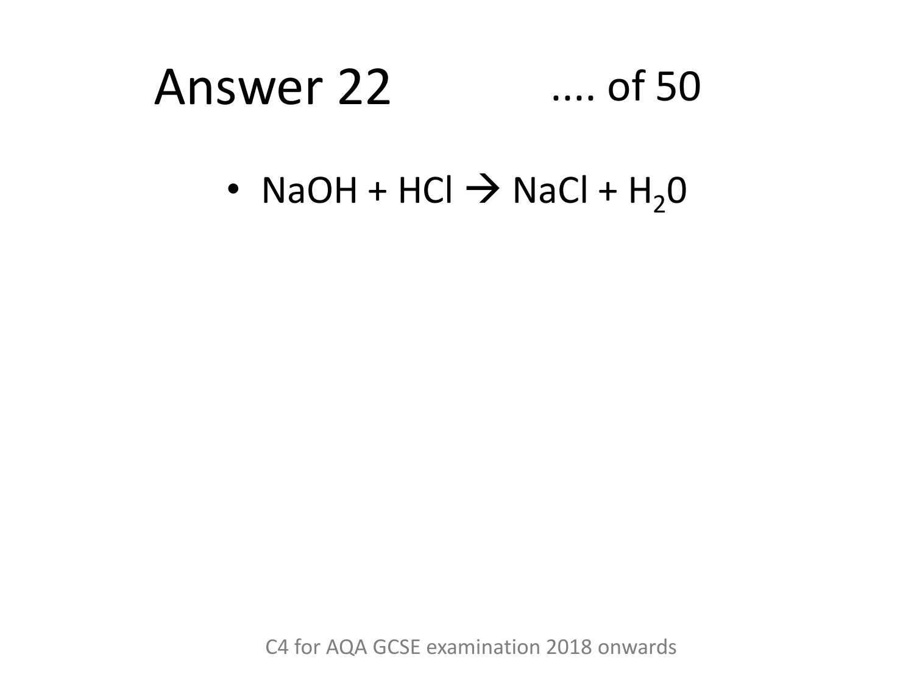# Answer 22 .... of 50

- $NaOH + HCl \rightarrow NaCl + H_20$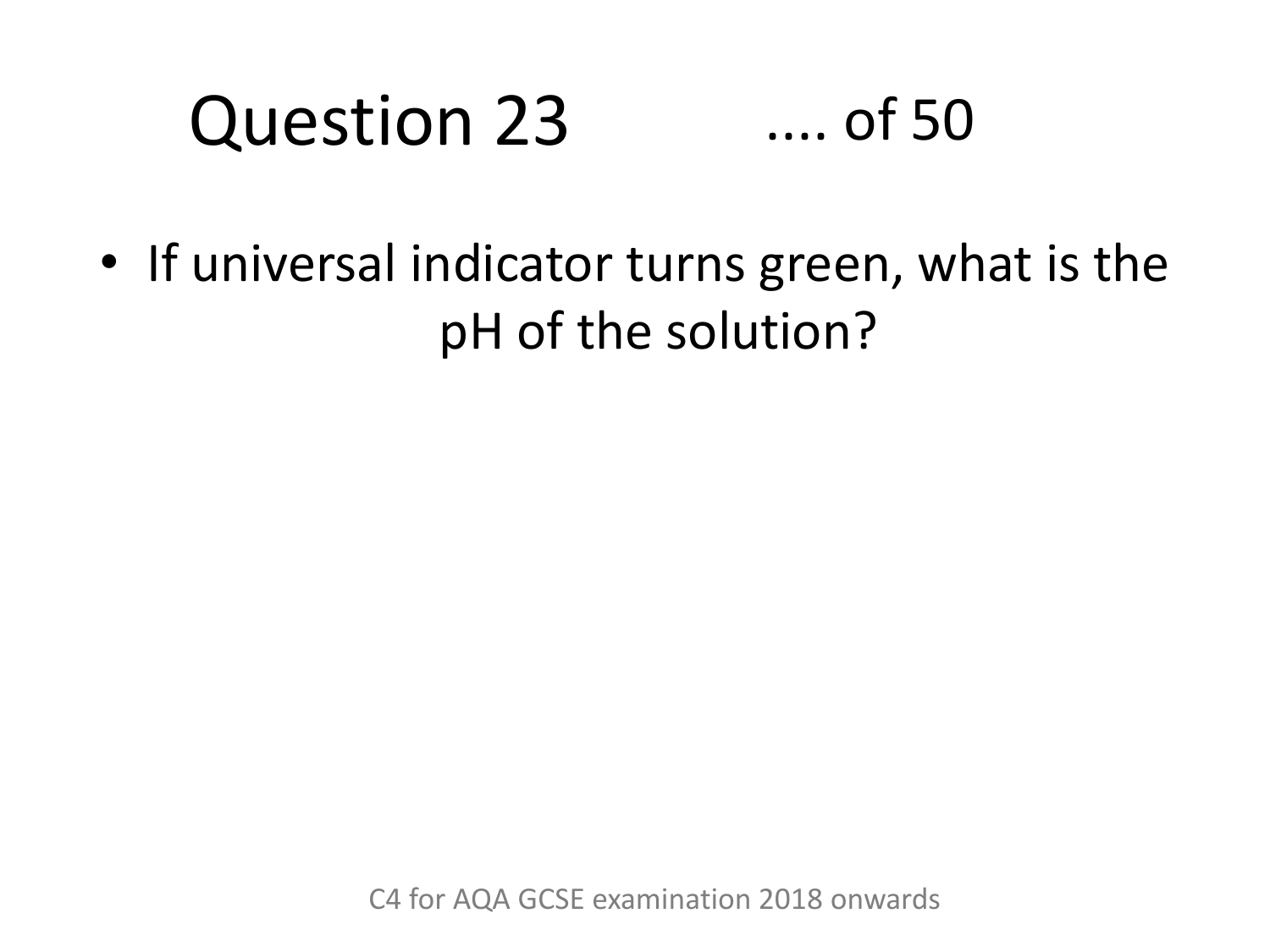# Question 23 .... of 50

- If universal indicator turns green, what is the pH of the solution?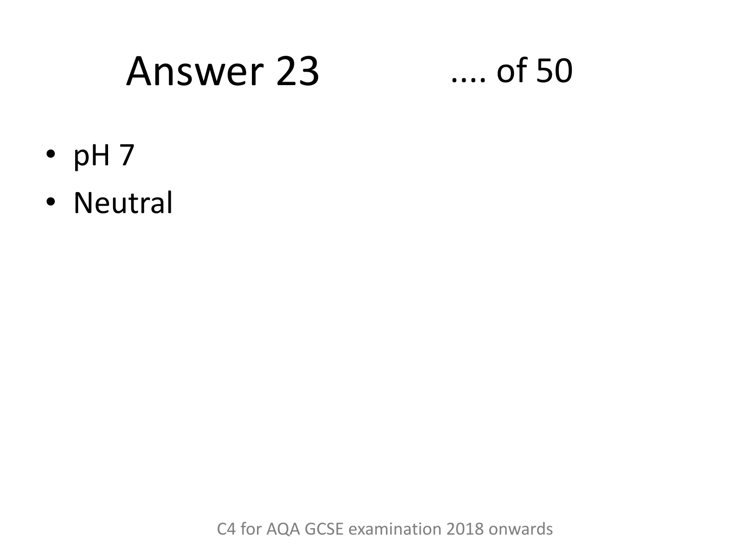# Answer 23 .... of 50

- pH 7
- Neutral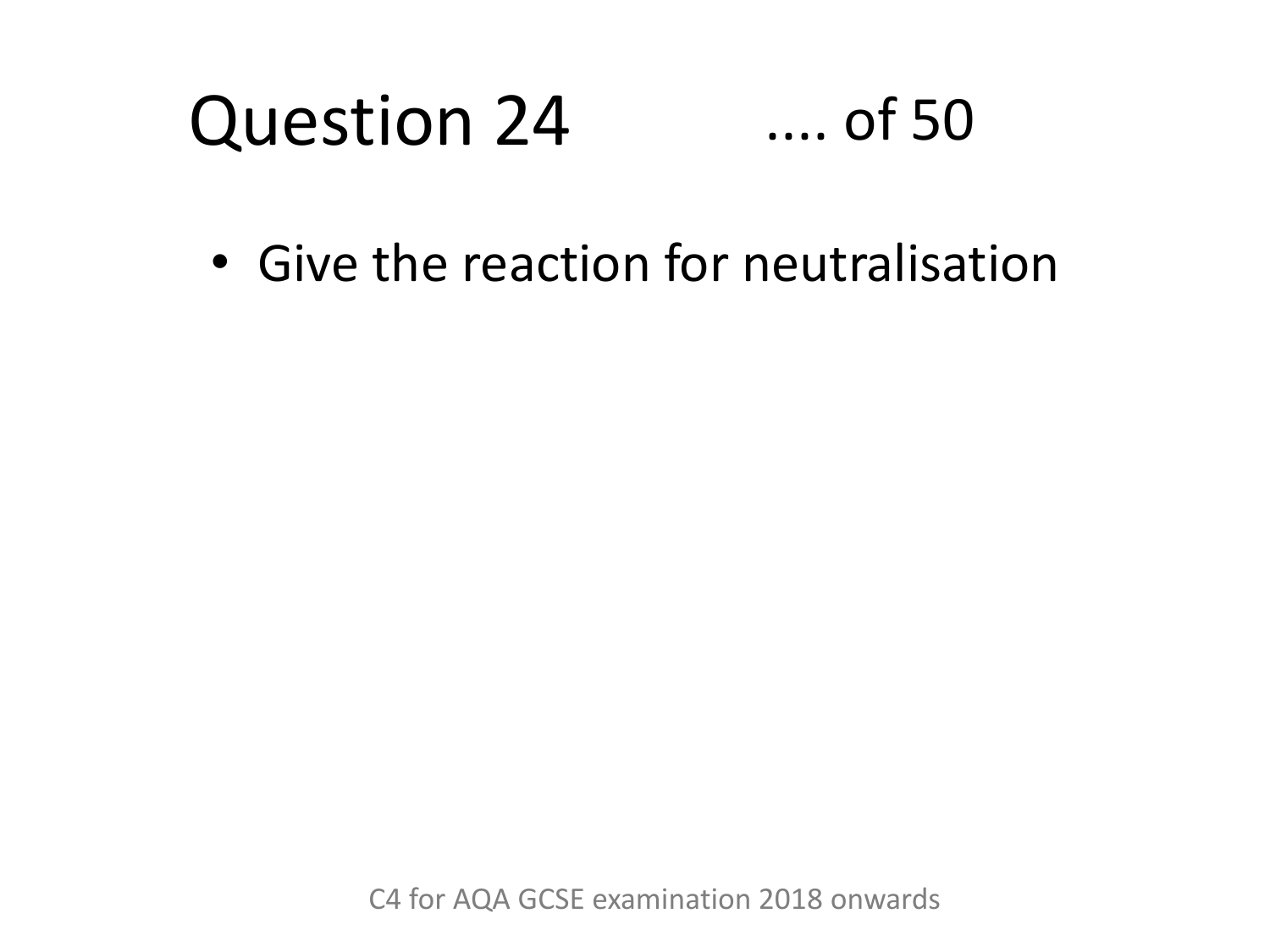# Question 24 .... of 50

- Give the reaction for neutralisation

C4 for AQA GCSE examination 2018 onwards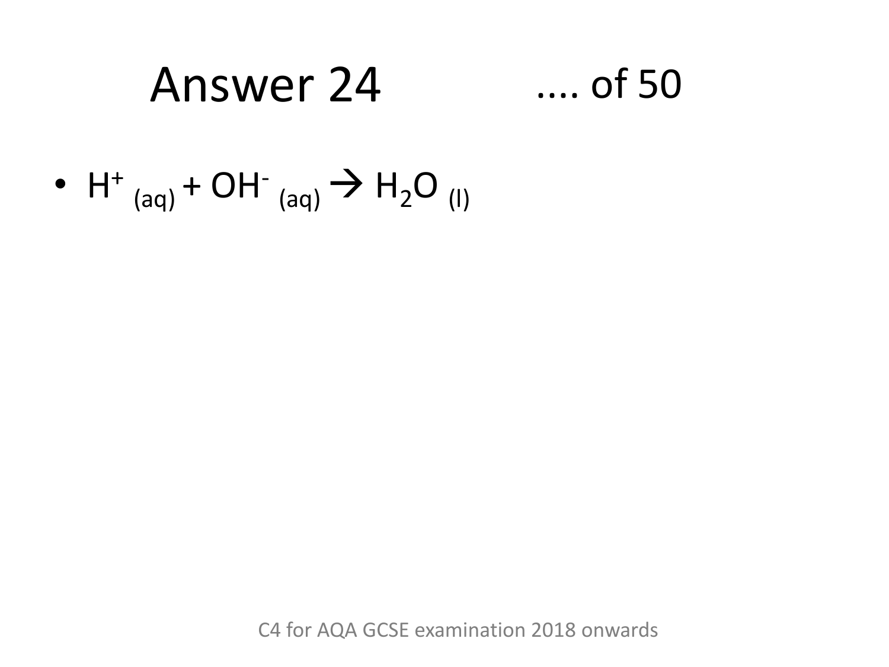# Answer 24 .... of 50

- $H^+_{(aq)} + OH^-_{(aq)} \rightarrow H_2O_{(l)}$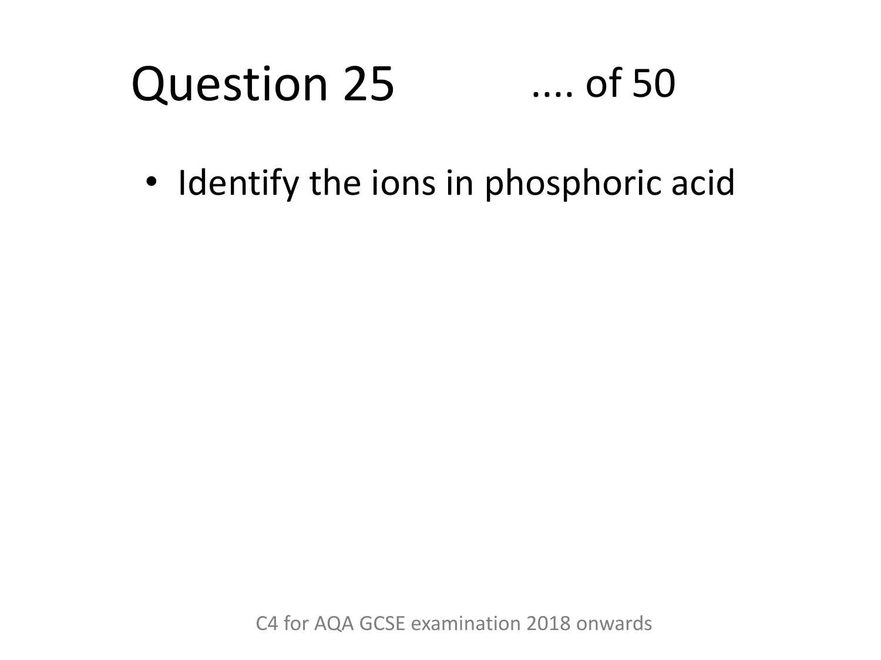# Question 25 .... of 50

- Identify the ions in phosphoric acid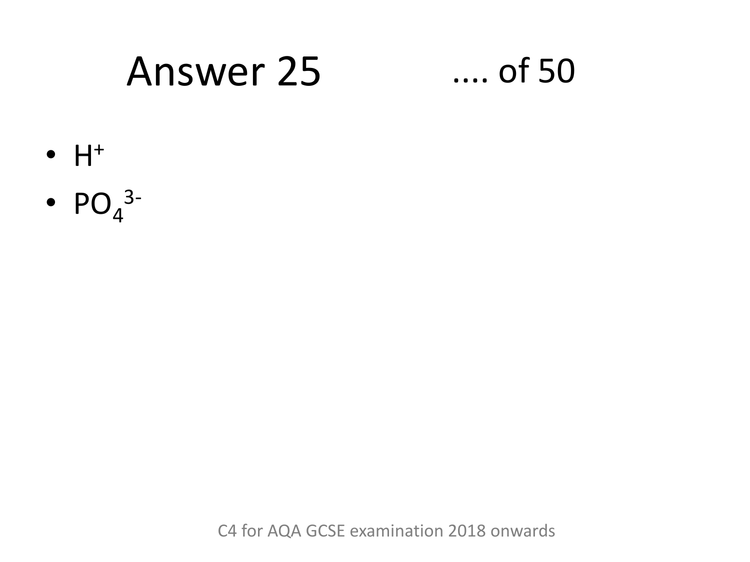# Answer 25 .... of 50

- $H^+$
- $PO_4^{3-}$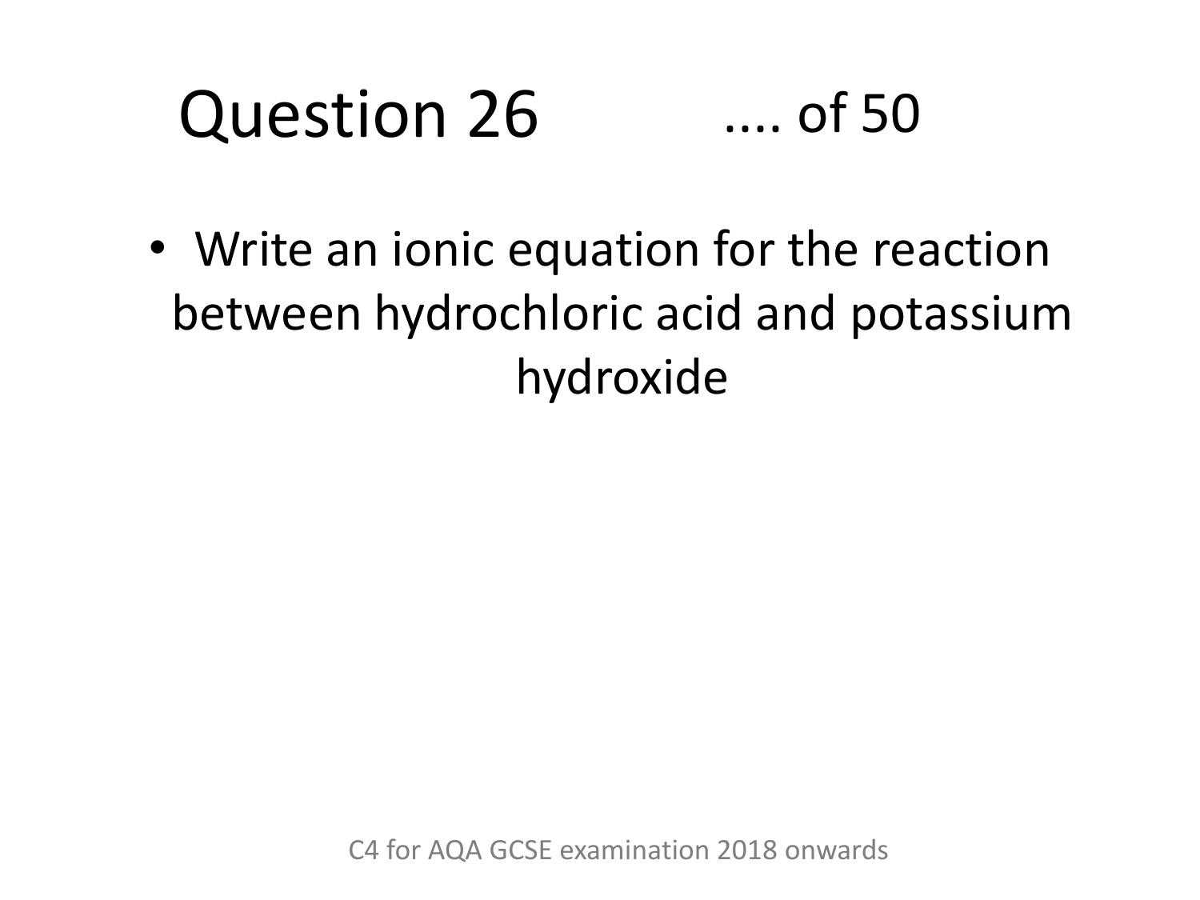# Question 26 .... of 50

- Write an ionic equation for the reaction between hydrochloric acid and potassium hydroxide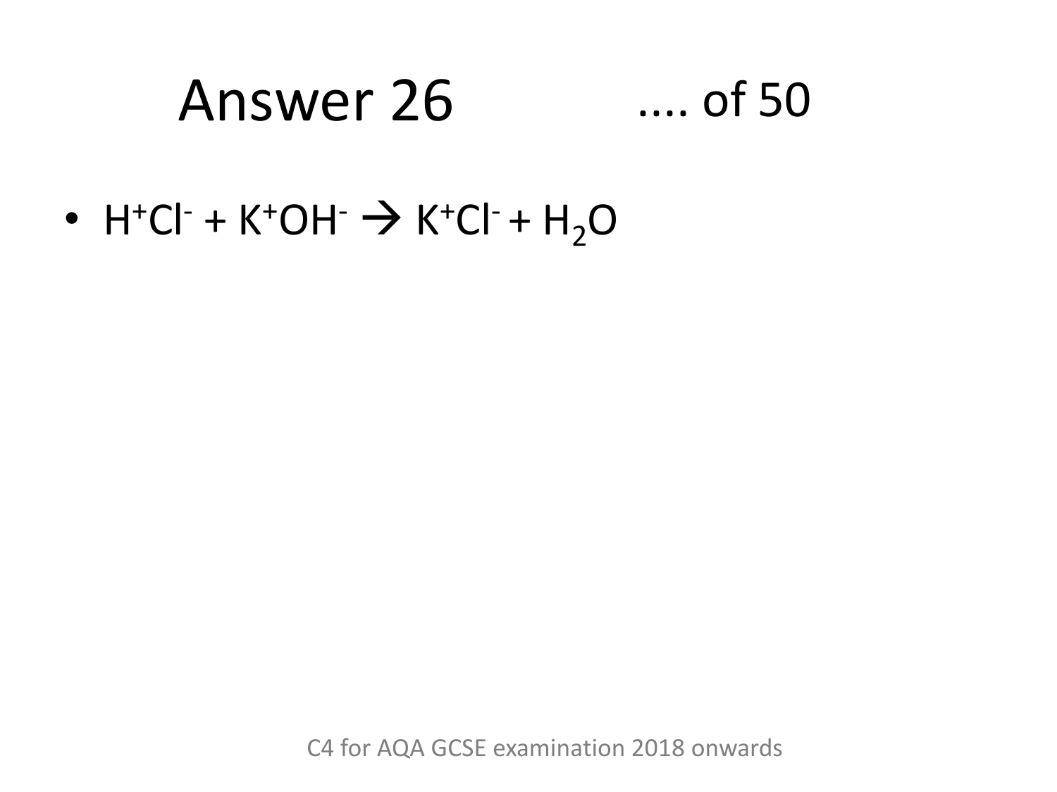# Answer 26 .... of 50

- $H^+Cl^- + K^+OH^- \rightarrow K^+Cl^- + H_2O$

C4 for AQA GCSE examination 2018 onwards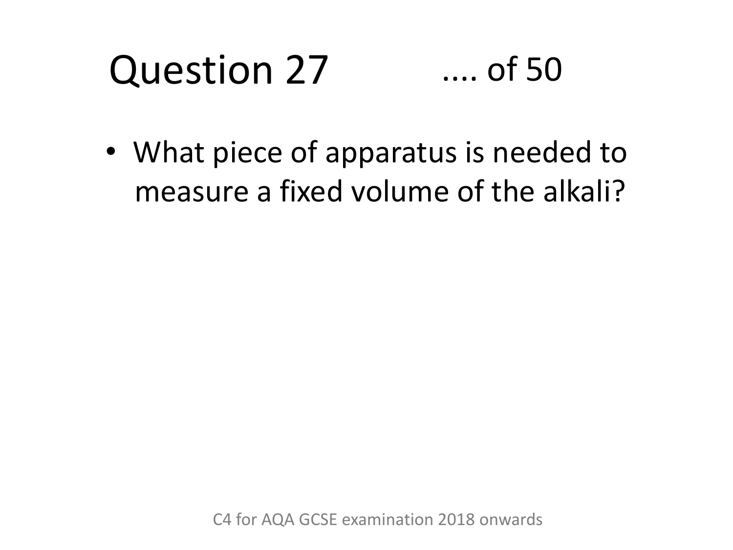# Question 27 .... of 50

- What piece of apparatus is needed to measure a fixed volume of the alkali?

C4 for AQA GCSE examination 2018 onwards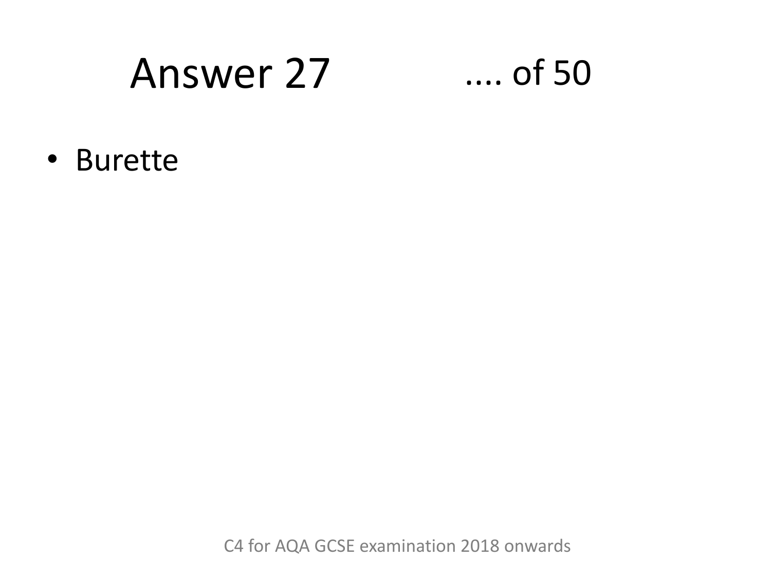# Answer 27

.... of 50

- Burette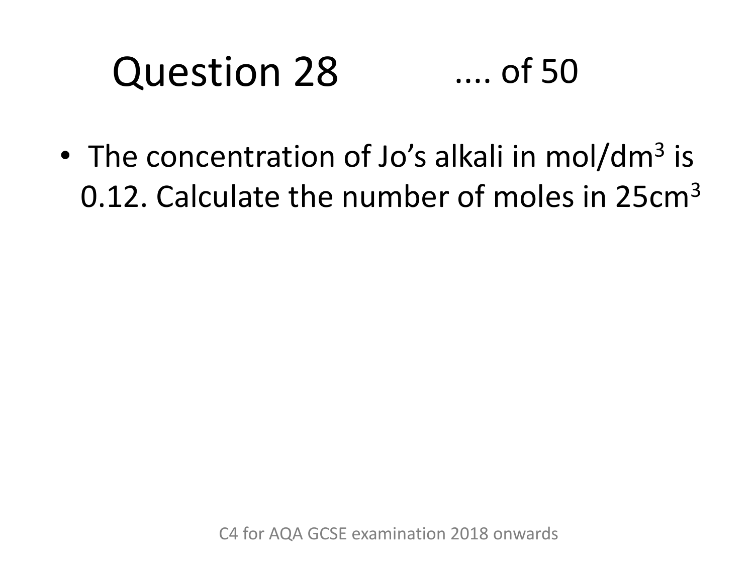# Question 28 .... of 50

- The concentration of Jo's alkali in mol/dm$^3$ is 0.12. Calculate the number of moles in 25cm$^3$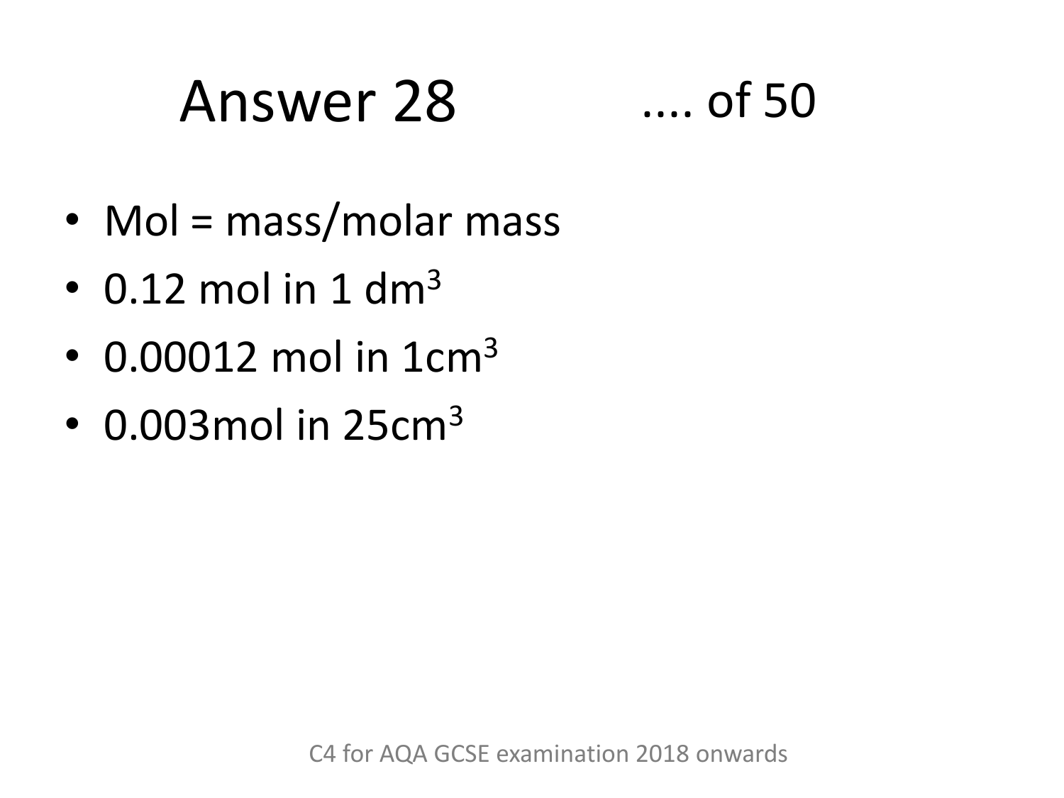# Answer 28

.... of 50

- Mol = mass/molar mass
- 0.12 mol in 1 $dm^3$
- 0.00012 mol in 1$cm^3$
- 0.003mol in 25$cm^3$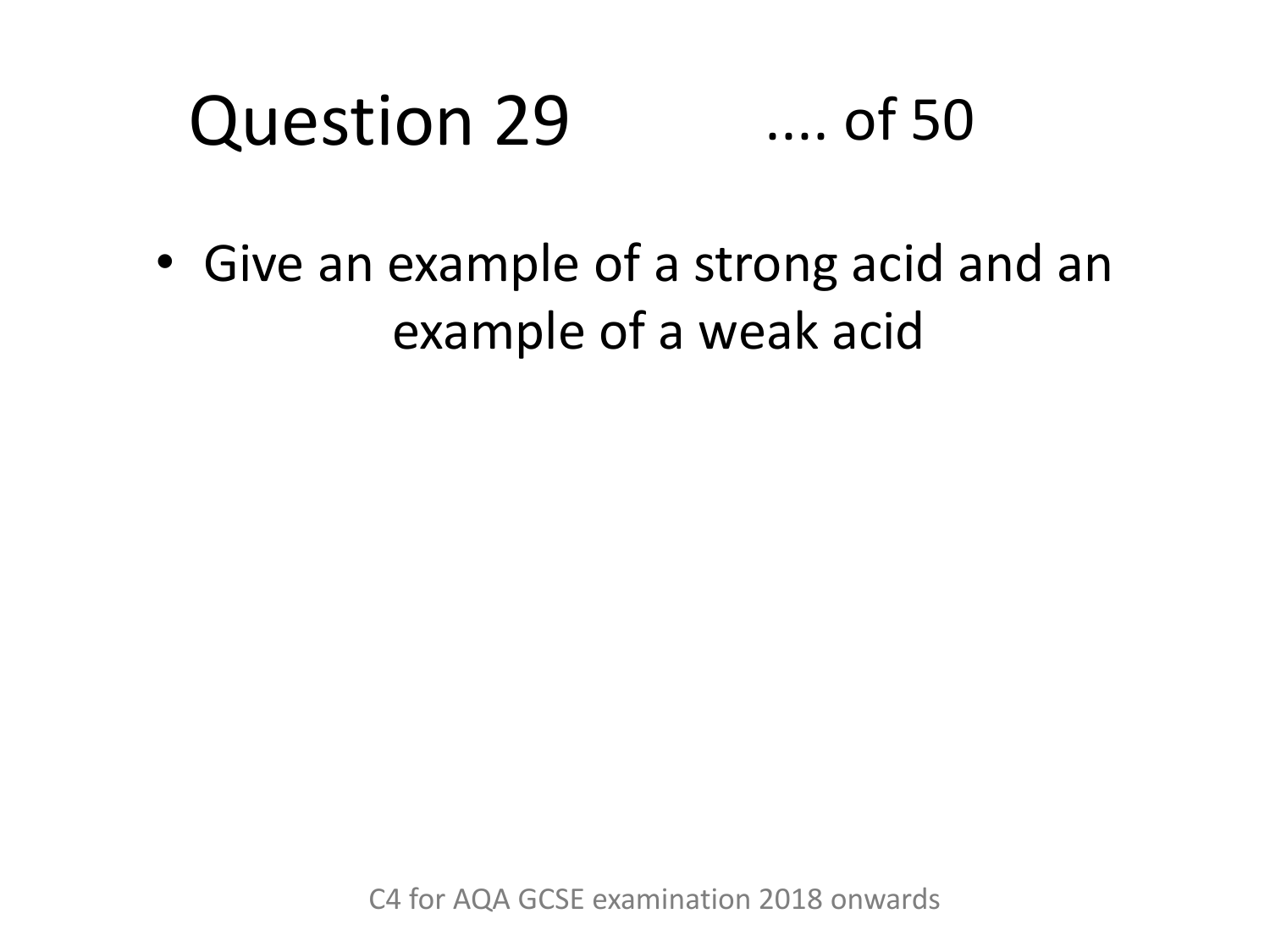# Question 29 .... of 50

- Give an example of a strong acid and an example of a weak acid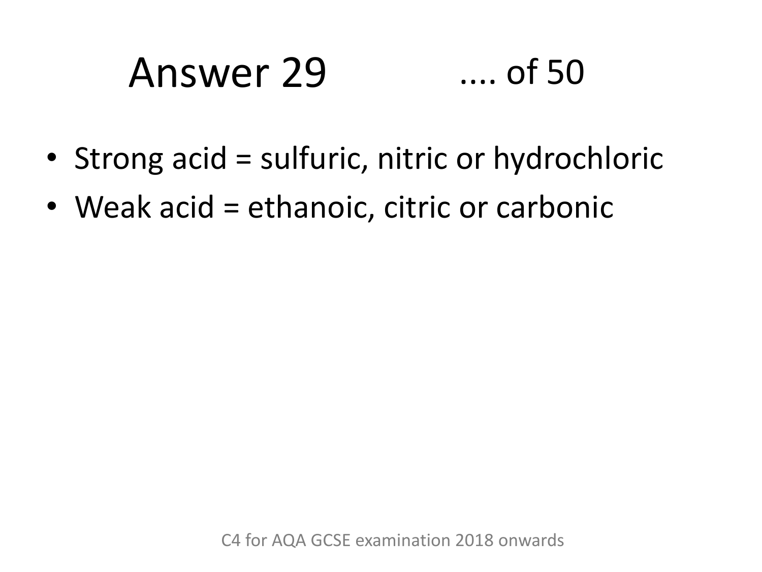# Answer 29

- Strong acid = sulfuric, nitric or hydrochloric
- Weak acid = ethanoic, citric or carbonic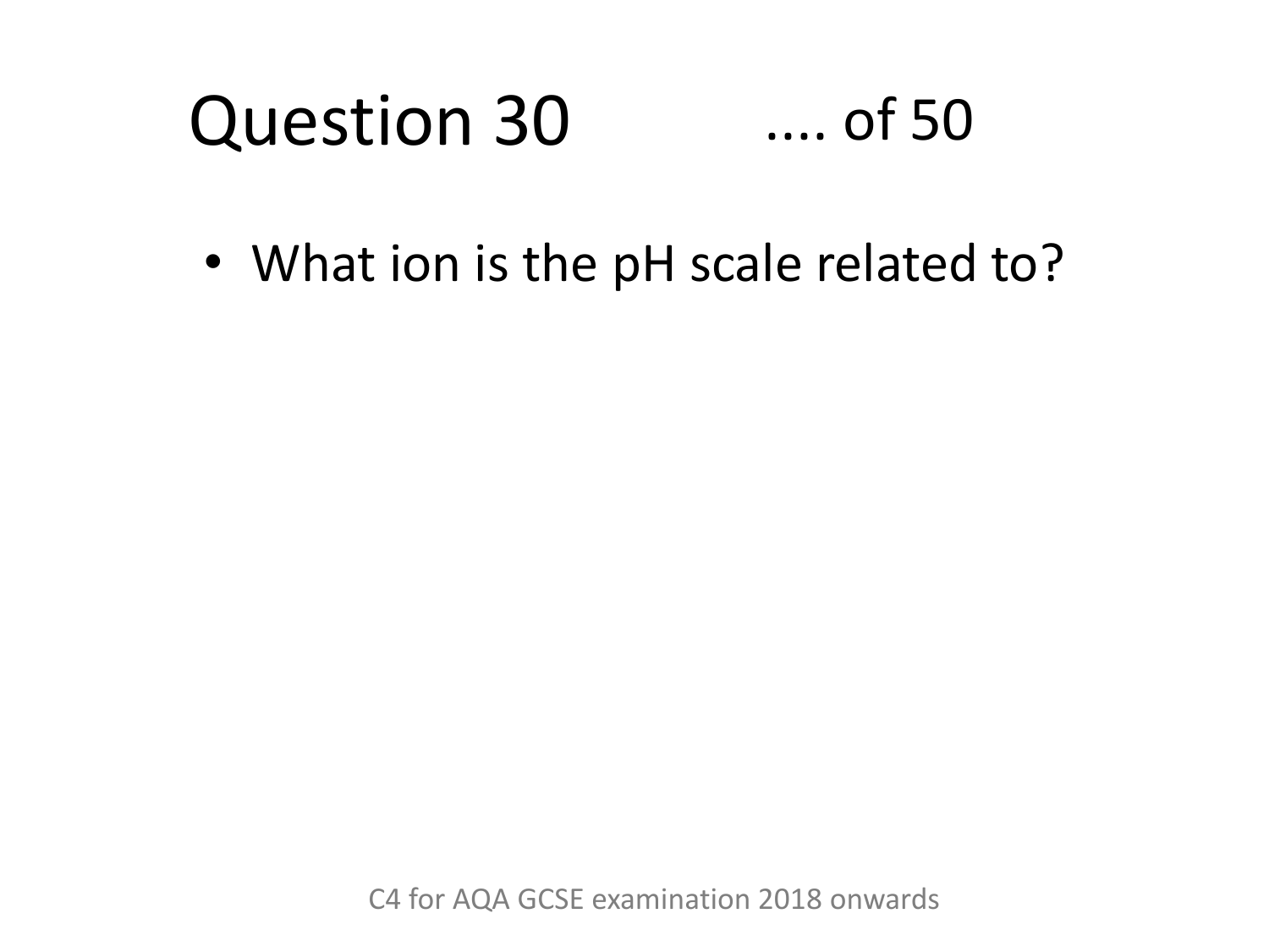# Question 30 .... of 50

- What ion is the pH scale related to?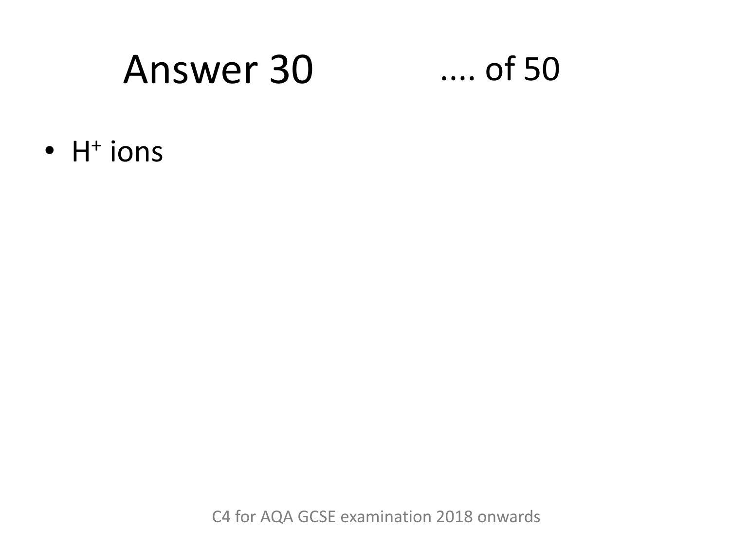# Answer 30

.... of 50

- $H^+$ ions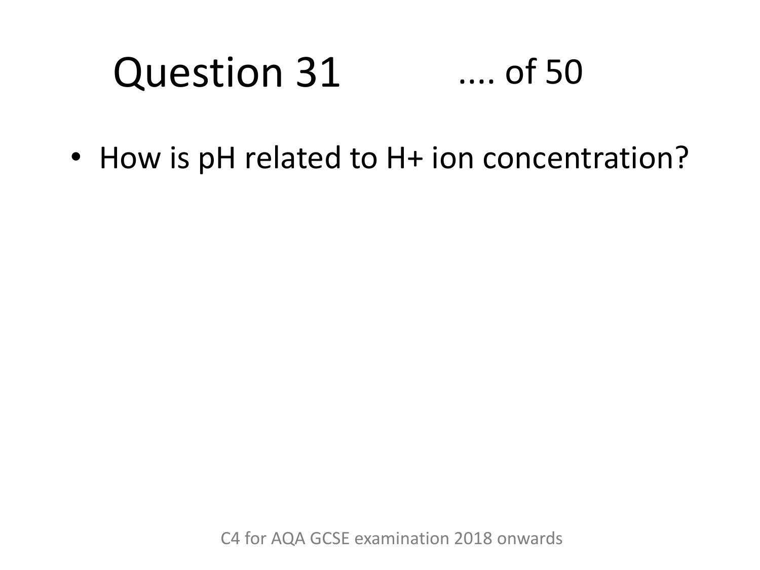# Question 31 .... of 50

- How is pH related to H+ ion concentration?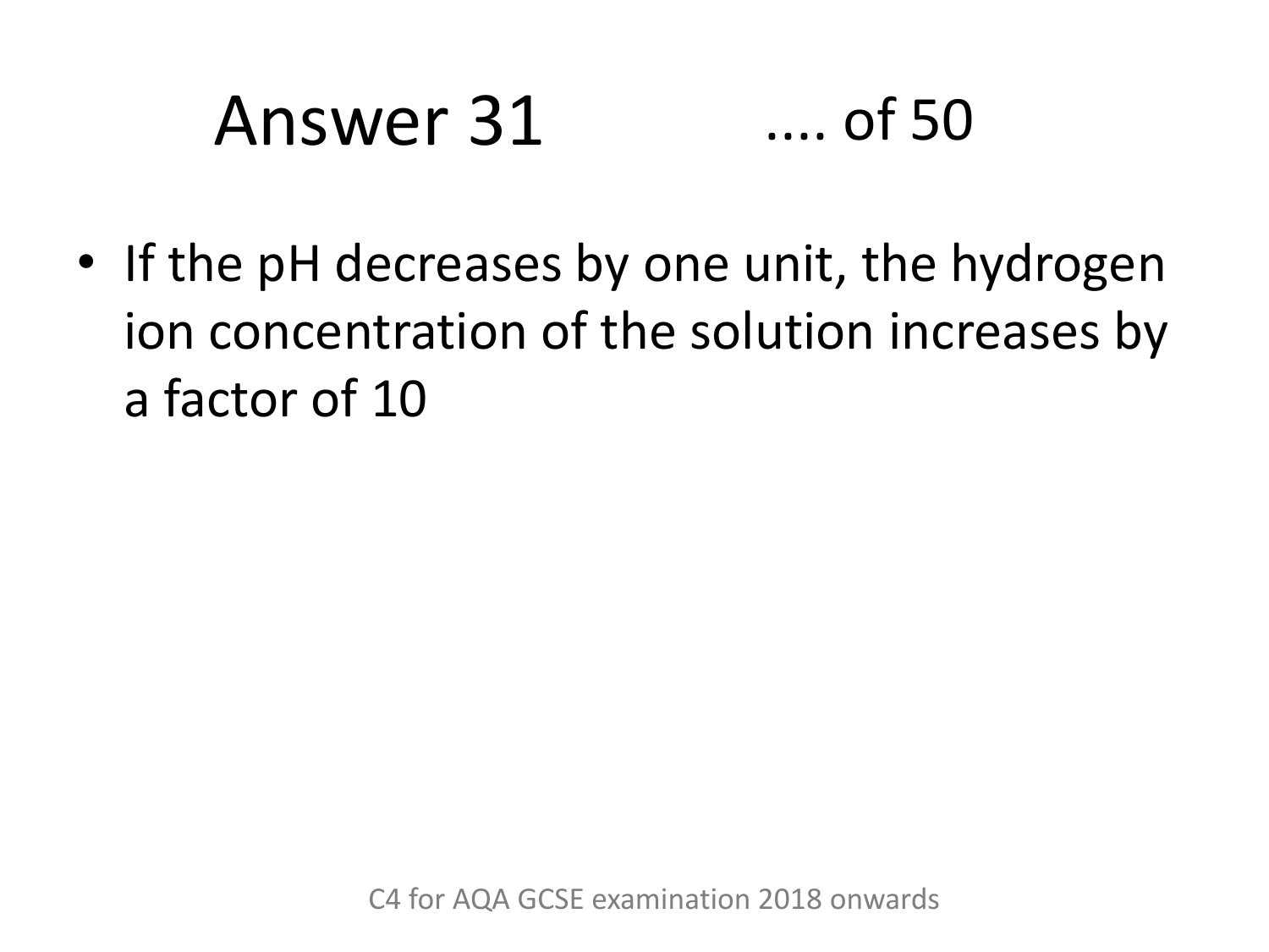# Answer 31

.... of 50

- If the pH decreases by one unit, the hydrogen ion concentration of the solution increases by a factor of 10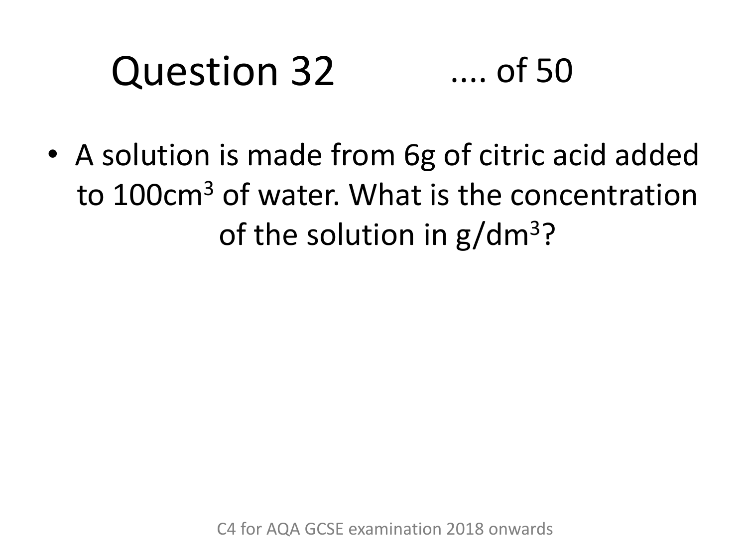# Question 32 .... of 50

- A solution is made from 6g of citric acid added to 100cm$^3$ of water. What is the concentration of the solution in g/dm$^3$?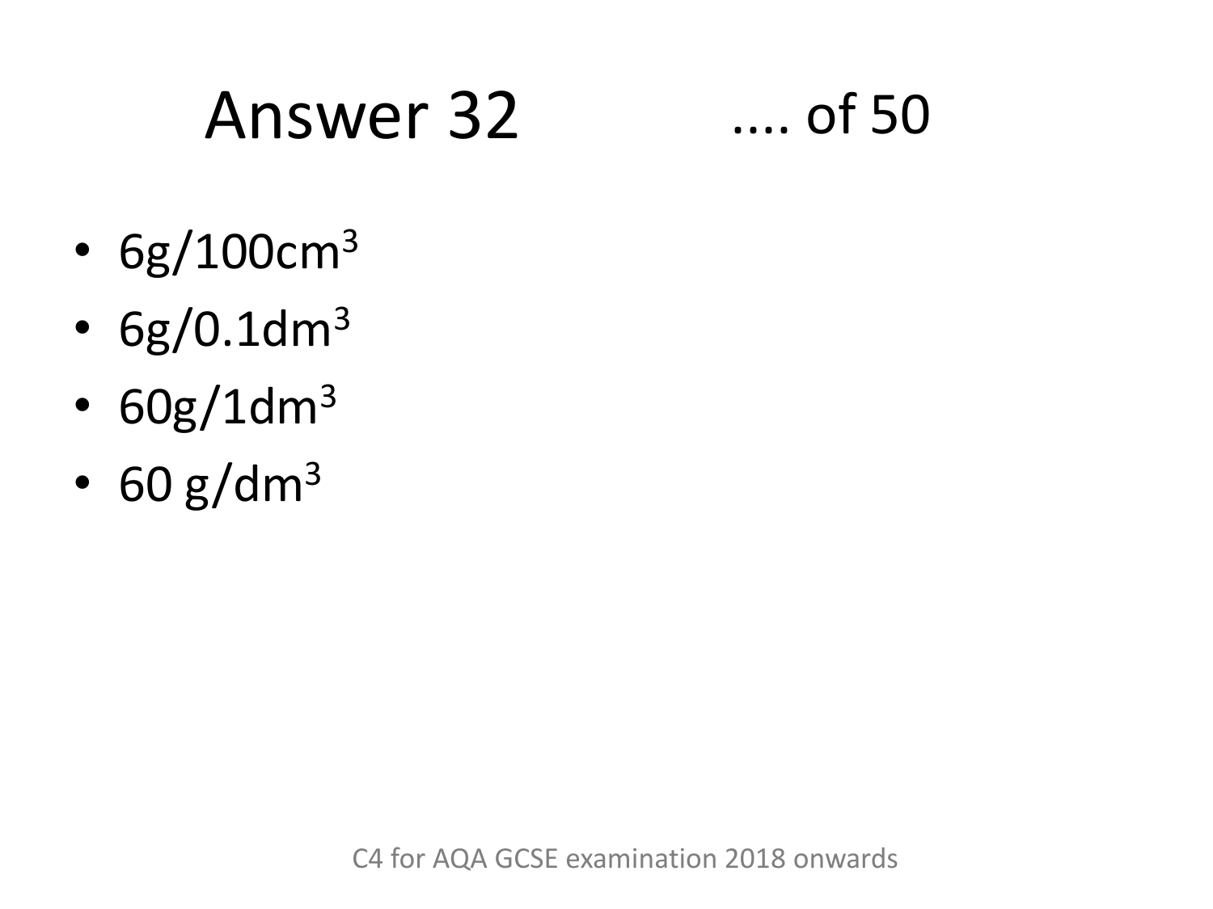# Answer 32

- $6 g/100 cm^3$
- $6 g/0.1 dm^3$
- $60 g/1 dm^3$
- $60\ g/dm^3$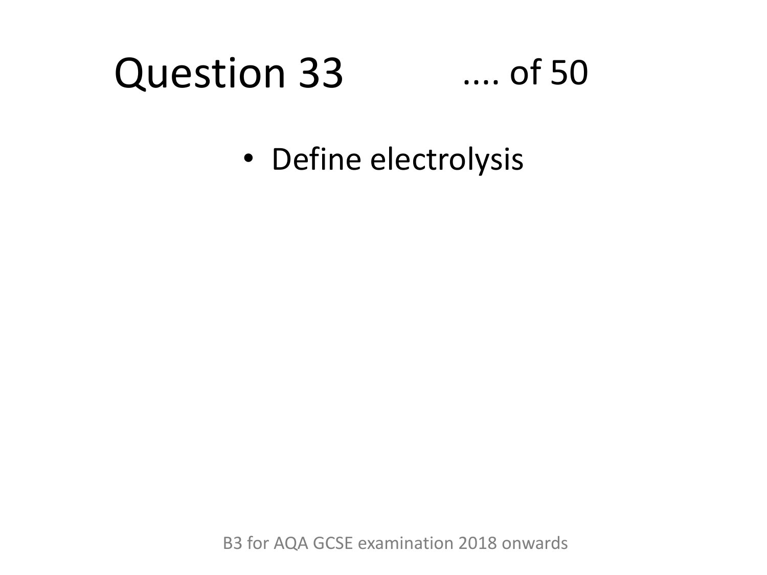# Question 33 .... of 50

- Define electrolysis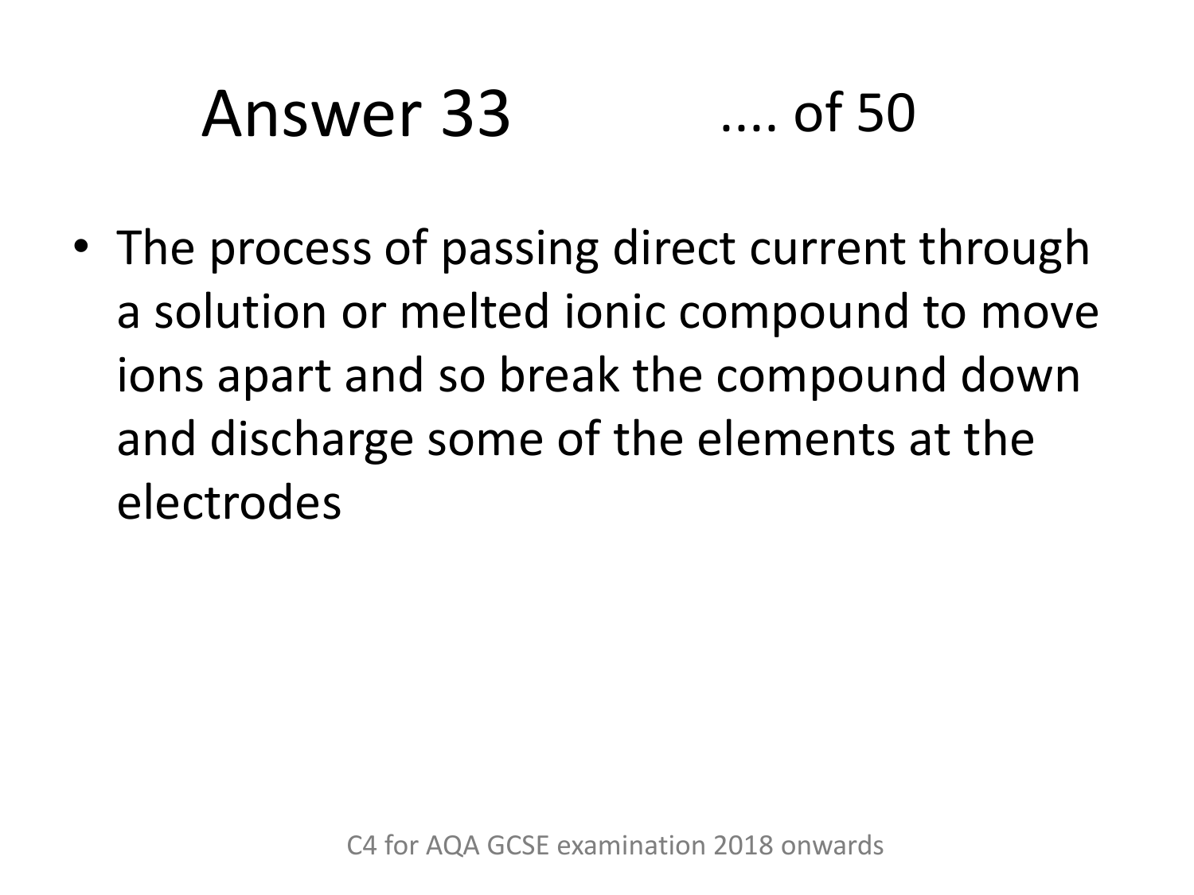# Answer 33 .... of 50

- The process of passing direct current through a solution or melted ionic compound to move ions apart and so break the compound down and discharge some of the elements at the electrodes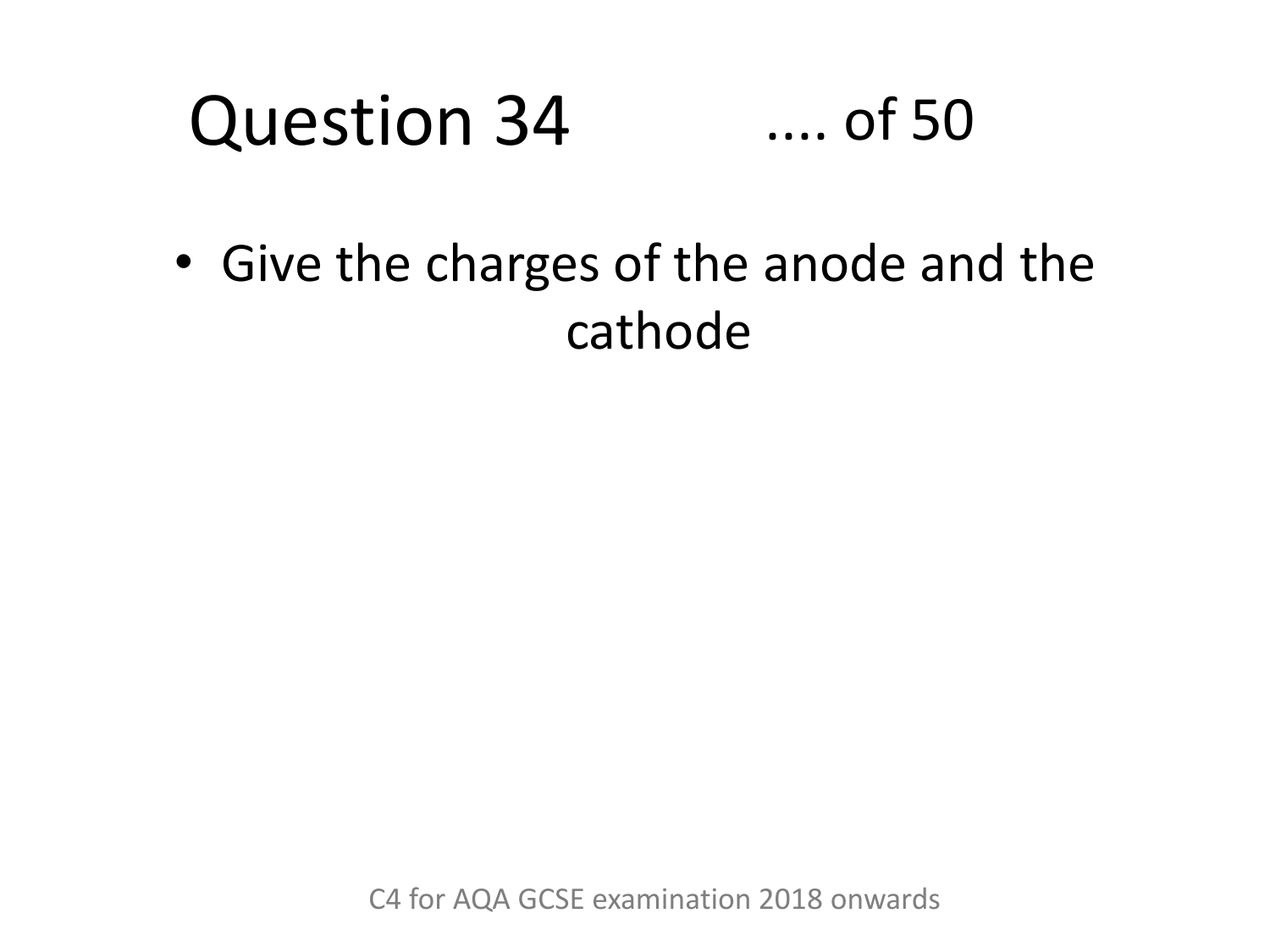# Question 34 .... of 50

- Give the charges of the anode and the cathode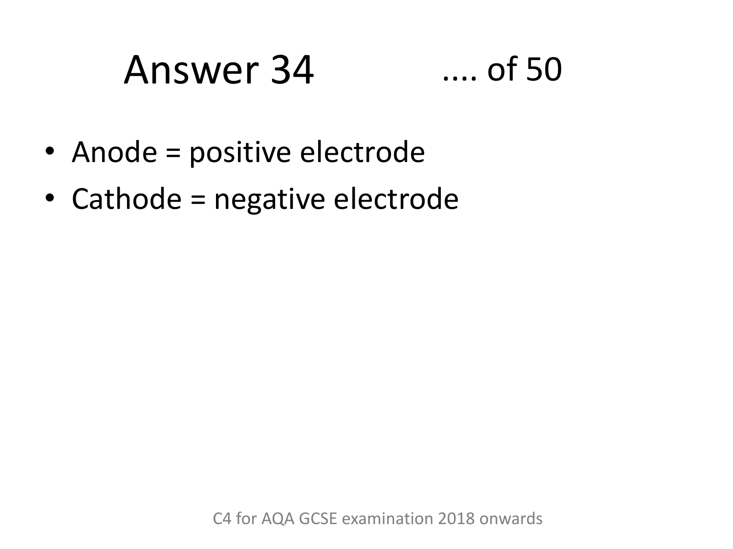# Answer 34

- Anode = positive electrode
- Cathode = negative electrode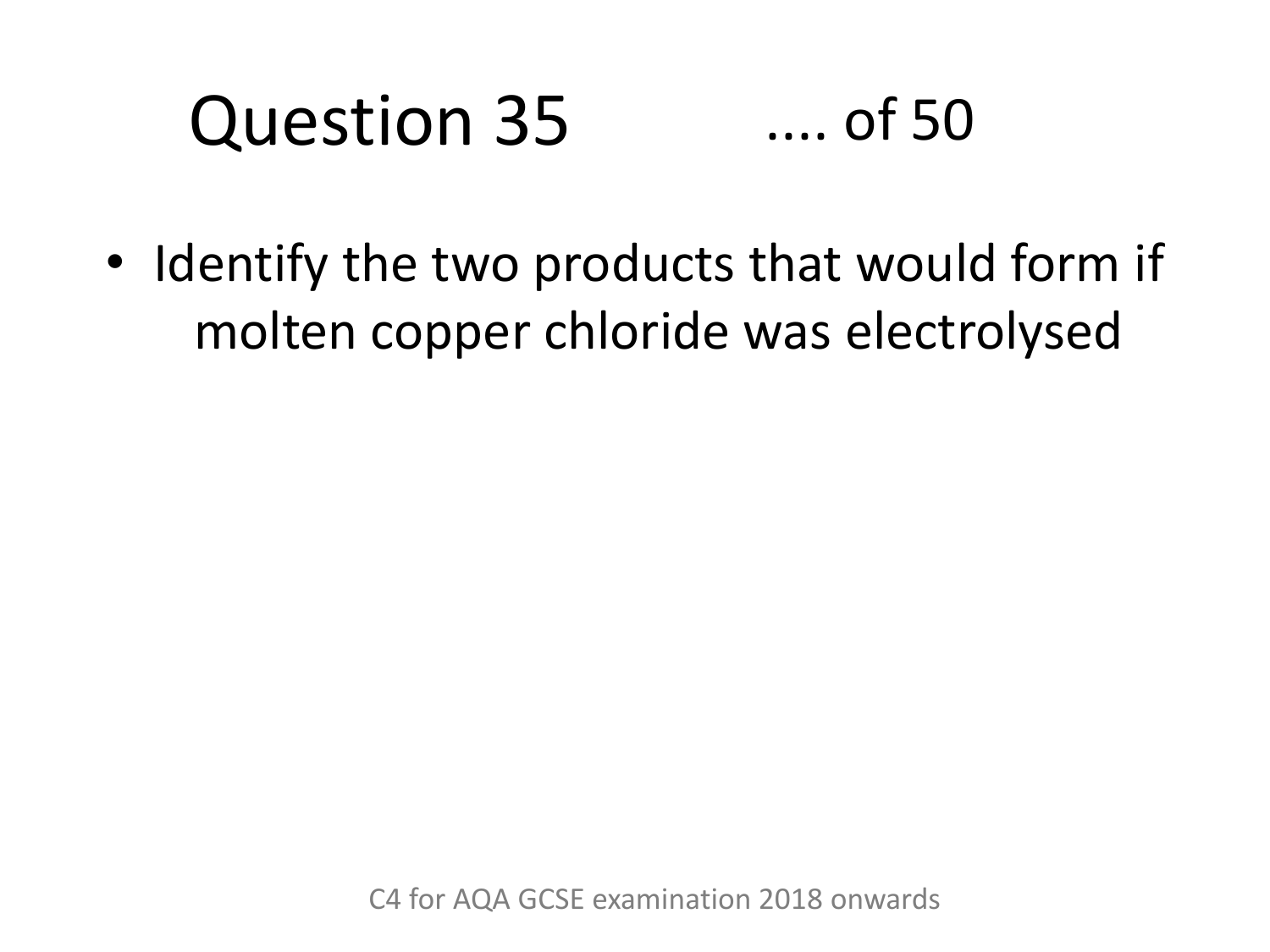# Question 35 .... of 50

- Identify the two products that would form if molten copper chloride was electrolysed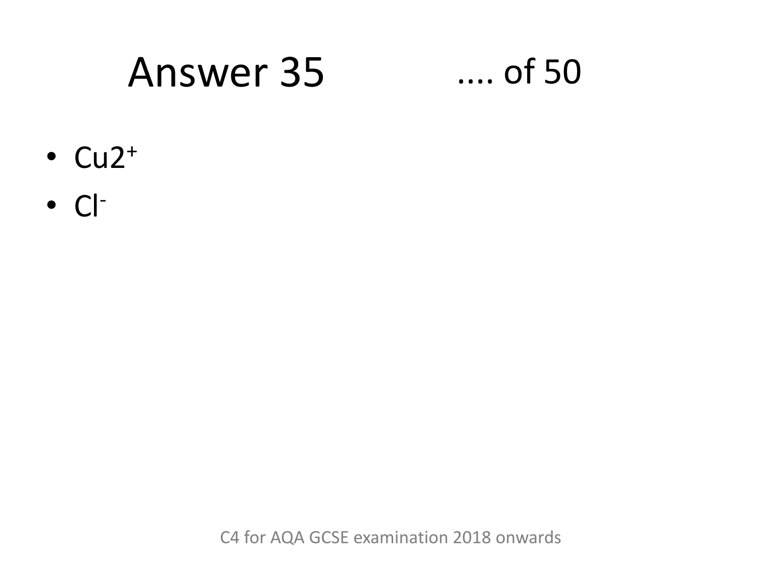# Answer 35 .... of 50

- $Cu2^{+}$
- $Cl^{-}$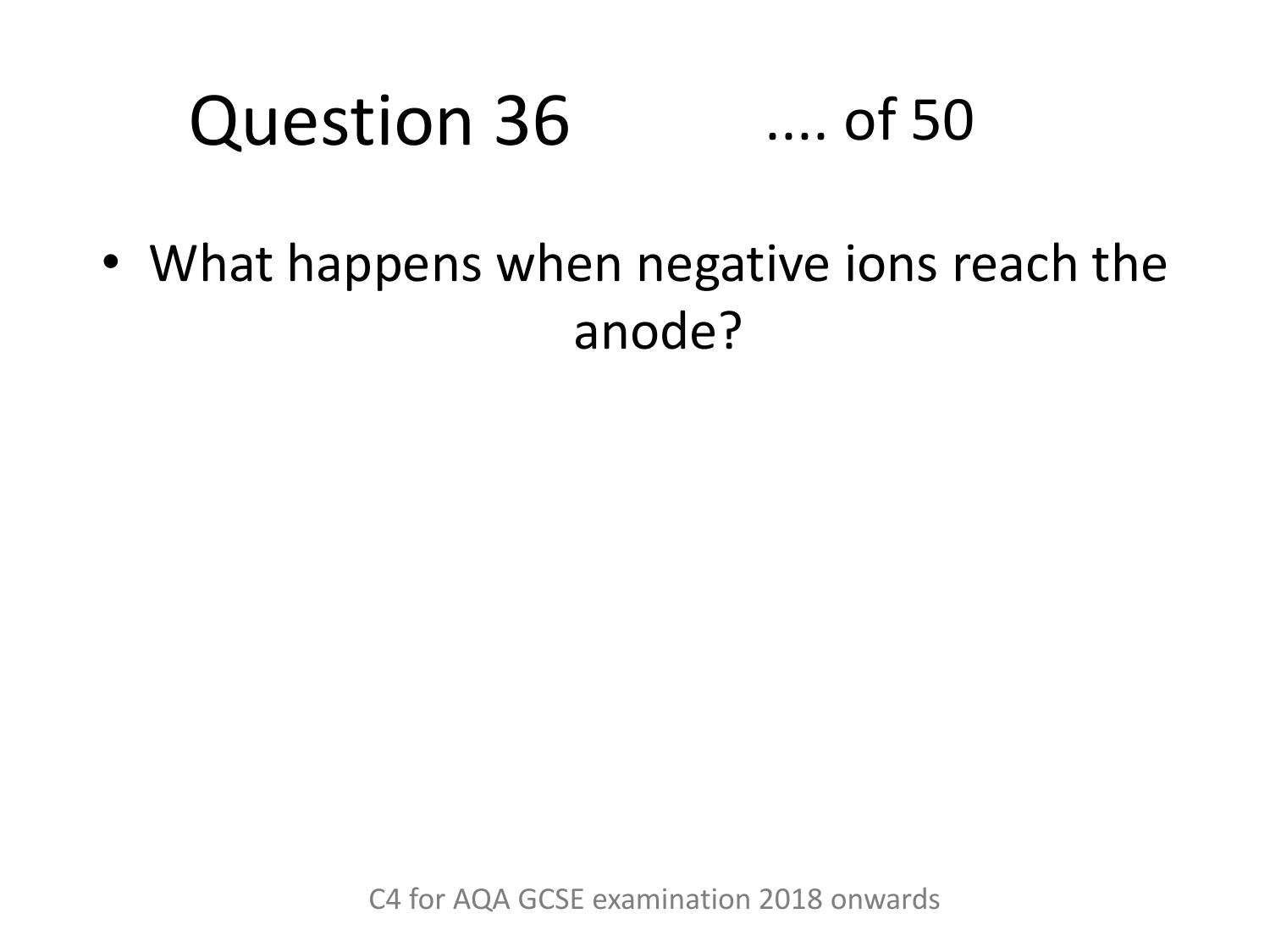# Question 36 .... of 50

- What happens when negative ions reach the anode?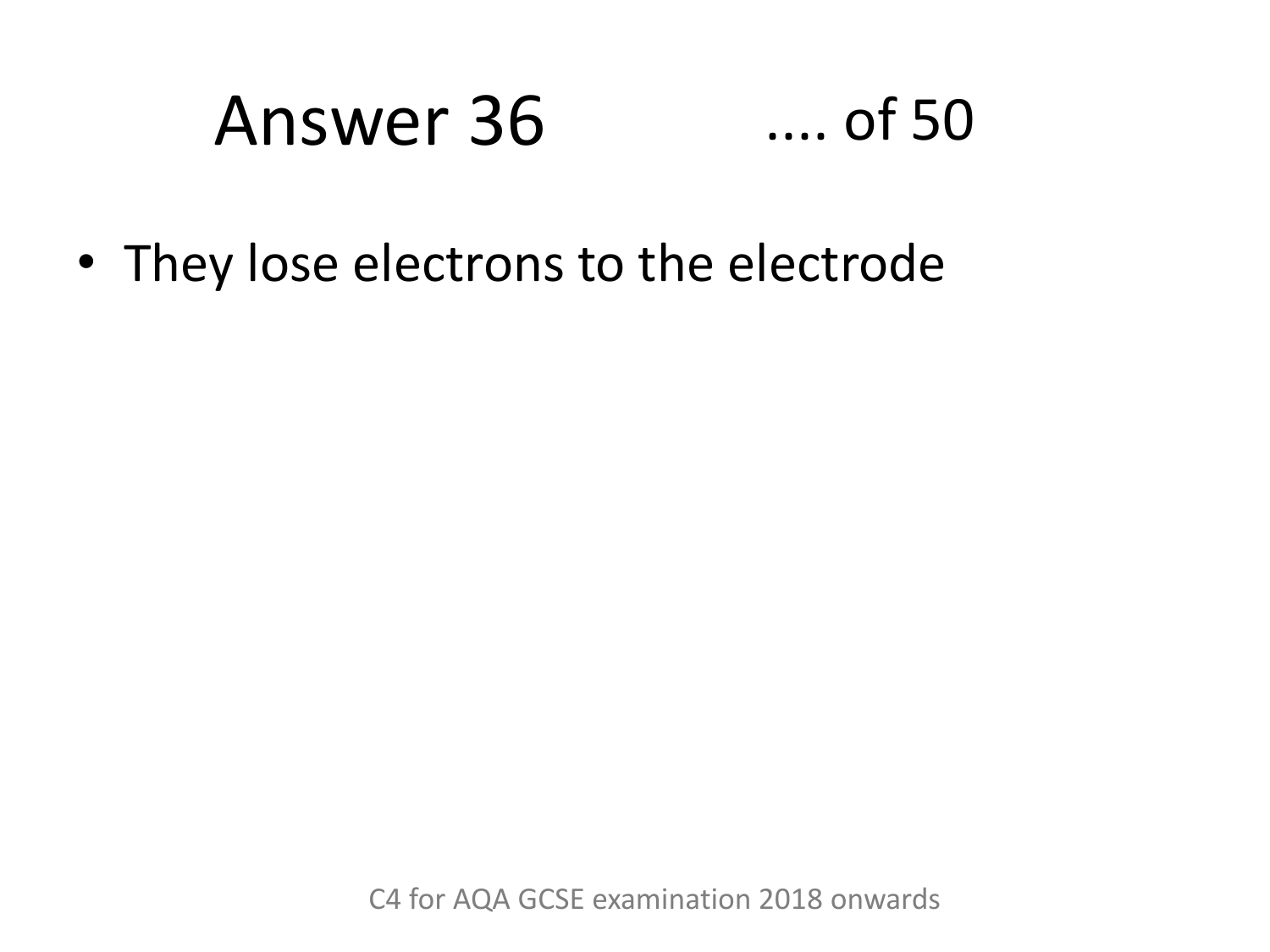# Answer 36 .... of 50

- They lose electrons to the electrode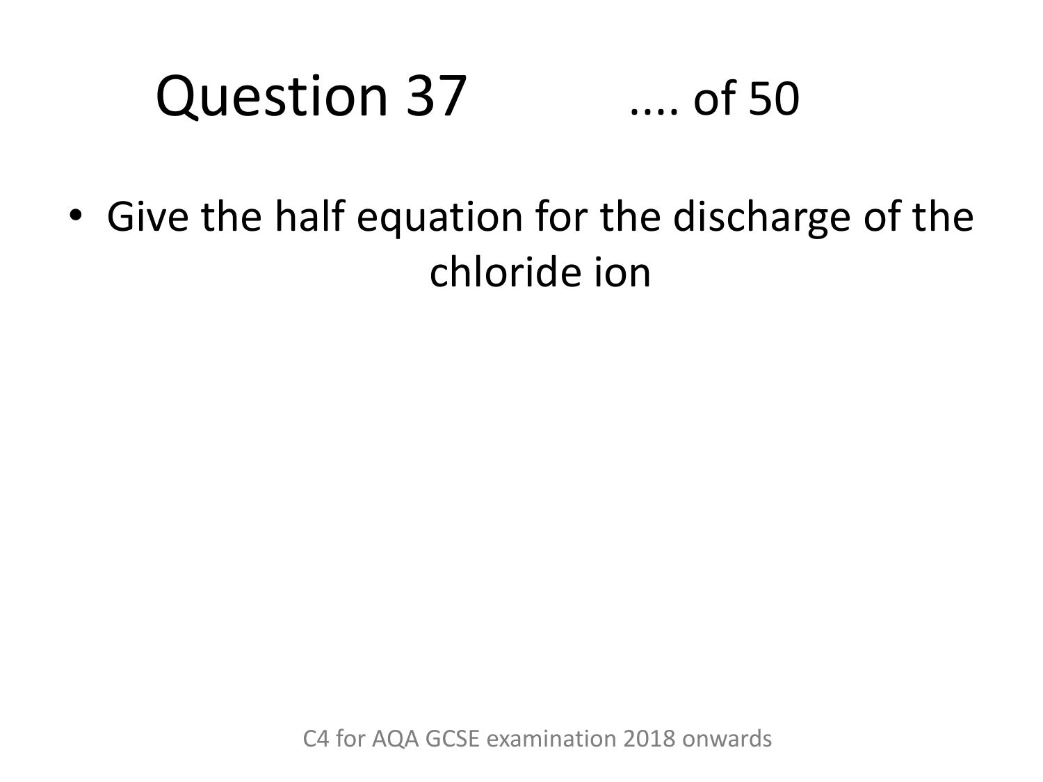# Question 37 .... of 50

- Give the half equation for the discharge of the chloride ion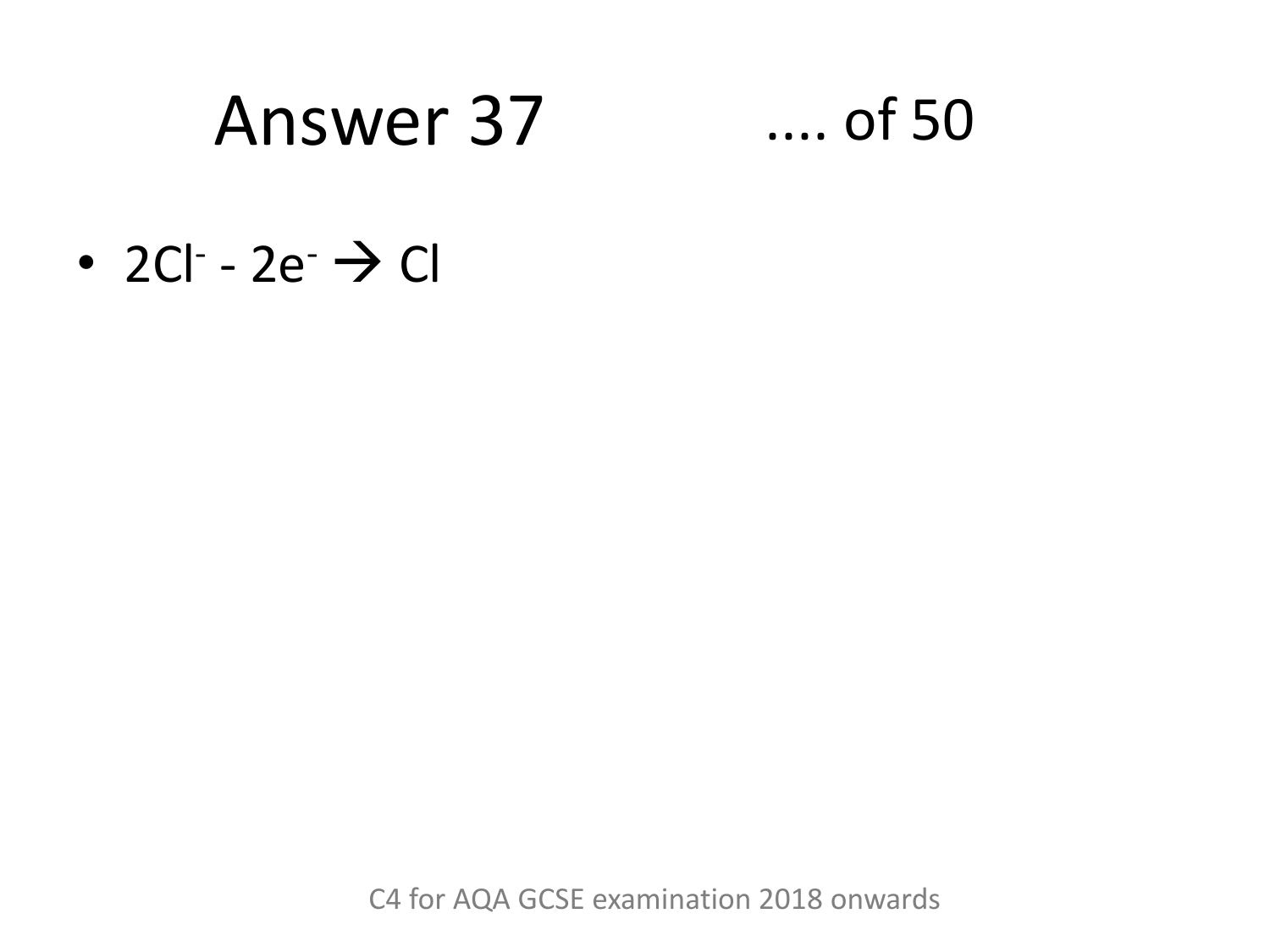# Answer 37

- $2Cl^- - 2e^- \rightarrow Cl$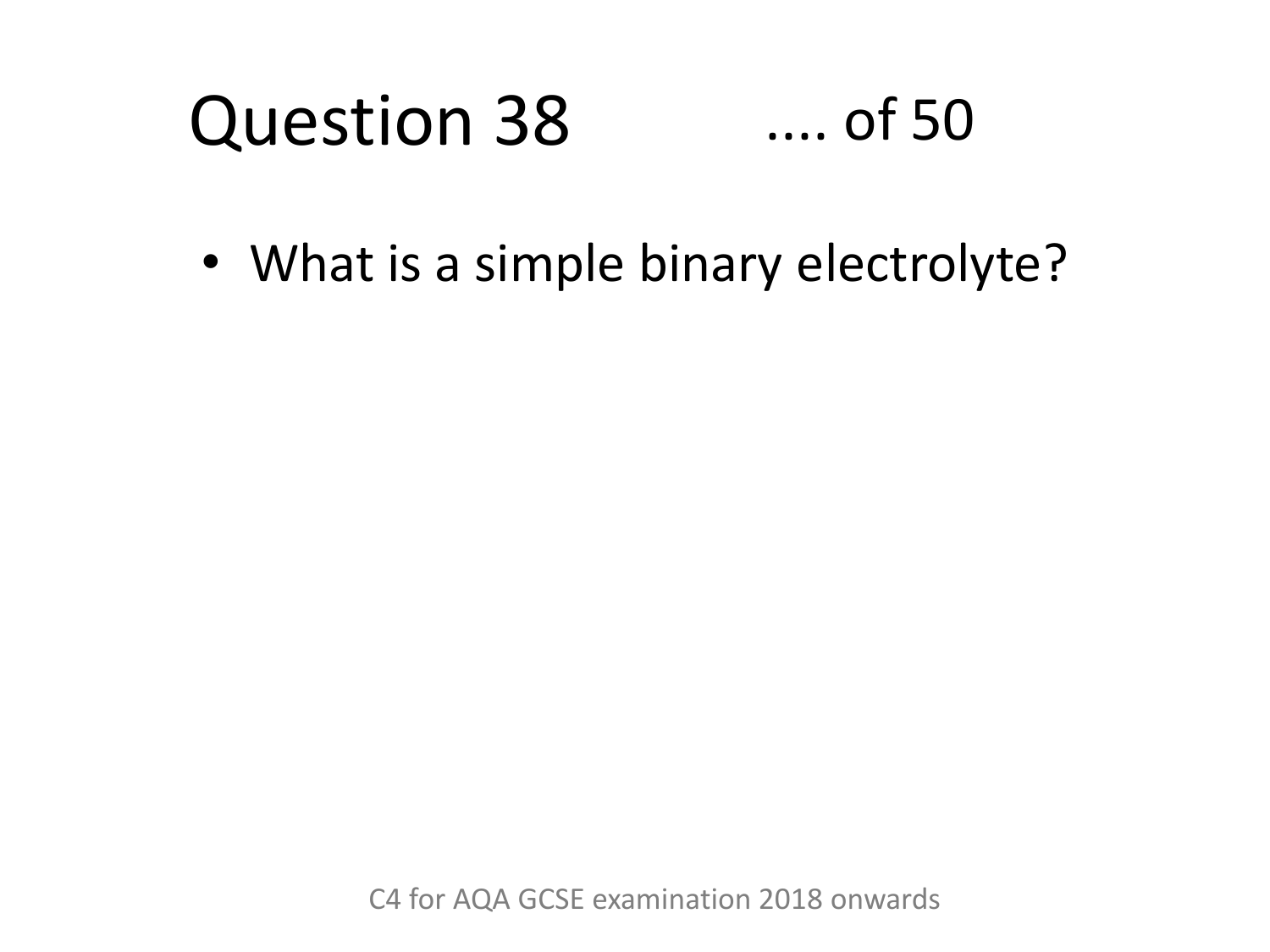# Question 38 .... of 50

- What is a simple binary electrolyte?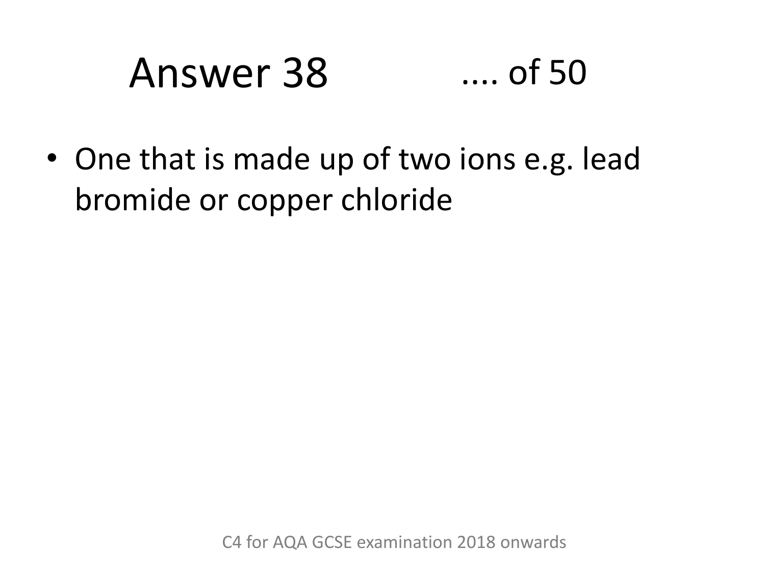# Answer 38

- One that is made up of two ions e.g. lead bromide or copper chloride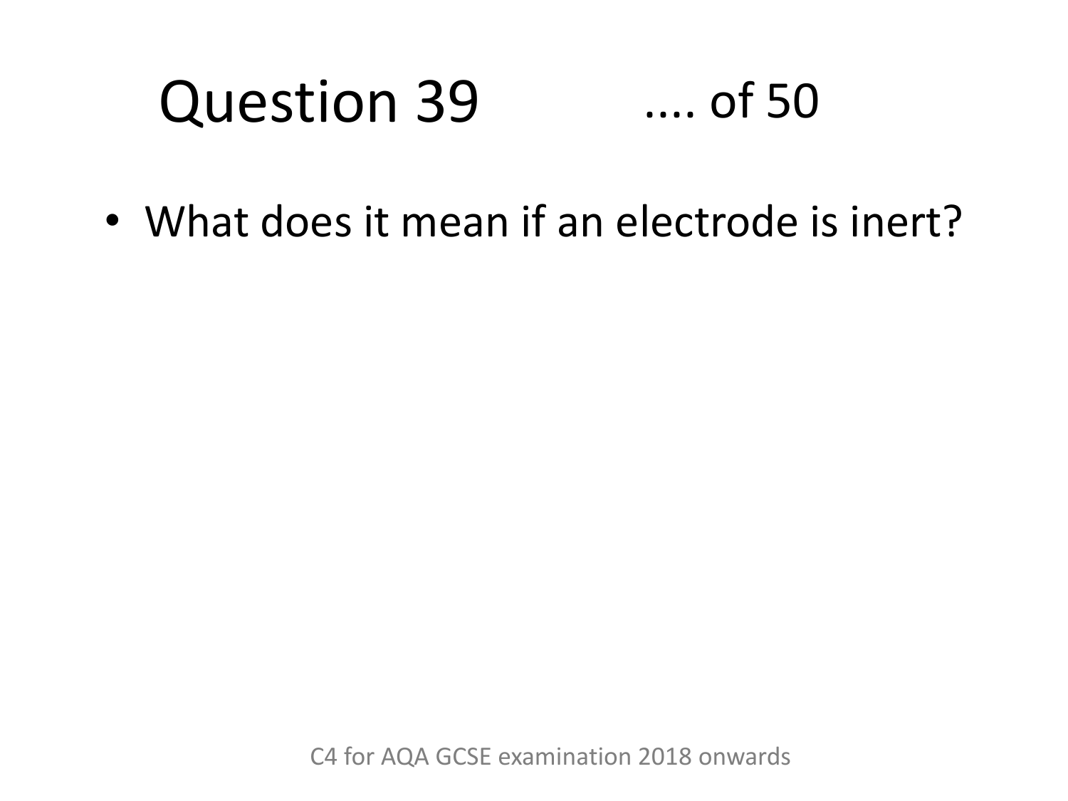# Question 39 .... of 50

- What does it mean if an electrode is inert?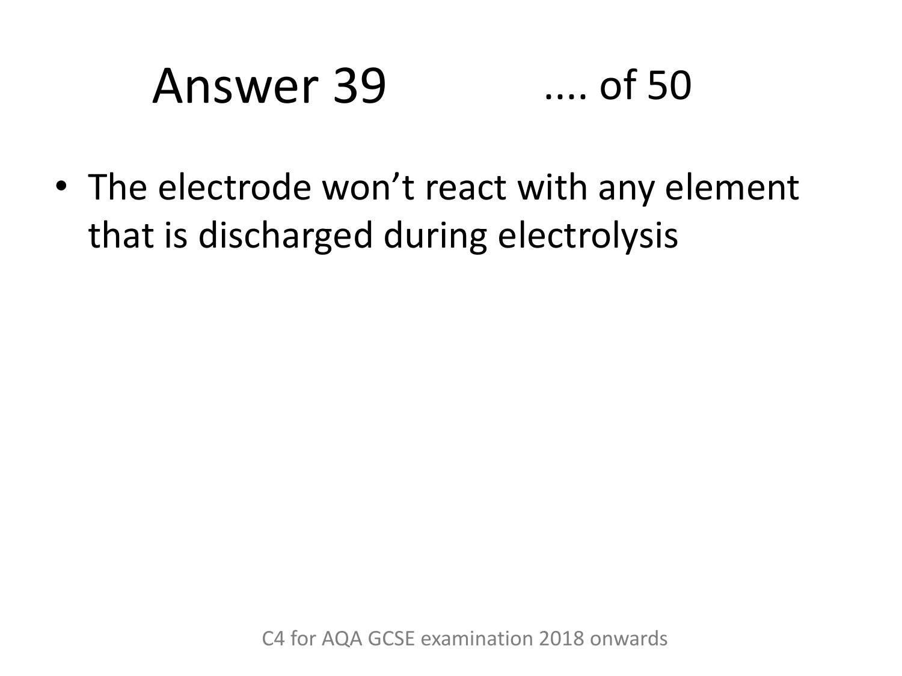# Answer 39

- The electrode won't react with any element that is discharged during electrolysis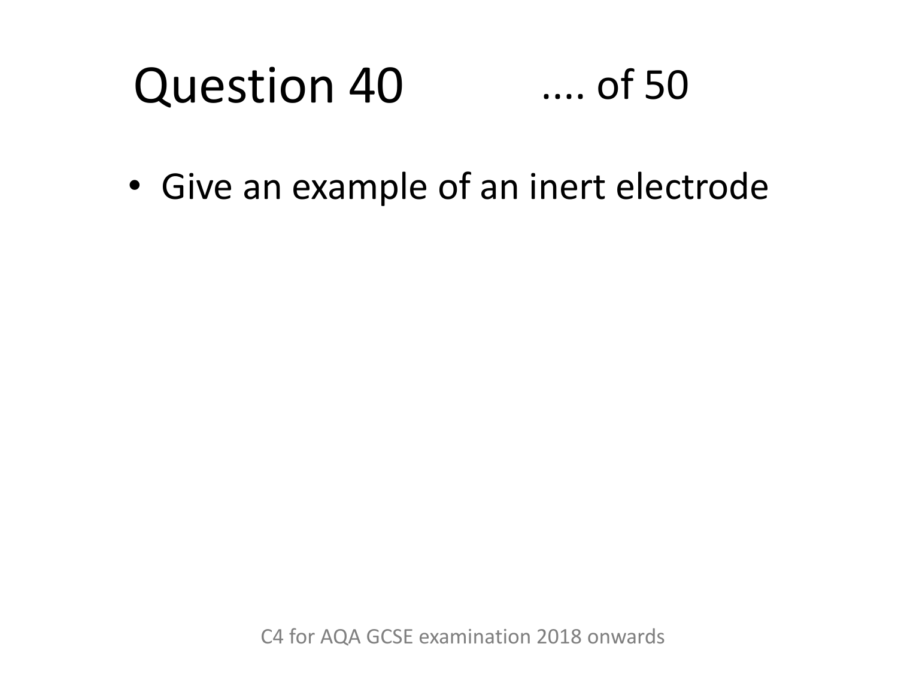# Question 40 .... of 50

- Give an example of an inert electrode

C4 for AQA GCSE examination 2018 onwards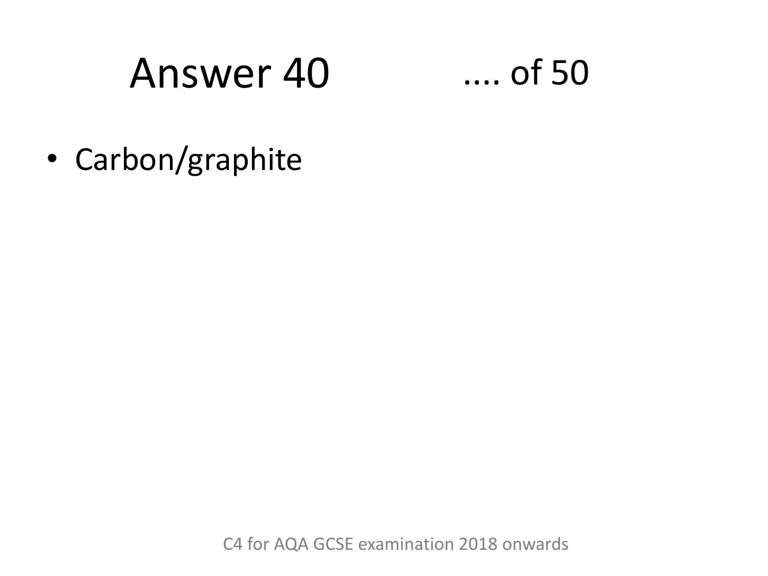# Answer 40

- Carbon/graphite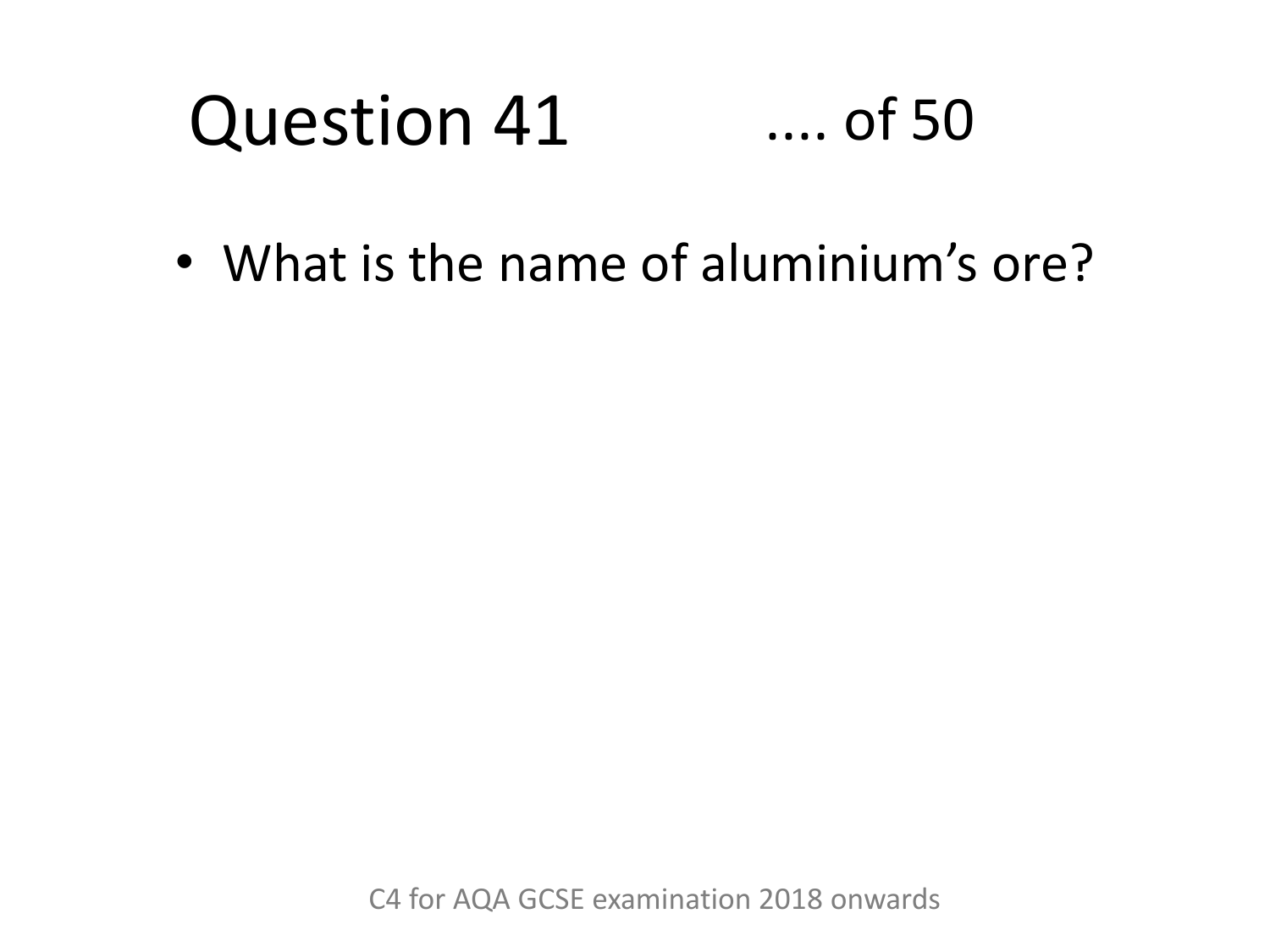# Question 41 .... of 50

- What is the name of aluminium's ore?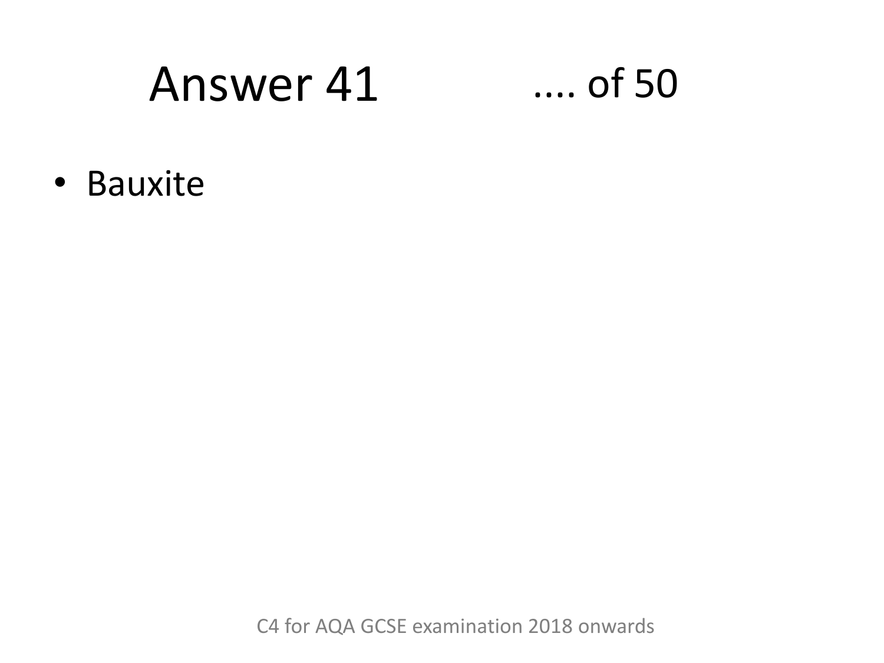# Answer 41

.... of 50

- Bauxite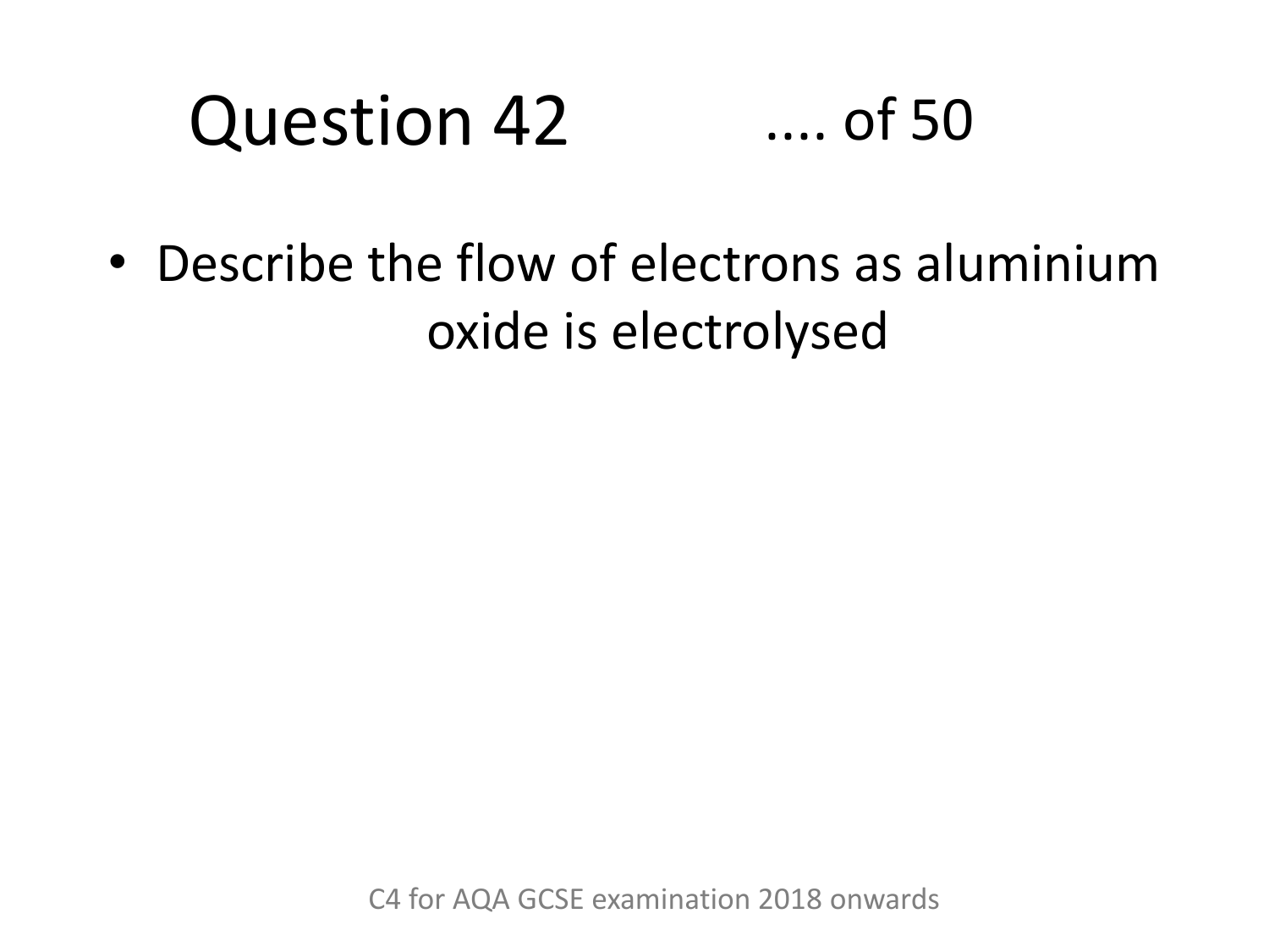# Question 42 .... of 50

- Describe the flow of electrons as aluminium oxide is electrolysed

C4 for AQA GCSE examination 2018 onwards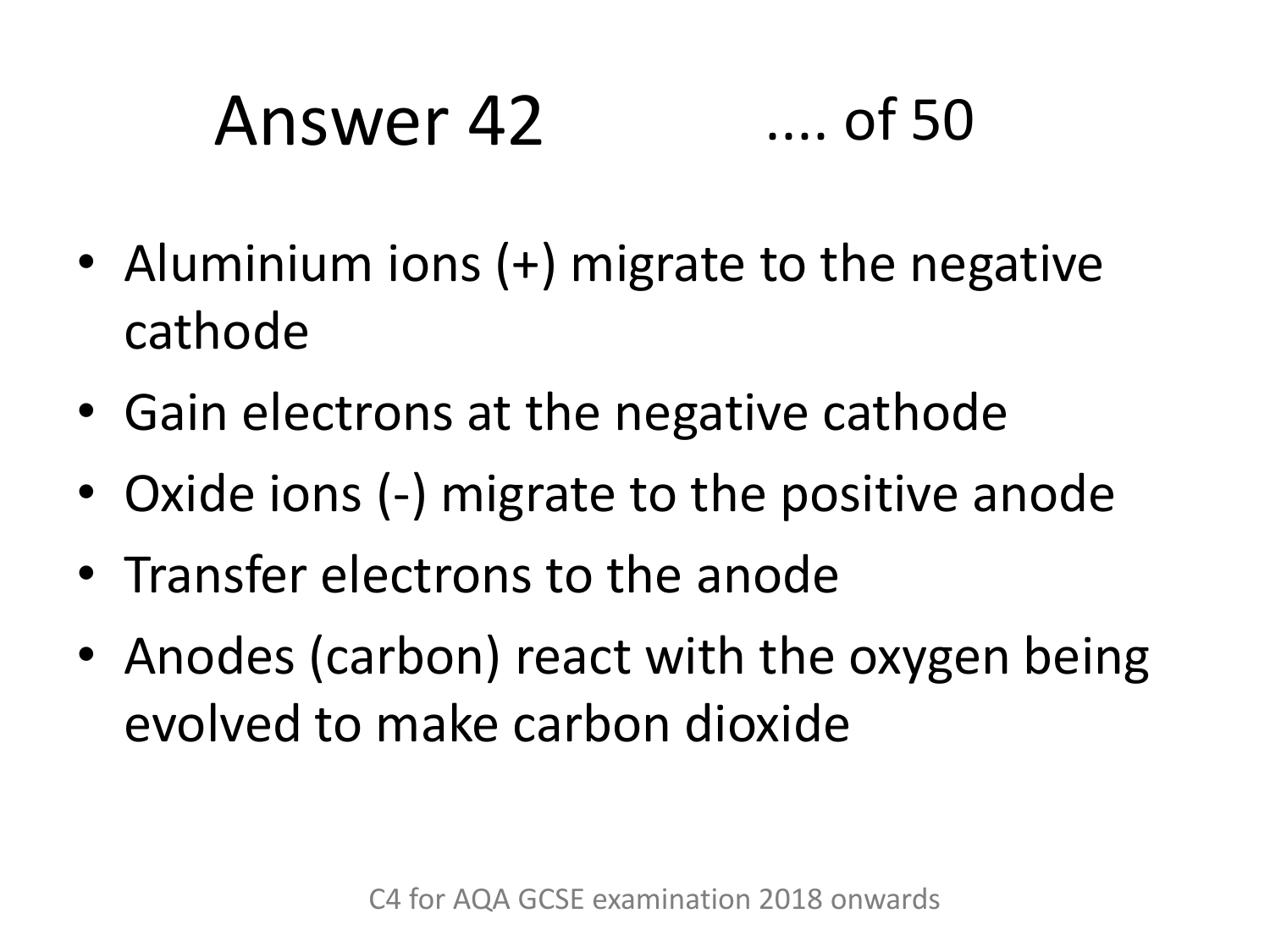# Answer 42

- Aluminium ions (+) migrate to the negative cathode
- Gain electrons at the negative cathode
- Oxide ions (-) migrate to the positive anode
- Transfer electrons to the anode
- Anodes (carbon) react with the oxygen being evolved to make carbon dioxide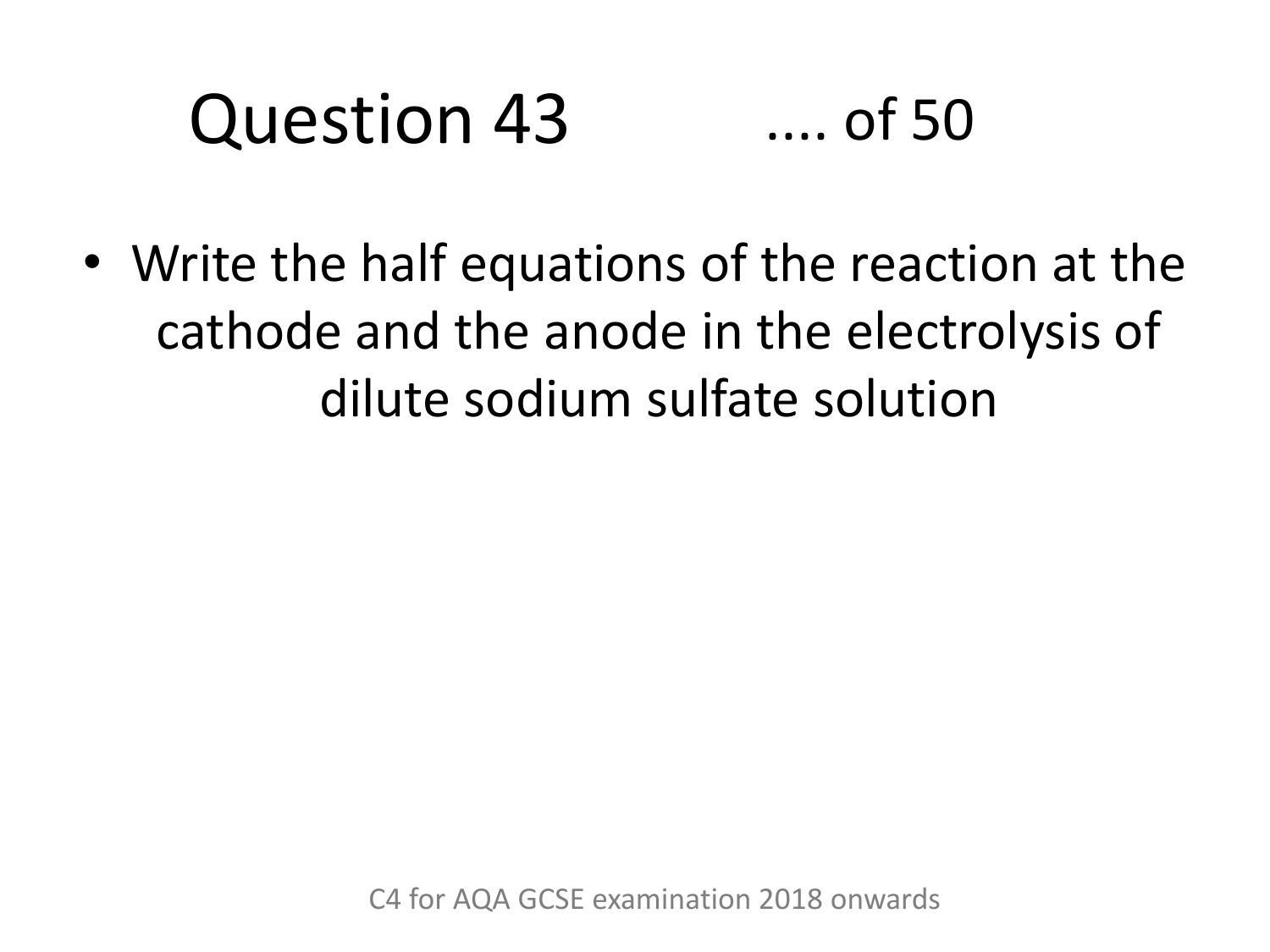# Question 43 .... of 50

- Write the half equations of the reaction at the cathode and the anode in the electrolysis of dilute sodium sulfate solution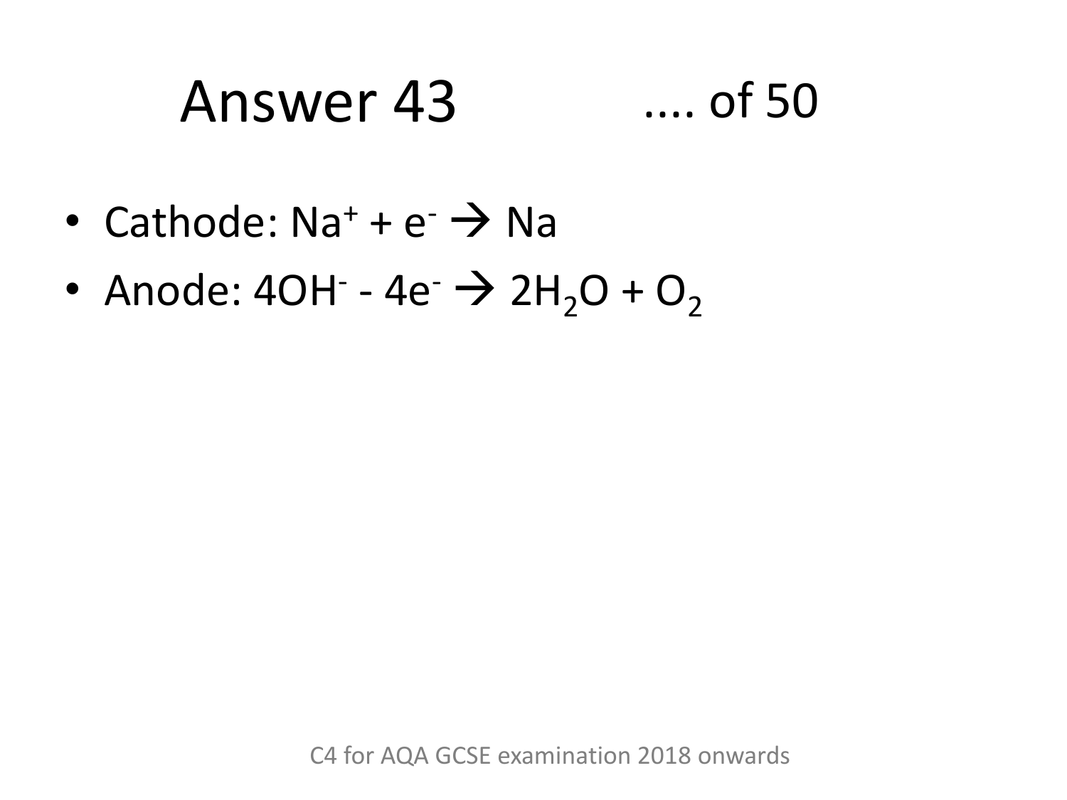# Answer 43

.... of 50

- Cathode: $Na^+ + e^- \rightarrow Na$
- Anode: $4OH^- - 4e^- \rightarrow 2H_2O + O_2$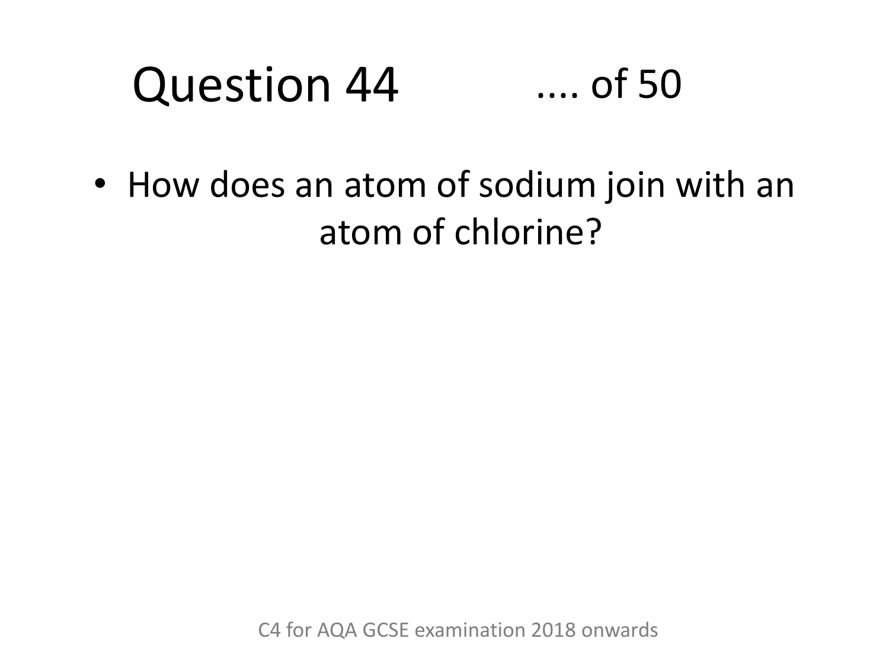# Question 44 .... of 50

- How does an atom of sodium join with an atom of chlorine?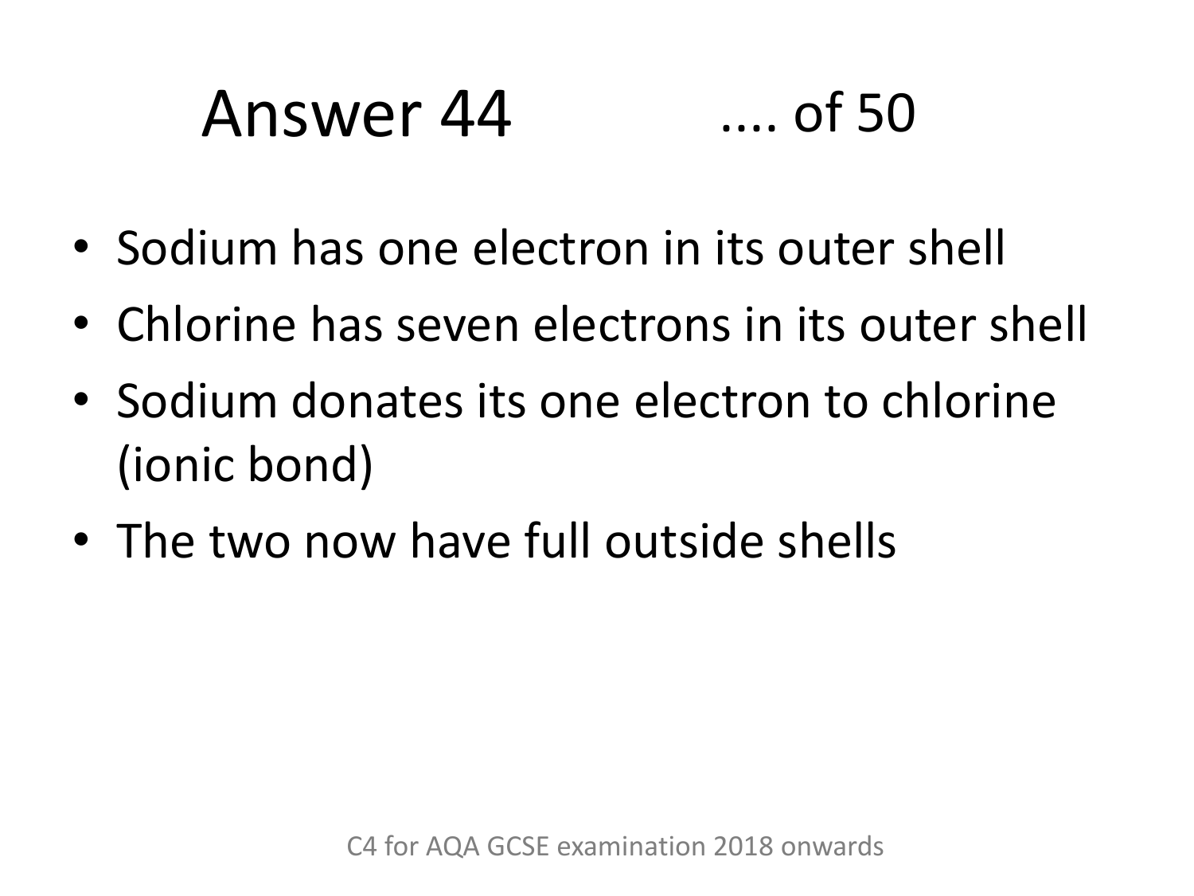# Answer 44 .... of 50

- Sodium has one electron in its outer shell
- Chlorine has seven electrons in its outer shell
- Sodium donates its one electron to chlorine (ionic bond)
- The two now have full outside shells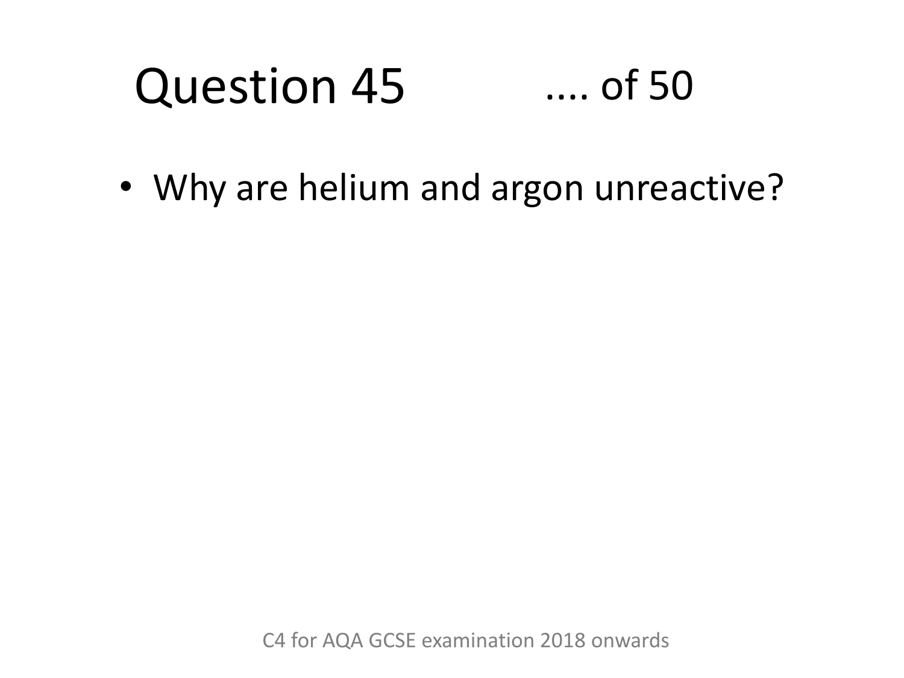# Question 45 .... of 50

- Why are helium and argon unreactive?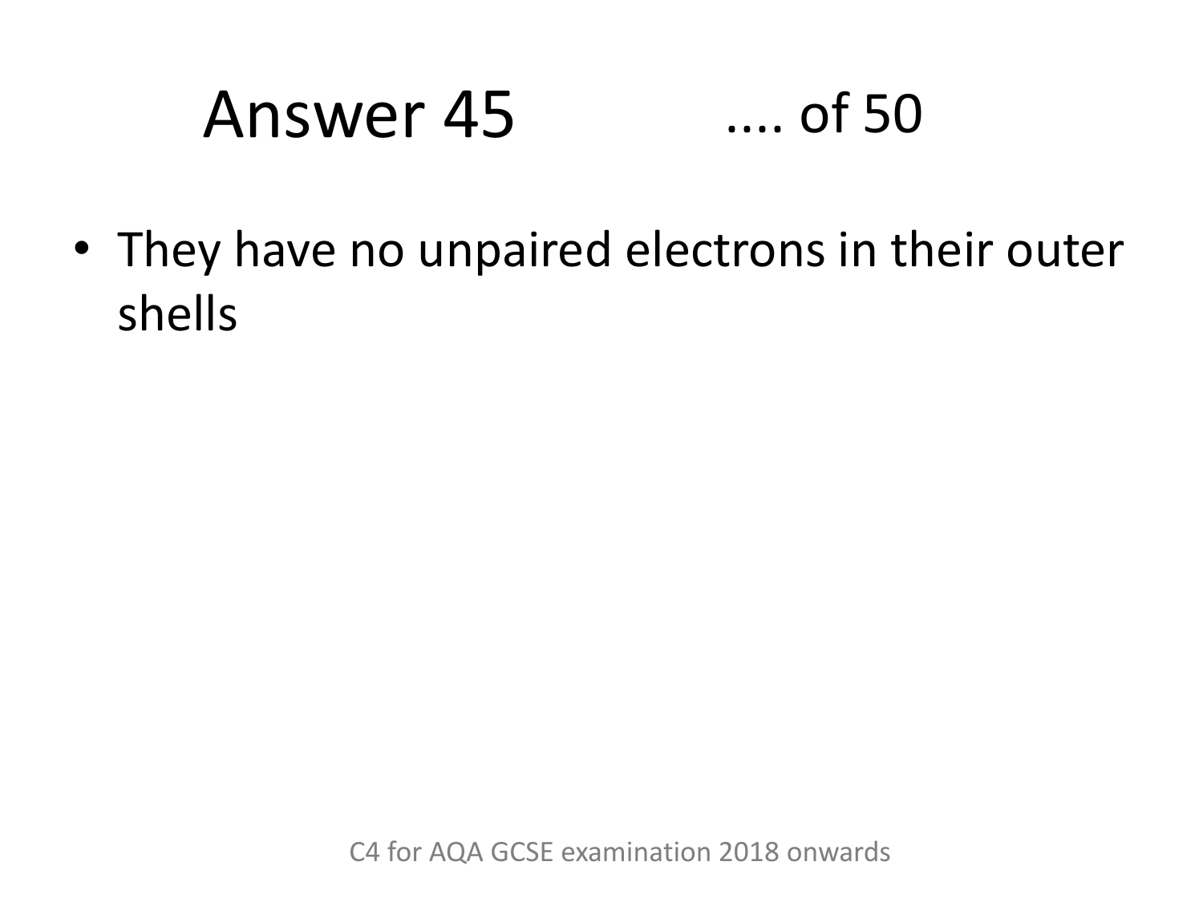# Answer 45 .... of 50

- They have no unpaired electrons in their outer shells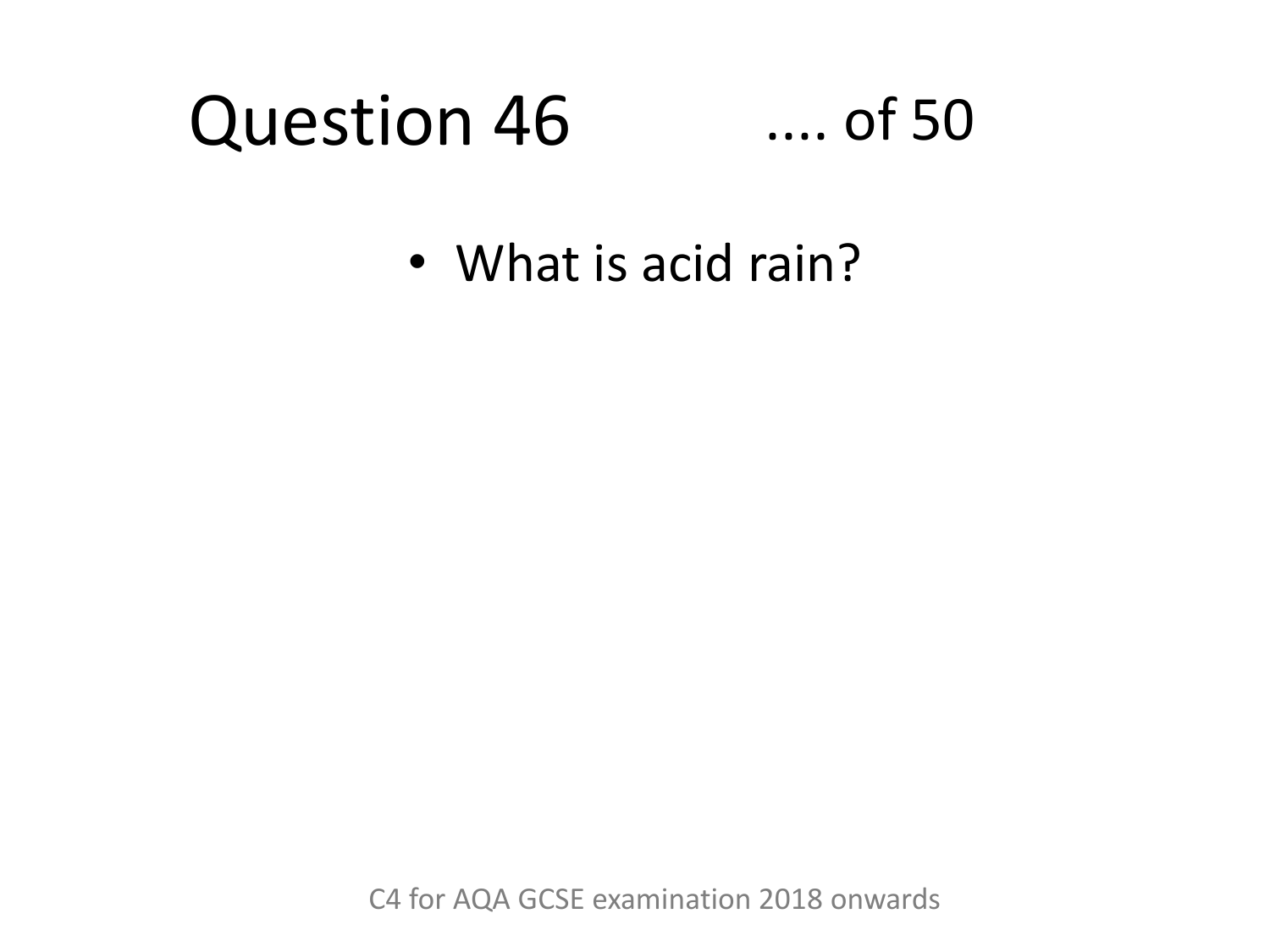# Question 46 .... of 50

- What is acid rain?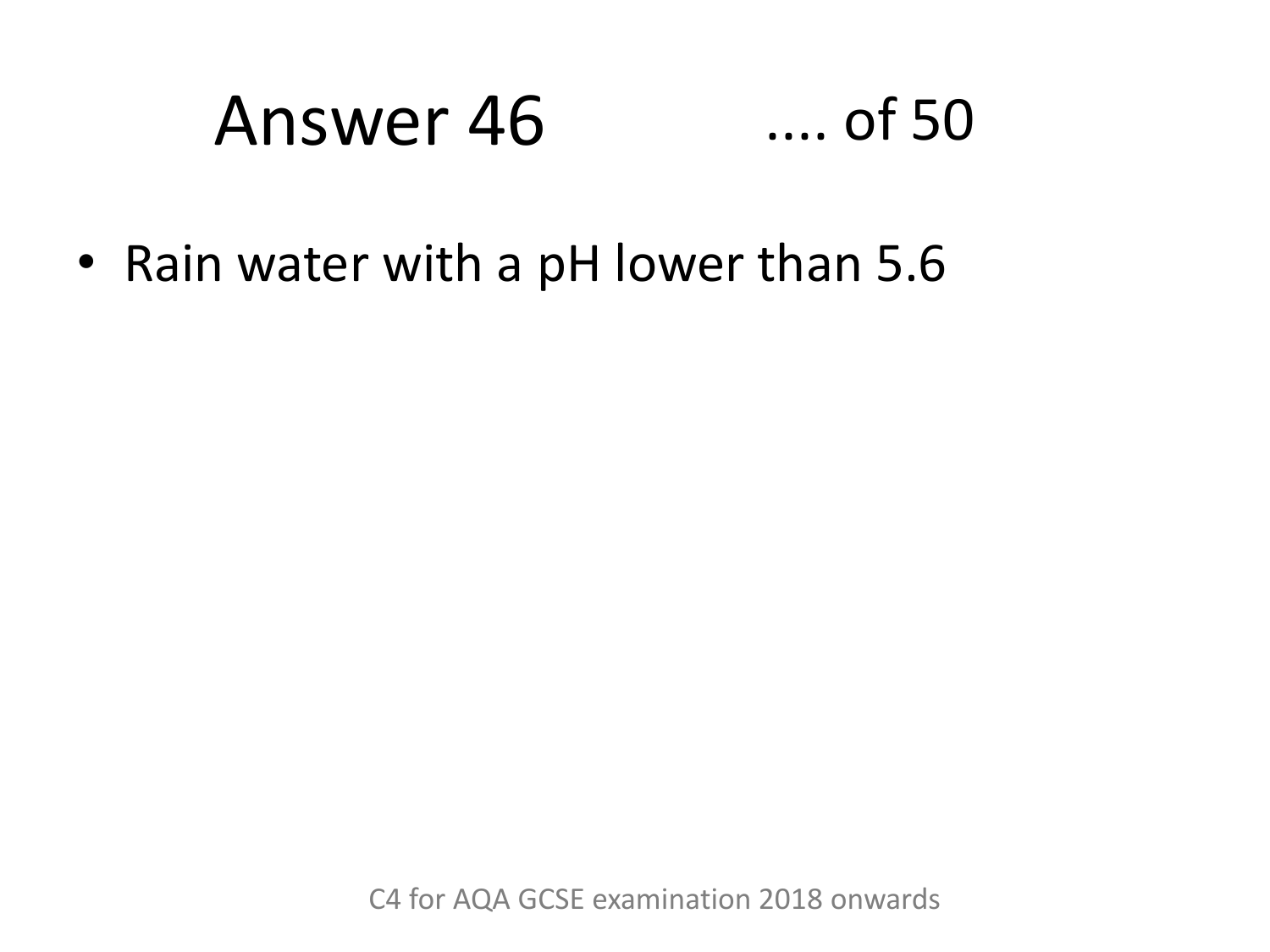# Answer 46

- Rain water with a pH lower than 5.6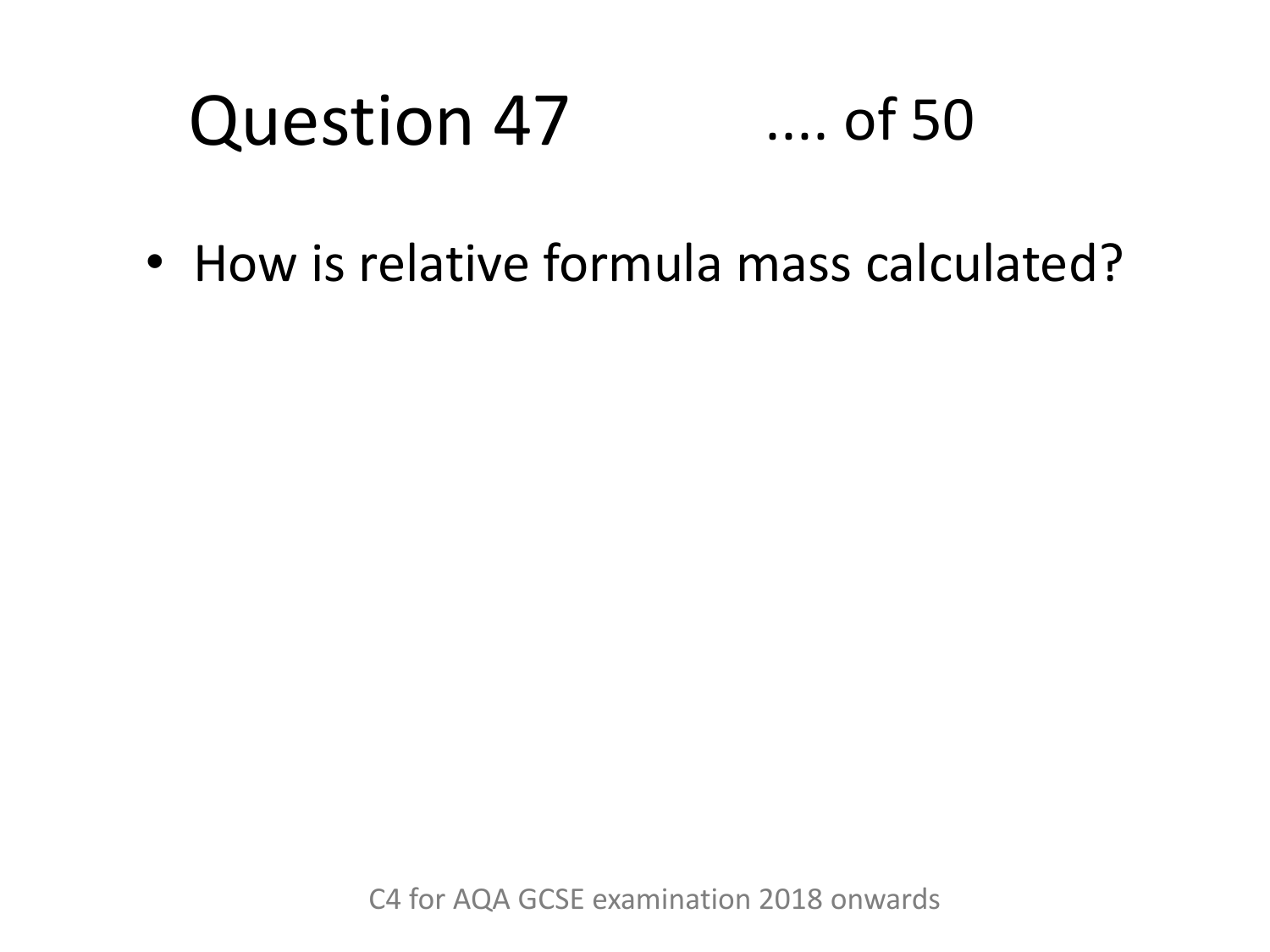# Question 47 .... of 50

- How is relative formula mass calculated?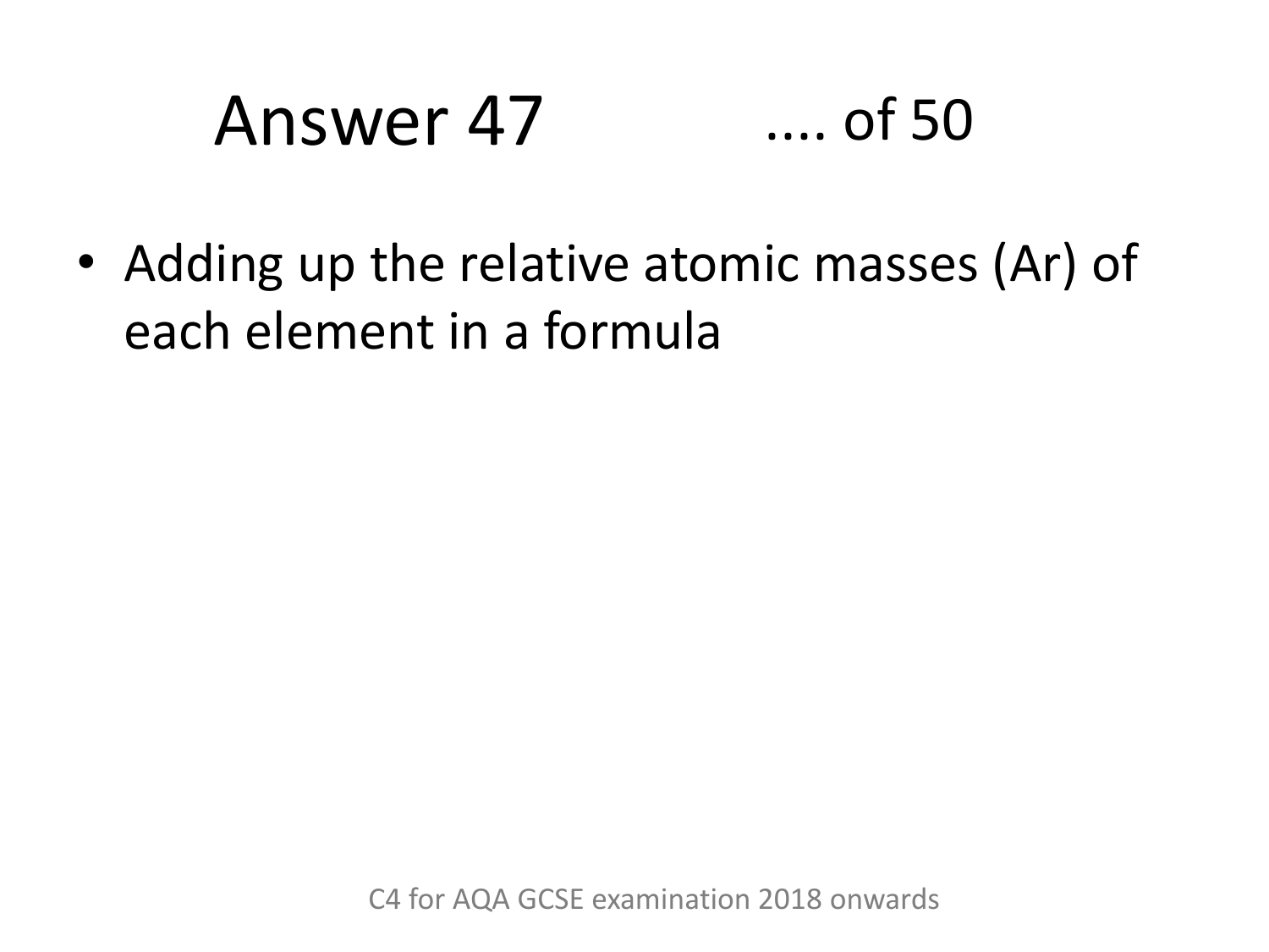# Answer 47

.... of 50

- Adding up the relative atomic masses (Ar) of each element in a formula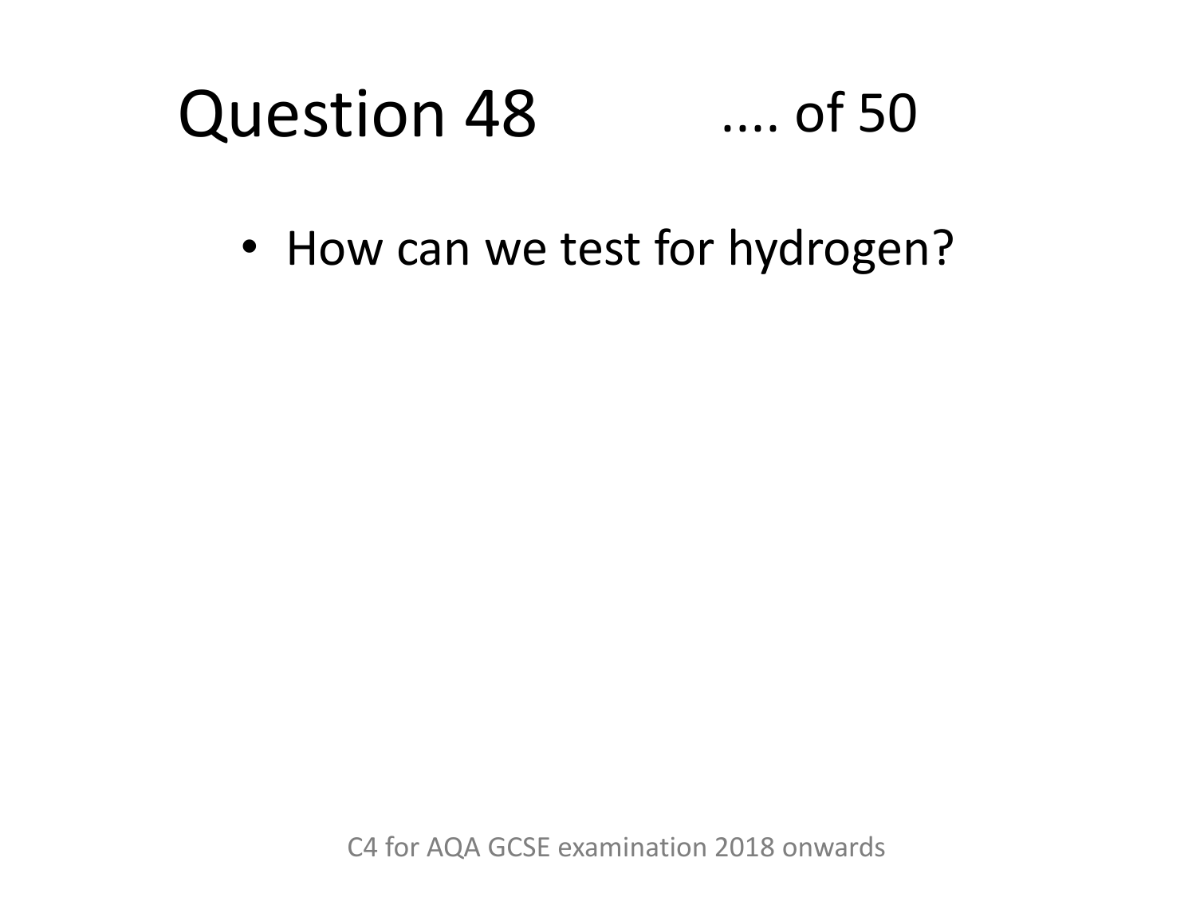# Question 48 .... of 50

- How can we test for hydrogen?

C4 for AQA GCSE examination 2018 onwards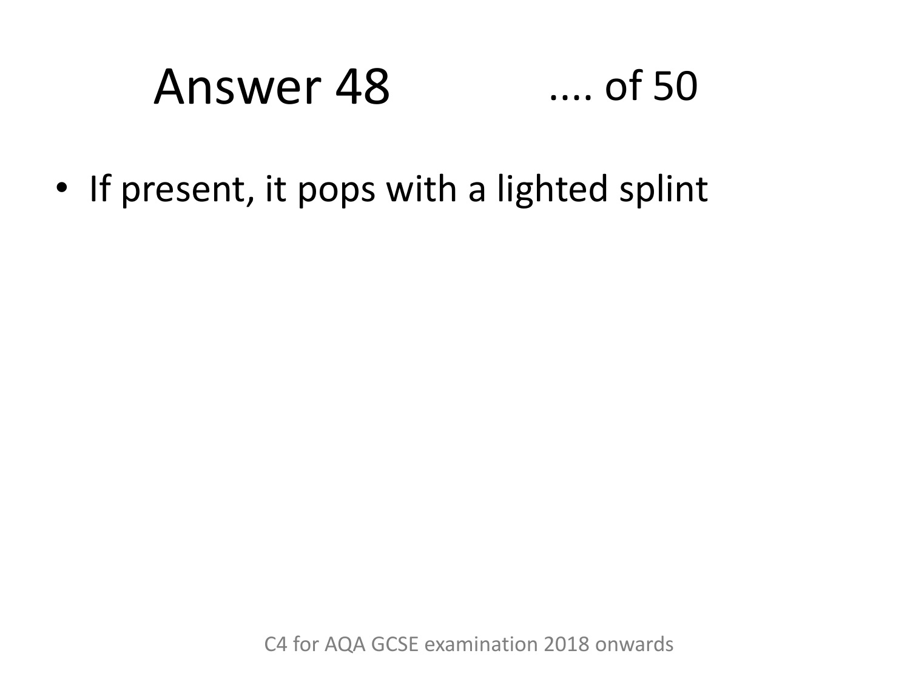# Answer 48

- If present, it pops with a lighted splint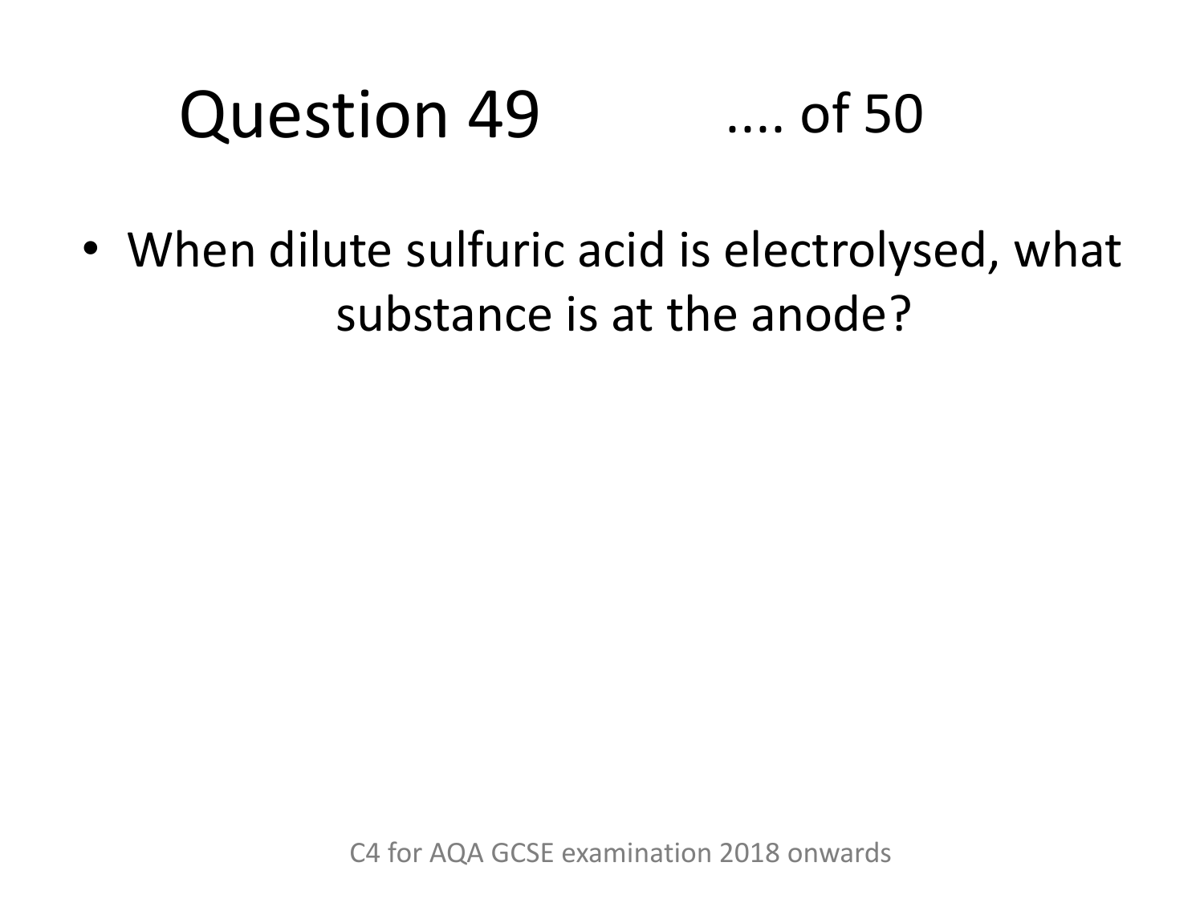# Question 49 .... of 50

- When dilute sulfuric acid is electrolysed, what substance is at the anode?

C4 for AQA GCSE examination 2018 onwards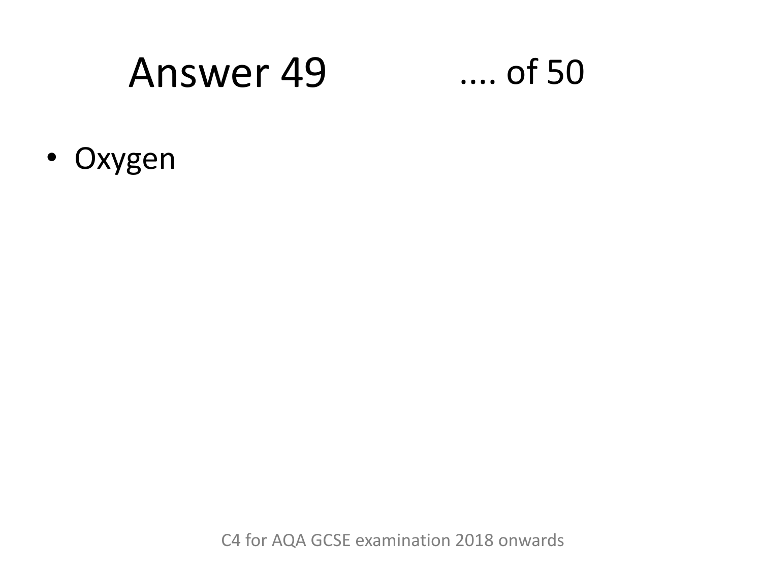# Answer 49 .... of 50

- Oxygen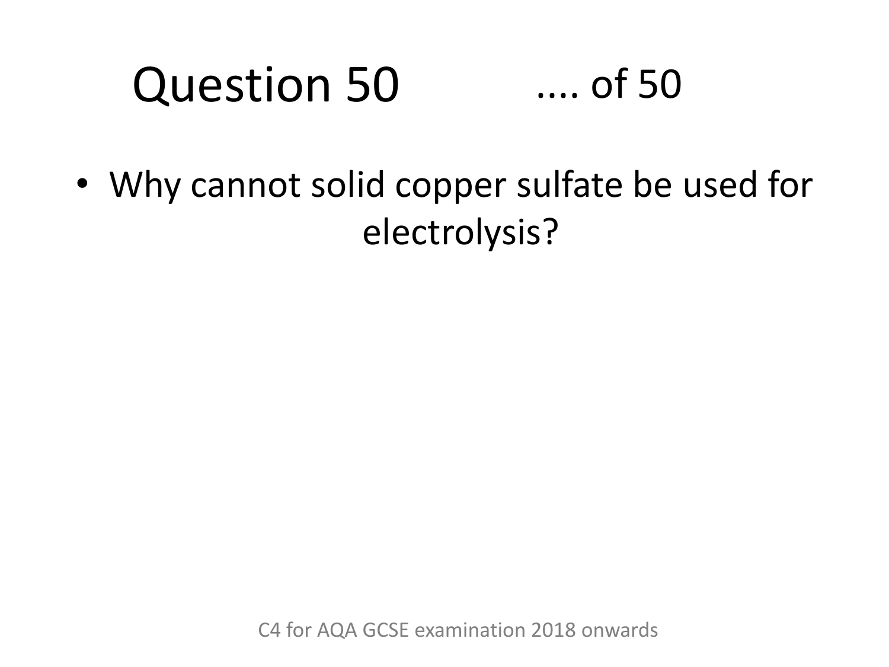# Question 50

- Why cannot solid copper sulfate be used for electrolysis?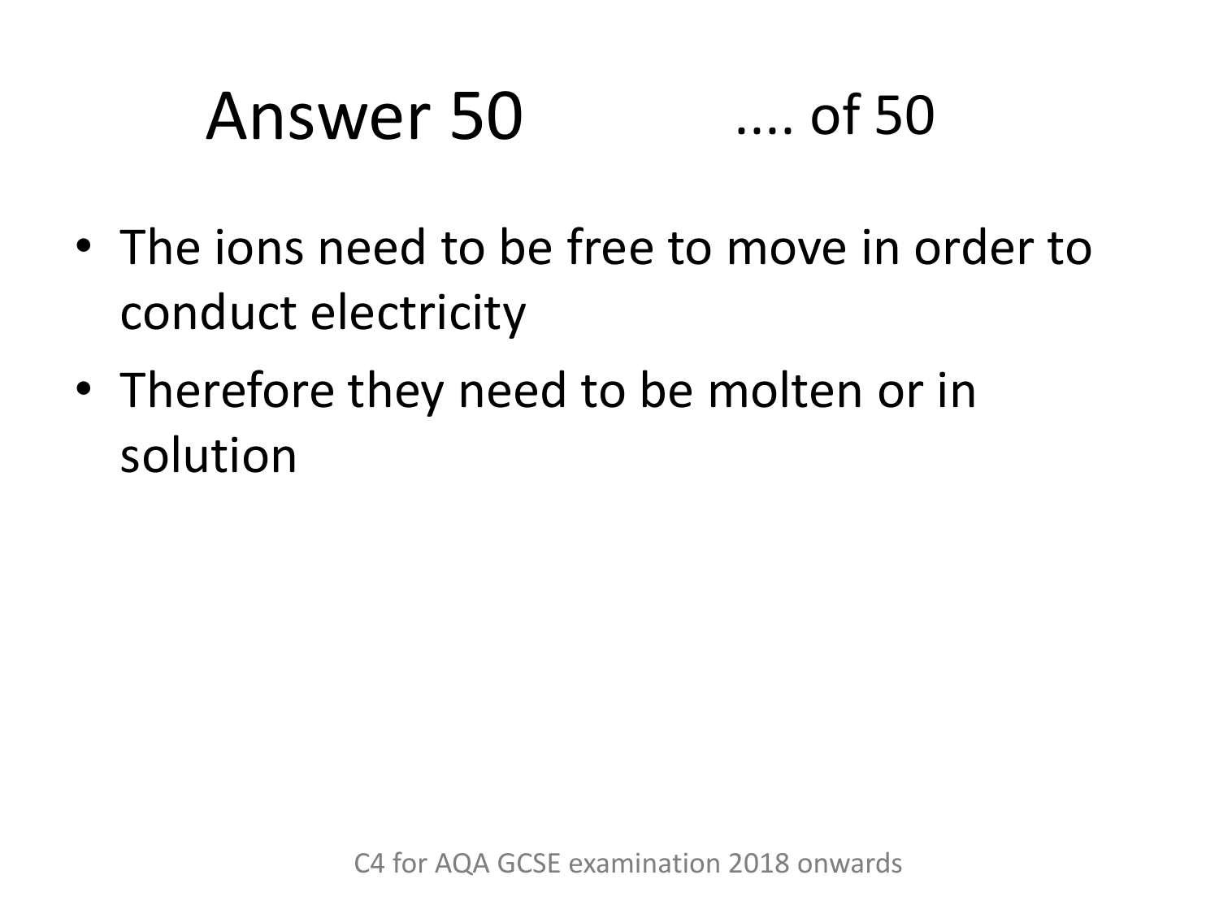# Answer 50

.... of 50

- The ions need to be free to move in order to conduct electricity
- Therefore they need to be molten or in solution